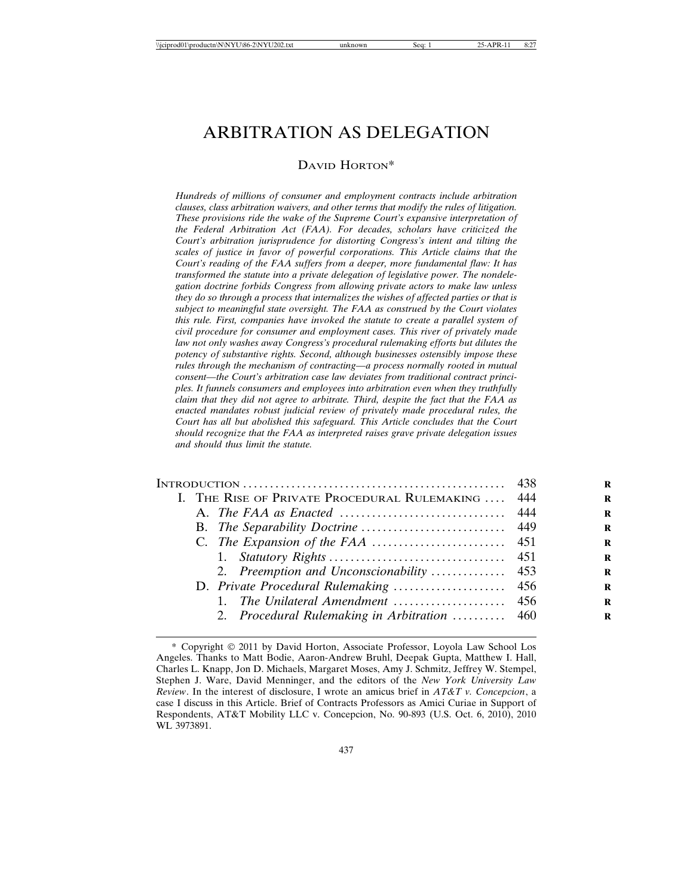# ARBITRATION AS DELEGATION

DAVID HORTON*

*Hundreds of millions of consumer and employment contracts include arbitration clauses, class arbitration waivers, and other terms that modify the rules of litigation. These provisions ride the wake of the Supreme Court's expansive interpretation of the Federal Arbitration Act (FAA). For decades, scholars have criticized the Court's arbitration jurisprudence for distorting Congress's intent and tilting the scales of justice in favor of powerful corporations. This Article claims that the Court's reading of the FAA suffers from a deeper, more fundamental flaw: It has transformed the statute into a private delegation of legislative power. The nondelegation doctrine forbids Congress from allowing private actors to make law unless they do so through a process that internalizes the wishes of affected parties or that is subject to meaningful state oversight. The FAA as construed by the Court violates this rule. First, companies have invoked the statute to create a parallel system of civil procedure for consumer and employment cases. This river of privately made law not only washes away Congress's procedural rulemaking efforts but dilutes the potency of substantive rights. Second, although businesses ostensibly impose these rules through the mechanism of contracting—a process normally rooted in mutual consent—the Court's arbitration case law deviates from traditional contract principles. It funnels consumers and employees into arbitration even when they truthfully claim that they did not agree to arbitrate. Third, despite the fact that the FAA as enacted mandates robust judicial review of privately made procedural rules, the Court has all but abolished this safeguard. This Article concludes that the Court should recognize that the FAA as interpreted raises grave private delegation issues and should thus limit the statute.*

| | |
|---|---|
| INTRODUCTION | 438 |
| I. THE RISE OF PRIVATE PROCEDURAL RULEMAKING | 444 |
| A. *The FAA as Enacted* | 444 |
| B. *The Separability Doctrine* | 449 |
| C. *The Expansion of the FAA* | 451 |
| 1. *Statutory Rights* | 451 |
| 2. *Preemption and Unconscionability* | 453 |
| D. *Private Procedural Rulemaking* | 456 |
| 1. *The Unilateral Amendment* | 456 |
| 2. *Procedural Rulemaking in Arbitration* | 460 |

\* Copyright © 2011 by David Horton, Associate Professor, Loyola Law School Los Angeles. Thanks to Matt Bodie, Aaron-Andrew Bruhl, Deepak Gupta, Matthew I. Hall, Charles L. Knapp, Jon D. Michaels, Margaret Moses, Amy J. Schmitz, Jeffrey W. Stempel, Stephen J. Ware, David Menninger, and the editors of the *New York University Law Review*. In the interest of disclosure, I wrote an amicus brief in *AT&T v. Concepcion*, a case I discuss in this Article. Brief of Contracts Professors as Amici Curiae in Support of Respondents, AT&T Mobility LLC v. Concepcion, No. 90-893 (U.S. Oct. 6, 2010), 2010 WL 3973891.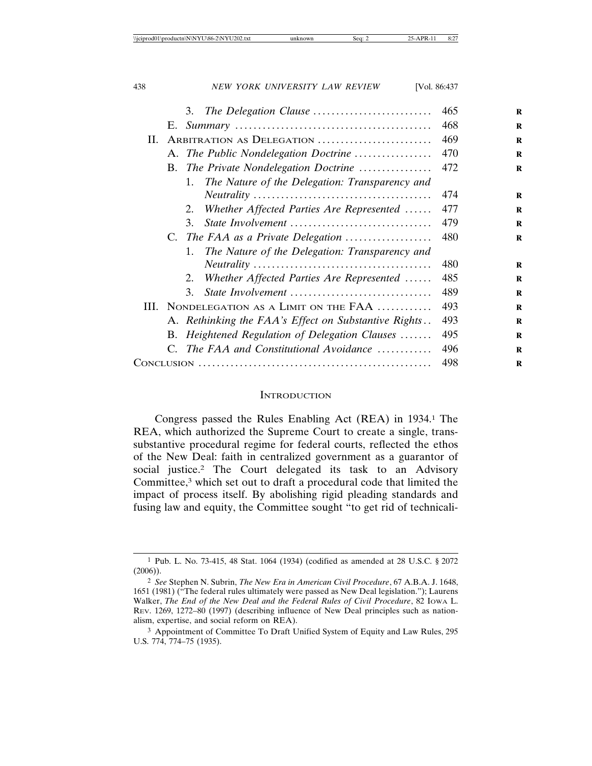- 3. *The Delegation Clause* .......................... 465
- E. *Summary* .......................................... 468

II. Arbitration as Delegation ........................ 469
- A. *The Public Nondelegation Doctrine* ................. 470
- B. *The Private Nondelegation Doctrine* ................ 472
  - 1. *The Nature of the Delegation: Transparency and Neutrality* ....................................... 474
  - 2. *Whether Affected Parties Are Represented* ...... 477
  - 3. *State Involvement* .............................. 479
- C. *The FAA as a Private Delegation* .................. 480
  - 1. *The Nature of the Delegation: Transparency and Neutrality* ....................................... 480
  - 2. *Whether Affected Parties Are Represented* ...... 485
  - 3. *State Involvement* .............................. 489

III. Nondelegation as a Limit on the FAA ............ 493
- A. *Rethinking the FAA's Effect on Substantive Rights* .. 493
- B. *Heightened Regulation of Delegation Clauses* ....... 495
- C. *The FAA and Constitutional Avoidance* ............ 496

Conclusion .................................................. 498

## Introduction

Congress passed the Rules Enabling Act (REA) in 1934.[1] The REA, which authorized the Supreme Court to create a single, trans-substantive procedural regime for federal courts, reflected the ethos of the New Deal: faith in centralized government as a guarantor of social justice.[2] The Court delegated its task to an Advisory Committee,[3] which set out to draft a procedural code that limited the impact of process itself. By abolishing rigid pleading standards and fusing law and equity, the Committee sought "to get rid of technicali-

---

[1] Pub. L. No. 73-415, 48 Stat. 1064 (1934) (codified as amended at 28 U.S.C. § 2072 (2006)).

[2] *See* Stephen N. Subrin, *The New Era in American Civil Procedure*, 67 A.B.A. J. 1648, 1651 (1981) ("The federal rules ultimately were passed as New Deal legislation."); Laurens Walker, *The End of the New Deal and the Federal Rules of Civil Procedure*, 82 Iowa L. Rev. 1269, 1272–80 (1997) (describing influence of New Deal principles such as nationalism, expertise, and social reform on REA).

[3] Appointment of Committee To Draft Unified System of Equity and Law Rules, 295 U.S. 774, 774–75 (1935).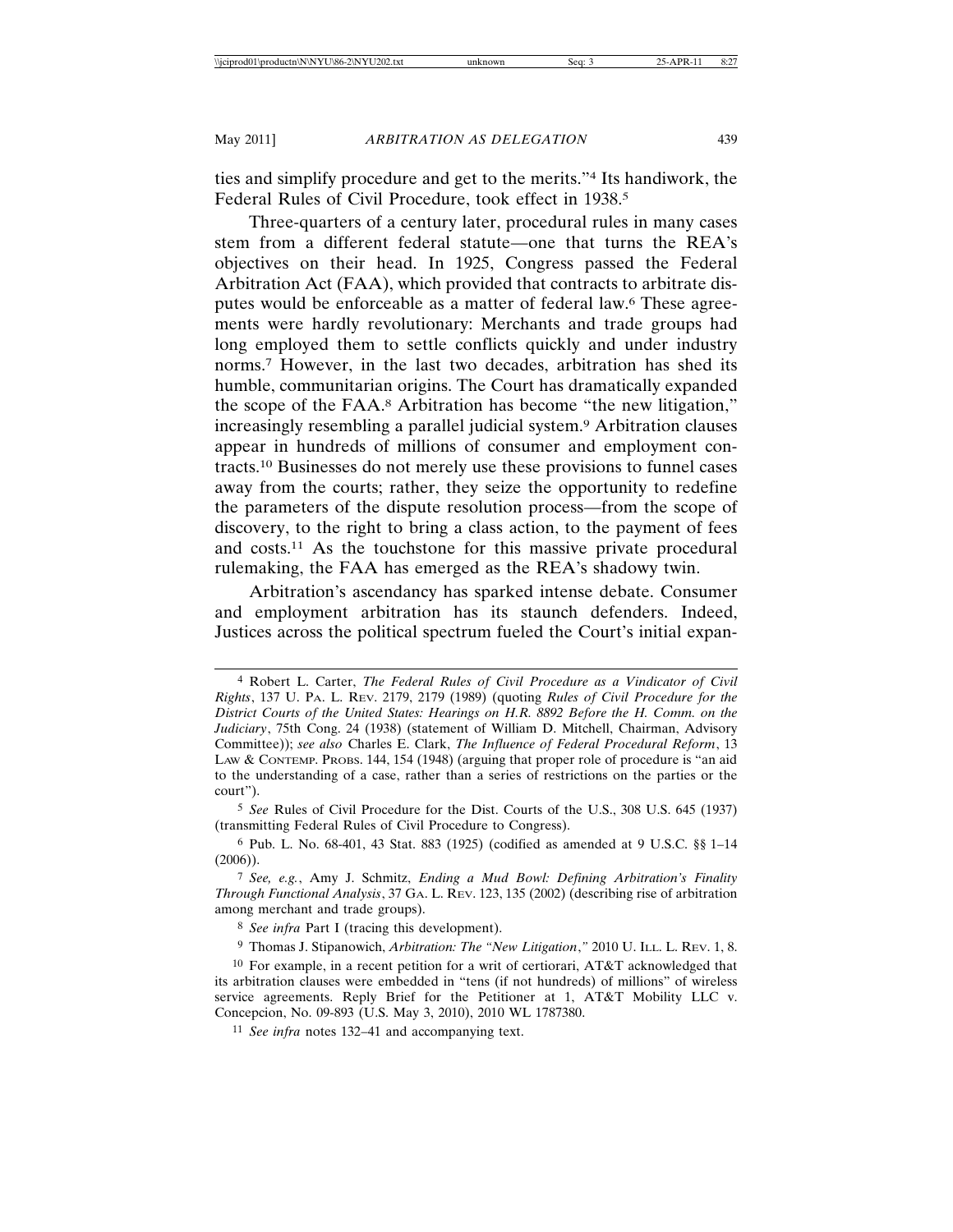ties and simplify procedure and get to the merits."[4] Its handiwork, the Federal Rules of Civil Procedure, took effect in 1938.[5]

Three-quarters of a century later, procedural rules in many cases stem from a different federal statute—one that turns the REA's objectives on their head. In 1925, Congress passed the Federal Arbitration Act (FAA), which provided that contracts to arbitrate disputes would be enforceable as a matter of federal law.[6] These agreements were hardly revolutionary: Merchants and trade groups had long employed them to settle conflicts quickly and under industry norms.[7] However, in the last two decades, arbitration has shed its humble, communitarian origins. The Court has dramatically expanded the scope of the FAA.[8] Arbitration has become "the new litigation," increasingly resembling a parallel judicial system.[9] Arbitration clauses appear in hundreds of millions of consumer and employment contracts.[10] Businesses do not merely use these provisions to funnel cases away from the courts; rather, they seize the opportunity to redefine the parameters of the dispute resolution process—from the scope of discovery, to the right to bring a class action, to the payment of fees and costs.[11] As the touchstone for this massive private procedural rulemaking, the FAA has emerged as the REA's shadowy twin.

Arbitration's ascendancy has sparked intense debate. Consumer and employment arbitration has its staunch defenders. Indeed, Justices across the political spectrum fueled the Court's initial expan-

---

[4] Robert L. Carter, *The Federal Rules of Civil Procedure as a Vindicator of Civil Rights*, 137 U. PA. L. REV. 2179, 2179 (1989) (quoting *Rules of Civil Procedure for the District Courts of the United States: Hearings on H.R. 8892 Before the H. Comm. on the Judiciary*, 75th Cong. 24 (1938) (statement of William D. Mitchell, Chairman, Advisory Committee)); *see also* Charles E. Clark, *The Influence of Federal Procedural Reform*, 13 LAW & CONTEMP. PROBS. 144, 154 (1948) (arguing that proper role of procedure is "an aid to the understanding of a case, rather than a series of restrictions on the parties or the court").

[5] *See* Rules of Civil Procedure for the Dist. Courts of the U.S., 308 U.S. 645 (1937) (transmitting Federal Rules of Civil Procedure to Congress).

[6] Pub. L. No. 68-401, 43 Stat. 883 (1925) (codified as amended at 9 U.S.C. §§ 1–14 (2006)).

[7] *See, e.g.*, Amy J. Schmitz, *Ending a Mud Bowl: Defining Arbitration's Finality Through Functional Analysis*, 37 GA. L. REV. 123, 135 (2002) (describing rise of arbitration among merchant and trade groups).

[8] *See infra* Part I (tracing this development).

[9] Thomas J. Stipanowich, *Arbitration: The "New Litigation*," 2010 U. ILL. L. REV. 1, 8.

[10] For example, in a recent petition for a writ of certiorari, AT&T acknowledged that its arbitration clauses were embedded in "tens (if not hundreds) of millions" of wireless service agreements. Reply Brief for the Petitioner at 1, AT&T Mobility LLC v. Concepcion, No. 09-893 (U.S. May 3, 2010), 2010 WL 1787380.

[11] *See infra* notes 132–41 and accompanying text.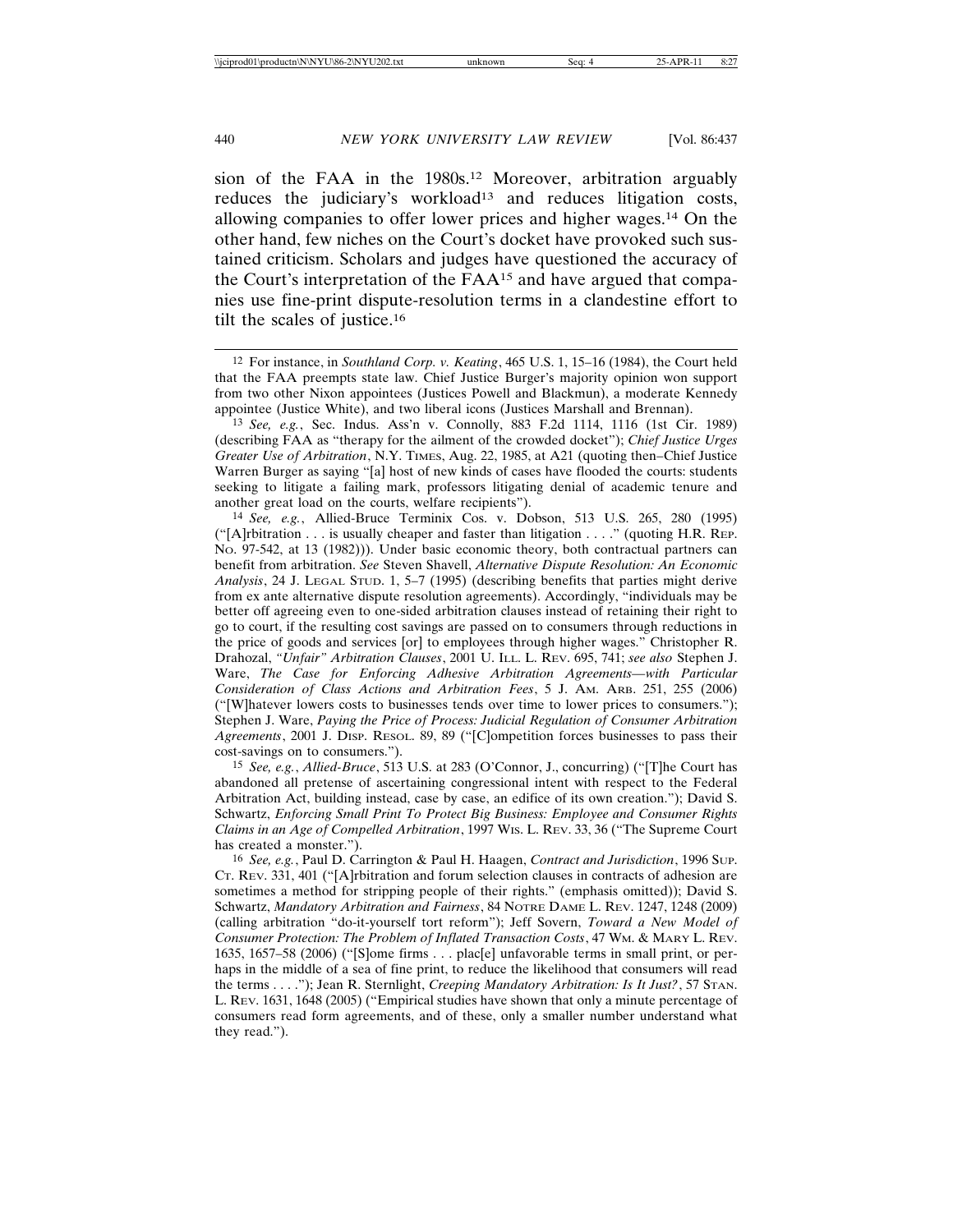sion of the FAA in the 1980s.[12] Moreover, arbitration arguably reduces the judiciary's workload[13] and reduces litigation costs, allowing companies to offer lower prices and higher wages.[14] On the other hand, few niches on the Court's docket have provoked such sustained criticism. Scholars and judges have questioned the accuracy of the Court's interpretation of the FAA[15] and have argued that companies use fine-print dispute-resolution terms in a clandestine effort to tilt the scales of justice.[16]

---

[12] For instance, in *Southland Corp. v. Keating*, 465 U.S. 1, 15–16 (1984), the Court held that the FAA preempts state law. Chief Justice Burger's majority opinion won support from two other Nixon appointees (Justices Powell and Blackmun), a moderate Kennedy appointee (Justice White), and two liberal icons (Justices Marshall and Brennan).

[13] *See, e.g.*, Sec. Indus. Ass'n v. Connolly, 883 F.2d 1114, 1116 (1st Cir. 1989) (describing FAA as "therapy for the ailment of the crowded docket"); *Chief Justice Urges Greater Use of Arbitration*, N.Y. TIMES, Aug. 22, 1985, at A21 (quoting then–Chief Justice Warren Burger as saying "[a] host of new kinds of cases have flooded the courts: students seeking to litigate a failing mark, professors litigating denial of academic tenure and another great load on the courts, welfare recipients").

[14] *See, e.g.*, Allied-Bruce Terminix Cos. v. Dobson, 513 U.S. 265, 280 (1995) ("[A]rbitration . . . is usually cheaper and faster than litigation . . . ." (quoting H.R. REP. NO. 97-542, at 13 (1982))). Under basic economic theory, both contractual partners can benefit from arbitration. *See* Steven Shavell, *Alternative Dispute Resolution: An Economic Analysis*, 24 J. LEGAL STUD. 1, 5–7 (1995) (describing benefits that parties might derive from ex ante alternative dispute resolution agreements). Accordingly, "individuals may be better off agreeing even to one-sided arbitration clauses instead of retaining their right to go to court, if the resulting cost savings are passed on to consumers through reductions in the price of goods and services [or] to employees through higher wages." Christopher R. Drahozal, *"Unfair" Arbitration Clauses*, 2001 U. ILL. L. REV. 695, 741; *see also* Stephen J. Ware, *The Case for Enforcing Adhesive Arbitration Agreements—with Particular Consideration of Class Actions and Arbitration Fees*, 5 J. AM. ARB. 251, 255 (2006) ("[W]hatever lowers costs to businesses tends over time to lower prices to consumers."); Stephen J. Ware, *Paying the Price of Process: Judicial Regulation of Consumer Arbitration Agreements*, 2001 J. DISP. RESOL. 89, 89 ("[C]ompetition forces businesses to pass their cost-savings on to consumers.").

[15] *See, e.g.*, *Allied-Bruce*, 513 U.S. at 283 (O'Connor, J., concurring) ("[T]he Court has abandoned all pretense of ascertaining congressional intent with respect to the Federal Arbitration Act, building instead, case by case, an edifice of its own creation."); David S. Schwartz, *Enforcing Small Print To Protect Big Business: Employee and Consumer Rights Claims in an Age of Compelled Arbitration*, 1997 WIS. L. REV. 33, 36 ("The Supreme Court has created a monster.").

[16] *See, e.g.*, Paul D. Carrington & Paul H. Haagen, *Contract and Jurisdiction*, 1996 SUP. CT. REV. 331, 401 ("[A]rbitration and forum selection clauses in contracts of adhesion are sometimes a method for stripping people of their rights." (emphasis omitted)); David S. Schwartz, *Mandatory Arbitration and Fairness*, 84 NOTRE DAME L. REV. 1247, 1248 (2009) (calling arbitration "do-it-yourself tort reform"); Jeff Sovern, *Toward a New Model of Consumer Protection: The Problem of Inflated Transaction Costs*, 47 WM. & MARY L. REV. 1635, 1657–58 (2006) ("[S]ome firms . . . plac[e] unfavorable terms in small print, or perhaps in the middle of a sea of fine print, to reduce the likelihood that consumers will read the terms . . . ."); Jean R. Sternlight, *Creeping Mandatory Arbitration: Is It Just?*, 57 STAN. L. REV. 1631, 1648 (2005) ("Empirical studies have shown that only a minute percentage of consumers read form agreements, and of these, only a smaller number understand what they read.").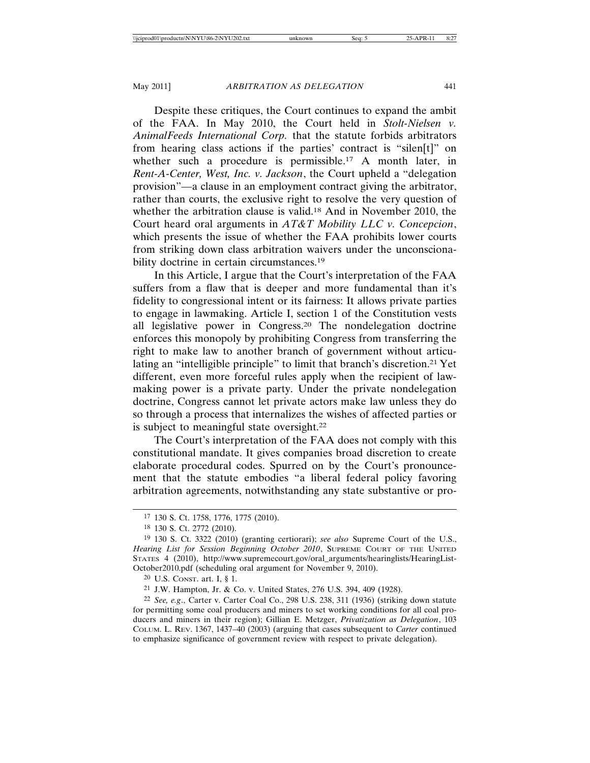Despite these critiques, the Court continues to expand the ambit of the FAA. In May 2010, the Court held in *Stolt-Nielsen v. AnimalFeeds International Corp.* that the statute forbids arbitrators from hearing class actions if the parties' contract is "silen[t]" on whether such a procedure is permissible.[17] A month later, in *Rent-A-Center, West, Inc. v. Jackson*, the Court upheld a "delegation provision"—a clause in an employment contract giving the arbitrator, rather than courts, the exclusive right to resolve the very question of whether the arbitration clause is valid.[18] And in November 2010, the Court heard oral arguments in *AT&T Mobility LLC v. Concepcion*, which presents the issue of whether the FAA prohibits lower courts from striking down class arbitration waivers under the unconscionability doctrine in certain circumstances.[19]

In this Article, I argue that the Court's interpretation of the FAA suffers from a flaw that is deeper and more fundamental than it's fidelity to congressional intent or its fairness: It allows private parties to engage in lawmaking. Article I, section 1 of the Constitution vests all legislative power in Congress.[20] The nondelegation doctrine enforces this monopoly by prohibiting Congress from transferring the right to make law to another branch of government without articulating an "intelligible principle" to limit that branch's discretion.[21] Yet different, even more forceful rules apply when the recipient of lawmaking power is a private party. Under the private nondelegation doctrine, Congress cannot let private actors make law unless they do so through a process that internalizes the wishes of affected parties or is subject to meaningful state oversight.[22]

The Court's interpretation of the FAA does not comply with this constitutional mandate. It gives companies broad discretion to create elaborate procedural codes. Spurred on by the Court's pronouncement that the statute embodies "a liberal federal policy favoring arbitration agreements, notwithstanding any state substantive or pro-

---

17 130 S. Ct. 1758, 1776, 1775 (2010).

18 130 S. Ct. 2772 (2010).

19 130 S. Ct. 3322 (2010) (granting certiorari); *see also* Supreme Court of the U.S., *Hearing List for Session Beginning October 2010*, SUPREME COURT OF THE UNITED STATES 4 (2010), http://www.supremecourt.gov/oral_arguments/hearinglists/HearingList-October2010.pdf (scheduling oral argument for November 9, 2010).

20 U.S. CONST. art. I, § 1.

21 J.W. Hampton, Jr. & Co. v. United States, 276 U.S. 394, 409 (1928).

22 *See, e.g.*, Carter v. Carter Coal Co., 298 U.S. 238, 311 (1936) (striking down statute for permitting some coal producers and miners to set working conditions for all coal producers and miners in their region); Gillian E. Metzger, *Privatization as Delegation*, 103 COLUM. L. REV. 1367, 1437–40 (2003) (arguing that cases subsequent to *Carter* continued to emphasize significance of government review with respect to private delegation).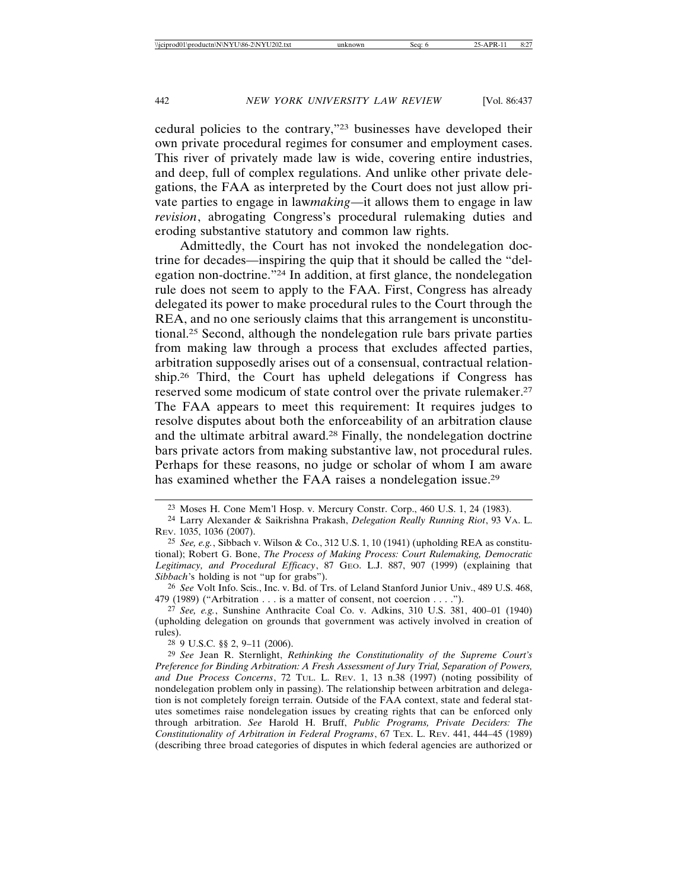cedural policies to the contrary,"[23] businesses have developed their own private procedural regimes for consumer and employment cases. This river of privately made law is wide, covering entire industries, and deep, full of complex regulations. And unlike other private delegations, the FAA as interpreted by the Court does not just allow private parties to engage in law*making*—it allows them to engage in law *revision*, abrogating Congress's procedural rulemaking duties and eroding substantive statutory and common law rights.

Admittedly, the Court has not invoked the nondelegation doctrine for decades—inspiring the quip that it should be called the "delegation non-doctrine."[24] In addition, at first glance, the nondelegation rule does not seem to apply to the FAA. First, Congress has already delegated its power to make procedural rules to the Court through the REA, and no one seriously claims that this arrangement is unconstitutional.[25] Second, although the nondelegation rule bars private parties from making law through a process that excludes affected parties, arbitration supposedly arises out of a consensual, contractual relationship.[26] Third, the Court has upheld delegations if Congress has reserved some modicum of state control over the private rulemaker.[27] The FAA appears to meet this requirement: It requires judges to resolve disputes about both the enforceability of an arbitration clause and the ultimate arbitral award.[28] Finally, the nondelegation doctrine bars private actors from making substantive law, not procedural rules. Perhaps for these reasons, no judge or scholar of whom I am aware has examined whether the FAA raises a nondelegation issue.[29]

---

[23] Moses H. Cone Mem'l Hosp. v. Mercury Constr. Corp., 460 U.S. 1, 24 (1983).

[24] Larry Alexander & Saikrishna Prakash, *Delegation Really Running Riot*, 93 VA. L. REV. 1035, 1036 (2007).

[25] *See, e.g.*, Sibbach v. Wilson & Co., 312 U.S. 1, 10 (1941) (upholding REA as constitutional); Robert G. Bone, *The Process of Making Process: Court Rulemaking, Democratic Legitimacy, and Procedural Efficacy*, 87 GEO. L.J. 887, 907 (1999) (explaining that *Sibbach*'s holding is not "up for grabs").

[26] *See* Volt Info. Scis., Inc. v. Bd. of Trs. of Leland Stanford Junior Univ., 489 U.S. 468, 479 (1989) ("Arbitration . . . is a matter of consent, not coercion . . . .").

[27] *See, e.g.*, Sunshine Anthracite Coal Co. v. Adkins, 310 U.S. 381, 400–01 (1940) (upholding delegation on grounds that government was actively involved in creation of rules).

[28] 9 U.S.C. §§ 2, 9–11 (2006).

[29] *See* Jean R. Sternlight, *Rethinking the Constitutionality of the Supreme Court's Preference for Binding Arbitration: A Fresh Assessment of Jury Trial, Separation of Powers, and Due Process Concerns*, 72 TUL. L. REV. 1, 13 n.38 (1997) (noting possibility of nondelegation problem only in passing). The relationship between arbitration and delegation is not completely foreign terrain. Outside of the FAA context, state and federal statutes sometimes raise nondelegation issues by creating rights that can be enforced only through arbitration. *See* Harold H. Bruff, *Public Programs, Private Deciders: The Constitutionality of Arbitration in Federal Programs*, 67 TEX. L. REV. 441, 444–45 (1989) (describing three broad categories of disputes in which federal agencies are authorized or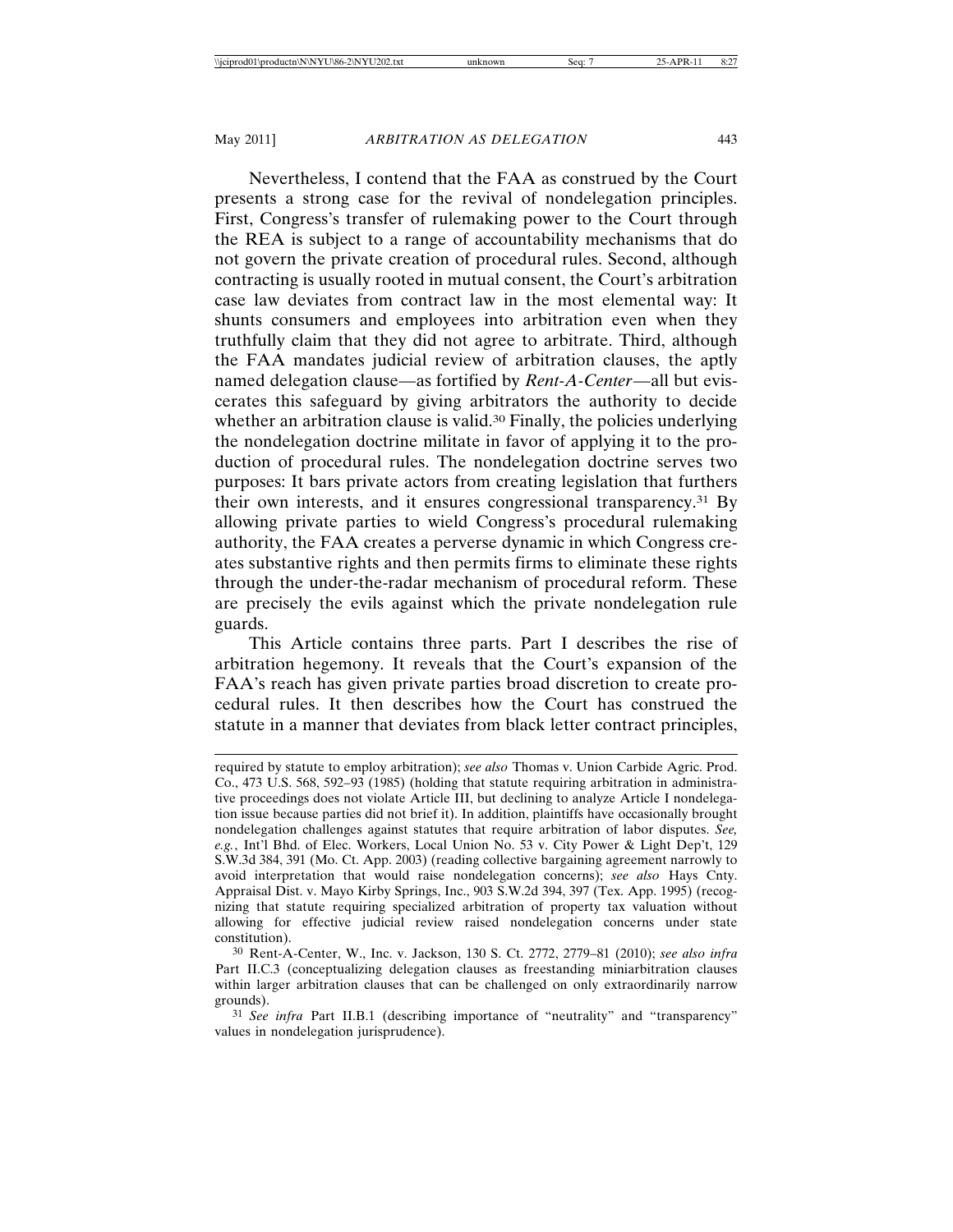Nevertheless, I contend that the FAA as construed by the Court presents a strong case for the revival of nondelegation principles. First, Congress's transfer of rulemaking power to the Court through the REA is subject to a range of accountability mechanisms that do not govern the private creation of procedural rules. Second, although contracting is usually rooted in mutual consent, the Court's arbitration case law deviates from contract law in the most elemental way: It shunts consumers and employees into arbitration even when they truthfully claim that they did not agree to arbitrate. Third, although the FAA mandates judicial review of arbitration clauses, the aptly named delegation clause—as fortified by *Rent-A-Center*—all but eviscerates this safeguard by giving arbitrators the authority to decide whether an arbitration clause is valid.[30] Finally, the policies underlying the nondelegation doctrine militate in favor of applying it to the production of procedural rules. The nondelegation doctrine serves two purposes: It bars private actors from creating legislation that furthers their own interests, and it ensures congressional transparency.[31] By allowing private parties to wield Congress's procedural rulemaking authority, the FAA creates a perverse dynamic in which Congress creates substantive rights and then permits firms to eliminate these rights through the under-the-radar mechanism of procedural reform. These are precisely the evils against which the private nondelegation rule guards.

This Article contains three parts. Part I describes the rise of arbitration hegemony. It reveals that the Court's expansion of the FAA's reach has given private parties broad discretion to create procedural rules. It then describes how the Court has construed the statute in a manner that deviates from black letter contract principles,

---

required by statute to employ arbitration); *see also* Thomas v. Union Carbide Agric. Prod. Co., 473 U.S. 568, 592–93 (1985) (holding that statute requiring arbitration in administrative proceedings does not violate Article III, but declining to analyze Article I nondelegation issue because parties did not brief it). In addition, plaintiffs have occasionally brought nondelegation challenges against statutes that require arbitration of labor disputes. *See, e.g.*, Int'l Bhd. of Elec. Workers, Local Union No. 53 v. City Power & Light Dep't, 129 S.W.3d 384, 391 (Mo. Ct. App. 2003) (reading collective bargaining agreement narrowly to avoid interpretation that would raise nondelegation concerns); *see also* Hays Cnty. Appraisal Dist. v. Mayo Kirby Springs, Inc., 903 S.W.2d 394, 397 (Tex. App. 1995) (recognizing that statute requiring specialized arbitration of property tax valuation without allowing for effective judicial review raised nondelegation concerns under state constitution).

[30] Rent-A-Center, W., Inc. v. Jackson, 130 S. Ct. 2772, 2779–81 (2010); *see also infra* Part II.C.3 (conceptualizing delegation clauses as freestanding miniarbitration clauses within larger arbitration clauses that can be challenged on only extraordinarily narrow grounds).

[31] *See infra* Part II.B.1 (describing importance of "neutrality" and "transparency" values in nondelegation jurisprudence).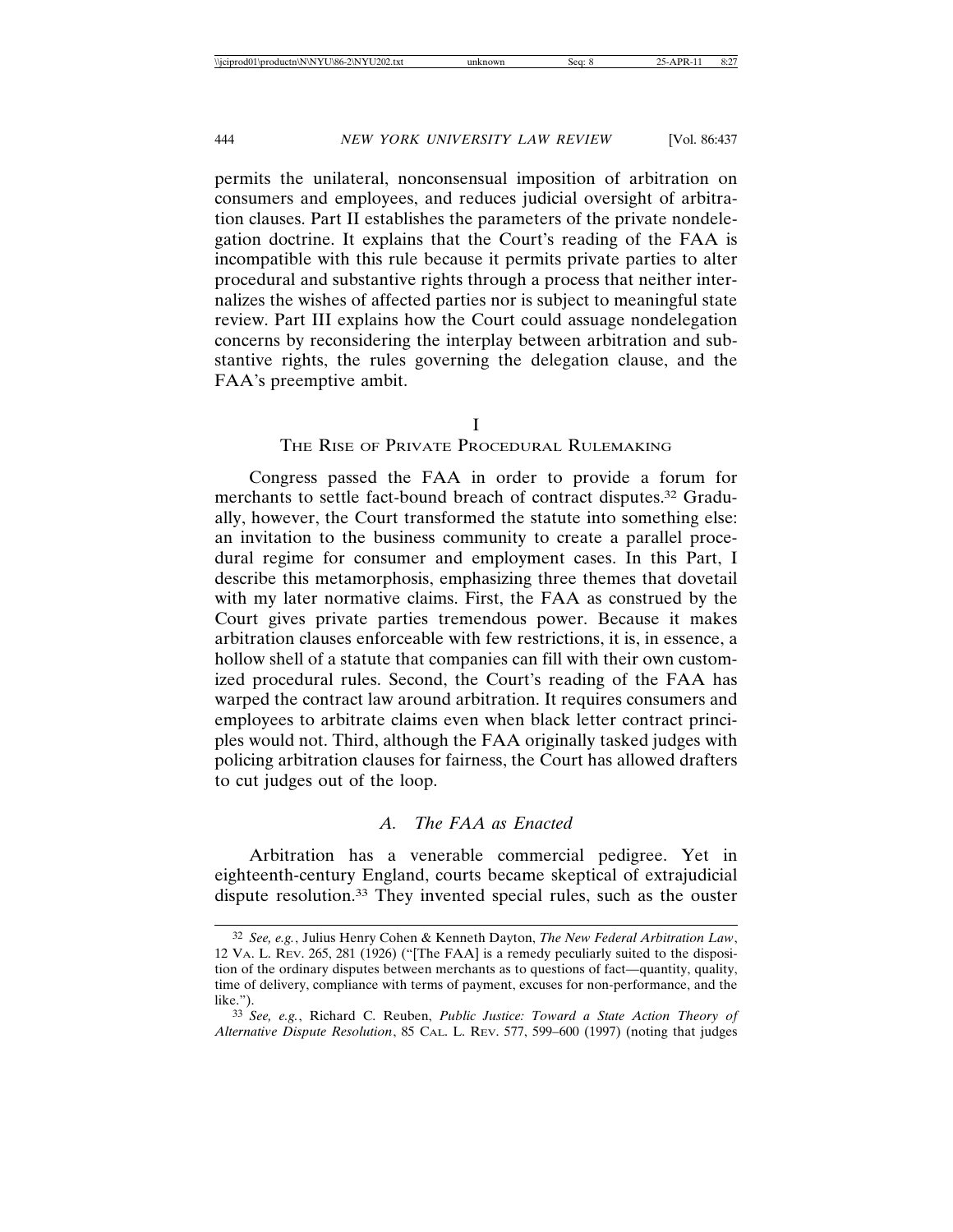permits the unilateral, nonconsensual imposition of arbitration on consumers and employees, and reduces judicial oversight of arbitration clauses. Part II establishes the parameters of the private nondelegation doctrine. It explains that the Court's reading of the FAA is incompatible with this rule because it permits private parties to alter procedural and substantive rights through a process that neither internalizes the wishes of affected parties nor is subject to meaningful state review. Part III explains how the Court could assuage nondelegation concerns by reconsidering the interplay between arbitration and substantive rights, the rules governing the delegation clause, and the FAA's preemptive ambit.

# I
# THE RISE OF PRIVATE PROCEDURAL RULEMAKING

Congress passed the FAA in order to provide a forum for merchants to settle fact-bound breach of contract disputes.[32] Gradually, however, the Court transformed the statute into something else: an invitation to the business community to create a parallel procedural regime for consumer and employment cases. In this Part, I describe this metamorphosis, emphasizing three themes that dovetail with my later normative claims. First, the FAA as construed by the Court gives private parties tremendous power. Because it makes arbitration clauses enforceable with few restrictions, it is, in essence, a hollow shell of a statute that companies can fill with their own customized procedural rules. Second, the Court's reading of the FAA has warped the contract law around arbitration. It requires consumers and employees to arbitrate claims even when black letter contract principles would not. Third, although the FAA originally tasked judges with policing arbitration clauses for fairness, the Court has allowed drafters to cut judges out of the loop.

## *A. The FAA as Enacted*

Arbitration has a venerable commercial pedigree. Yet in eighteenth-century England, courts became skeptical of extrajudicial dispute resolution.[33] They invented special rules, such as the ouster

---

[32] *See, e.g.*, Julius Henry Cohen & Kenneth Dayton, *The New Federal Arbitration Law*, 12 VA. L. REV. 265, 281 (1926) ("[The FAA] is a remedy peculiarly suited to the disposition of the ordinary disputes between merchants as to questions of fact—quantity, quality, time of delivery, compliance with terms of payment, excuses for non-performance, and the like.").

[33] *See, e.g.*, Richard C. Reuben, *Public Justice: Toward a State Action Theory of Alternative Dispute Resolution*, 85 CAL. L. REV. 577, 599–600 (1997) (noting that judges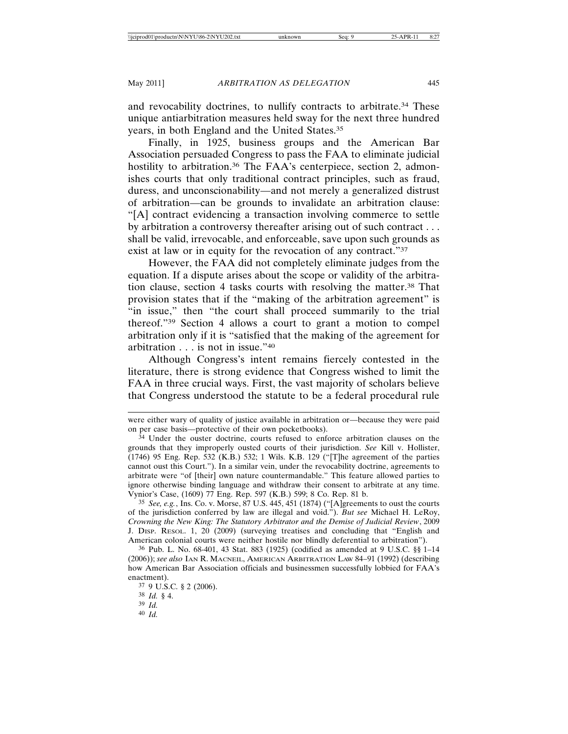and revocability doctrines, to nullify contracts to arbitrate.[34] These unique antiarbitration measures held sway for the next three hundred years, in both England and the United States.[35]

Finally, in 1925, business groups and the American Bar Association persuaded Congress to pass the FAA to eliminate judicial hostility to arbitration.[36] The FAA's centerpiece, section 2, admonishes courts that only traditional contract principles, such as fraud, duress, and unconscionability—and not merely a generalized distrust of arbitration—can be grounds to invalidate an arbitration clause: "[A] contract evidencing a transaction involving commerce to settle by arbitration a controversy thereafter arising out of such contract . . . shall be valid, irrevocable, and enforceable, save upon such grounds as exist at law or in equity for the revocation of any contract."[37]

However, the FAA did not completely eliminate judges from the equation. If a dispute arises about the scope or validity of the arbitration clause, section 4 tasks courts with resolving the matter.[38] That provision states that if the "making of the arbitration agreement" is "in issue," then "the court shall proceed summarily to the trial thereof."[39] Section 4 allows a court to grant a motion to compel arbitration only if it is "satisfied that the making of the agreement for arbitration . . . is not in issue."[40]

Although Congress's intent remains fiercely contested in the literature, there is strong evidence that Congress wished to limit the FAA in three crucial ways. First, the vast majority of scholars believe that Congress understood the statute to be a federal procedural rule

---

were either wary of quality of justice available in arbitration or—because they were paid on per case basis—protective of their own pocketbooks).

[34] Under the ouster doctrine, courts refused to enforce arbitration clauses on the grounds that they improperly ousted courts of their jurisdiction. *See* Kill v. Hollister, (1746) 95 Eng. Rep. 532 (K.B.) 532; 1 Wils. K.B. 129 ("[T]he agreement of the parties cannot oust this Court."). In a similar vein, under the revocability doctrine, agreements to arbitrate were "of [their] own nature countermandable." This feature allowed parties to ignore otherwise binding language and withdraw their consent to arbitrate at any time. Vynior's Case, (1609) 77 Eng. Rep. 597 (K.B.) 599; 8 Co. Rep. 81 b.

[35] *See, e.g.*, Ins. Co. v. Morse, 87 U.S. 445, 451 (1874) ("[A]greements to oust the courts of the jurisdiction conferred by law are illegal and void."). *But see* Michael H. LeRoy, *Crowning the New King: The Statutory Arbitrator and the Demise of Judicial Review*, 2009 J. DISP. RESOL. 1, 20 (2009) (surveying treatises and concluding that "English and American colonial courts were neither hostile nor blindly deferential to arbitration").

[36] Pub. L. No. 68-401, 43 Stat. 883 (1925) (codified as amended at 9 U.S.C. §§ 1–14 (2006)); *see also* IAN R. MACNEIL, AMERICAN ARBITRATION LAW 84–91 (1992) (describing how American Bar Association officials and businessmen successfully lobbied for FAA's enactment).

[37] 9 U.S.C. § 2 (2006).

[38] *Id.* § 4.

[39] *Id.*

[40] *Id.*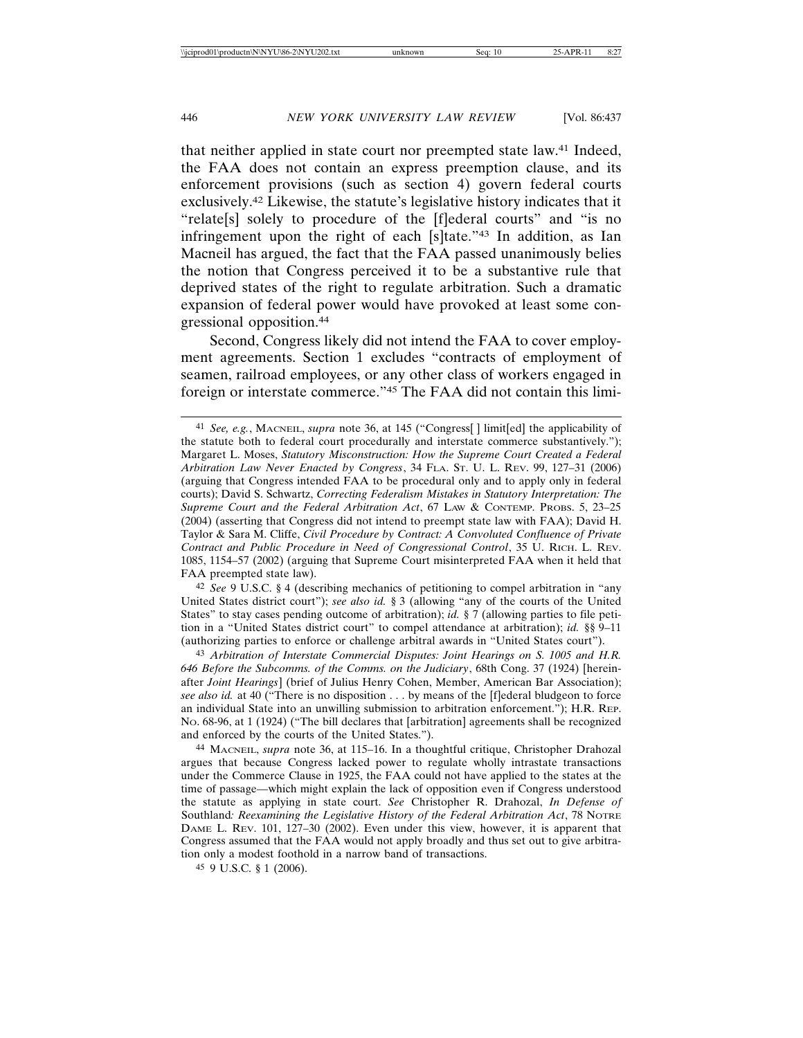that neither applied in state court nor preempted state law.[41] Indeed, the FAA does not contain an express preemption clause, and its enforcement provisions (such as section 4) govern federal courts exclusively.[42] Likewise, the statute's legislative history indicates that it "relate[s] solely to procedure of the [f]ederal courts" and "is no infringement upon the right of each [s]tate."[43] In addition, as Ian Macneil has argued, the fact that the FAA passed unanimously belies the notion that Congress perceived it to be a substantive rule that deprived states of the right to regulate arbitration. Such a dramatic expansion of federal power would have provoked at least some congressional opposition.[44]

Second, Congress likely did not intend the FAA to cover employment agreements. Section 1 excludes "contracts of employment of seamen, railroad employees, or any other class of workers engaged in foreign or interstate commerce."[45] The FAA did not contain this limi-

---

[41] *See, e.g.*, MACNEIL, *supra* note 36, at 145 ("Congress[ ] limit[ed] the applicability of the statute both to federal court procedurally and interstate commerce substantively."); Margaret L. Moses, *Statutory Misconstruction: How the Supreme Court Created a Federal Arbitration Law Never Enacted by Congress*, 34 FLA. ST. U. L. REV. 99, 127–31 (2006) (arguing that Congress intended FAA to be procedural only and to apply only in federal courts); David S. Schwartz, *Correcting Federalism Mistakes in Statutory Interpretation: The Supreme Court and the Federal Arbitration Act*, 67 LAW & CONTEMP. PROBS. 5, 23–25 (2004) (asserting that Congress did not intend to preempt state law with FAA); David H. Taylor & Sara M. Cliffe, *Civil Procedure by Contract: A Convoluted Confluence of Private Contract and Public Procedure in Need of Congressional Control*, 35 U. RICH. L. REV. 1085, 1154–57 (2002) (arguing that Supreme Court misinterpreted FAA when it held that FAA preempted state law).

[42] *See* 9 U.S.C. § 4 (describing mechanics of petitioning to compel arbitration in "any United States district court"); *see also id.* § 3 (allowing "any of the courts of the United States" to stay cases pending outcome of arbitration); *id.* § 7 (allowing parties to file petition in a "United States district court" to compel attendance at arbitration); *id.* §§ 9–11 (authorizing parties to enforce or challenge arbitral awards in "United States court").

[43] *Arbitration of Interstate Commercial Disputes: Joint Hearings on S. 1005 and H.R. 646 Before the Subcomms. of the Comms. on the Judiciary*, 68th Cong. 37 (1924) [hereinafter *Joint Hearings*] (brief of Julius Henry Cohen, Member, American Bar Association); *see also id.* at 40 ("There is no disposition . . . by means of the [f]ederal bludgeon to force an individual State into an unwilling submission to arbitration enforcement."); H.R. REP. NO. 68-96, at 1 (1924) ("The bill declares that [arbitration] agreements shall be recognized and enforced by the courts of the United States.").

[44] MACNEIL, *supra* note 36, at 115–16. In a thoughtful critique, Christopher Drahozal argues that because Congress lacked power to regulate wholly intrastate transactions under the Commerce Clause in 1925, the FAA could not have applied to the states at the time of passage—which might explain the lack of opposition even if Congress understood the statute as applying in state court. *See* Christopher R. Drahozal, *In Defense of* Southland*: Reexamining the Legislative History of the Federal Arbitration Act*, 78 NOTRE DAME L. REV. 101, 127–30 (2002). Even under this view, however, it is apparent that Congress assumed that the FAA would not apply broadly and thus set out to give arbitration only a modest foothold in a narrow band of transactions.

[45] 9 U.S.C. § 1 (2006).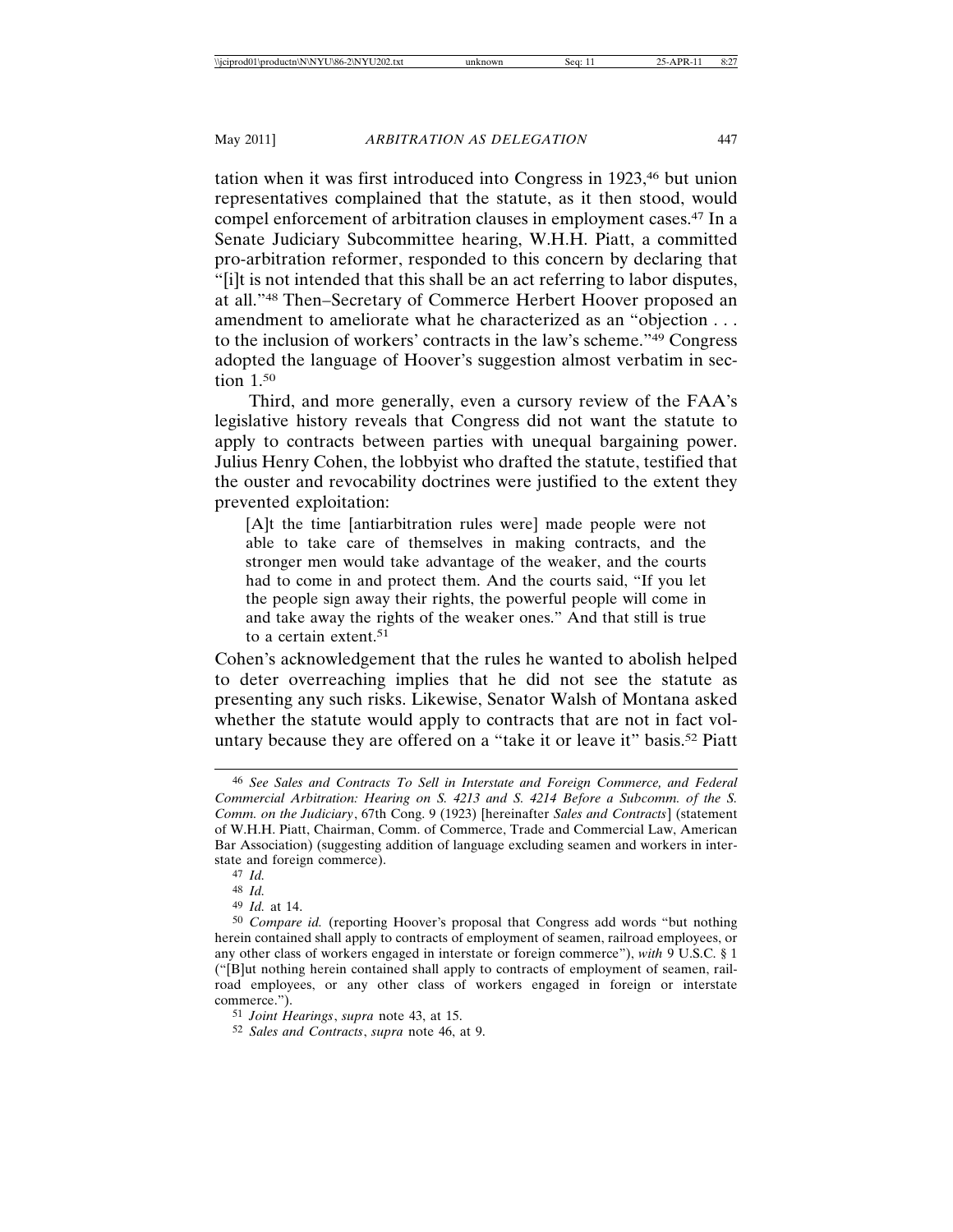tation when it was first introduced into Congress in 1923,[46] but union representatives complained that the statute, as it then stood, would compel enforcement of arbitration clauses in employment cases.[47] In a Senate Judiciary Subcommittee hearing, W.H.H. Piatt, a committed pro-arbitration reformer, responded to this concern by declaring that "[i]t is not intended that this shall be an act referring to labor disputes, at all."[48] Then–Secretary of Commerce Herbert Hoover proposed an amendment to ameliorate what he characterized as an "objection . . . to the inclusion of workers' contracts in the law's scheme."[49] Congress adopted the language of Hoover's suggestion almost verbatim in section 1.[50]

Third, and more generally, even a cursory review of the FAA's legislative history reveals that Congress did not want the statute to apply to contracts between parties with unequal bargaining power. Julius Henry Cohen, the lobbyist who drafted the statute, testified that the ouster and revocability doctrines were justified to the extent they prevented exploitation:

> [A]t the time [antiarbitration rules were] made people were not able to take care of themselves in making contracts, and the stronger men would take advantage of the weaker, and the courts had to come in and protect them. And the courts said, "If you let the people sign away their rights, the powerful people will come in and take away the rights of the weaker ones." And that still is true to a certain extent.[51]

Cohen's acknowledgement that the rules he wanted to abolish helped to deter overreaching implies that he did not see the statute as presenting any such risks. Likewise, Senator Walsh of Montana asked whether the statute would apply to contracts that are not in fact voluntary because they are offered on a "take it or leave it" basis.[52] Piatt

---

[46] *See Sales and Contracts To Sell in Interstate and Foreign Commerce, and Federal Commercial Arbitration: Hearing on S. 4213 and S. 4214 Before a Subcomm. of the S. Comm. on the Judiciary*, 67th Cong. 9 (1923) [hereinafter *Sales and Contracts*] (statement of W.H.H. Piatt, Chairman, Comm. of Commerce, Trade and Commercial Law, American Bar Association) (suggesting addition of language excluding seamen and workers in interstate and foreign commerce).

[47] *Id.*

[48] *Id.*

[49] *Id.* at 14.

[50] *Compare id.* (reporting Hoover's proposal that Congress add words "but nothing herein contained shall apply to contracts of employment of seamen, railroad employees, or any other class of workers engaged in interstate or foreign commerce"), *with* 9 U.S.C. § 1 ("[B]ut nothing herein contained shall apply to contracts of employment of seamen, railroad employees, or any other class of workers engaged in foreign or interstate commerce.").

[51] *Joint Hearings*, *supra* note 43, at 15.

[52] *Sales and Contracts*, *supra* note 46, at 9.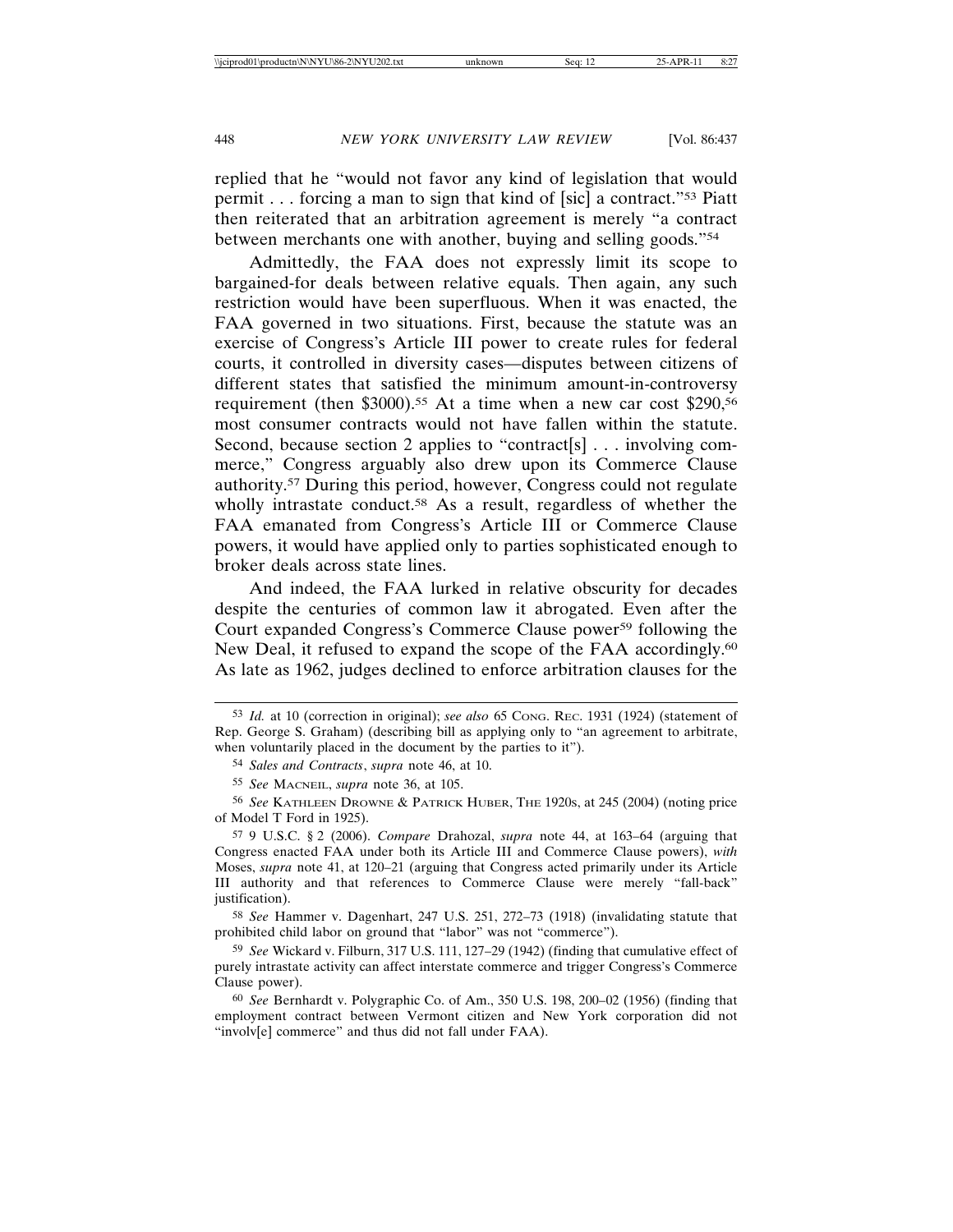replied that he "would not favor any kind of legislation that would permit . . . forcing a man to sign that kind of [sic] a contract."[53] Piatt then reiterated that an arbitration agreement is merely "a contract between merchants one with another, buying and selling goods."[54]

Admittedly, the FAA does not expressly limit its scope to bargained-for deals between relative equals. Then again, any such restriction would have been superfluous. When it was enacted, the FAA governed in two situations. First, because the statute was an exercise of Congress's Article III power to create rules for federal courts, it controlled in diversity cases—disputes between citizens of different states that satisfied the minimum amount-in-controversy requirement (then $3000).[55] At a time when a new car cost $290,[56] most consumer contracts would not have fallen within the statute. Second, because section 2 applies to "contract[s] . . . involving commerce," Congress arguably also drew upon its Commerce Clause authority.[57] During this period, however, Congress could not regulate wholly intrastate conduct.[58] As a result, regardless of whether the FAA emanated from Congress's Article III or Commerce Clause powers, it would have applied only to parties sophisticated enough to broker deals across state lines.

And indeed, the FAA lurked in relative obscurity for decades despite the centuries of common law it abrogated. Even after the Court expanded Congress's Commerce Clause power[59] following the New Deal, it refused to expand the scope of the FAA accordingly.[60] As late as 1962, judges declined to enforce arbitration clauses for the

---

[53] *Id.* at 10 (correction in original); *see also* 65 CONG. REC. 1931 (1924) (statement of Rep. George S. Graham) (describing bill as applying only to "an agreement to arbitrate, when voluntarily placed in the document by the parties to it").

[54] *Sales and Contracts*, *supra* note 46, at 10.

[55] *See* MACNEIL, *supra* note 36, at 105.

[56] *See* KATHLEEN DROWNE & PATRICK HUBER, THE 1920s, at 245 (2004) (noting price of Model T Ford in 1925).

[57] 9 U.S.C. § 2 (2006). *Compare* Drahozal, *supra* note 44, at 163–64 (arguing that Congress enacted FAA under both its Article III and Commerce Clause powers), *with* Moses, *supra* note 41, at 120–21 (arguing that Congress acted primarily under its Article III authority and that references to Commerce Clause were merely "fall-back" justification).

[58] *See* Hammer v. Dagenhart, 247 U.S. 251, 272–73 (1918) (invalidating statute that prohibited child labor on ground that "labor" was not "commerce").

[59] *See* Wickard v. Filburn, 317 U.S. 111, 127–29 (1942) (finding that cumulative effect of purely intrastate activity can affect interstate commerce and trigger Congress's Commerce Clause power).

[60] *See* Bernhardt v. Polygraphic Co. of Am., 350 U.S. 198, 200–02 (1956) (finding that employment contract between Vermont citizen and New York corporation did not "involv[e] commerce" and thus did not fall under FAA).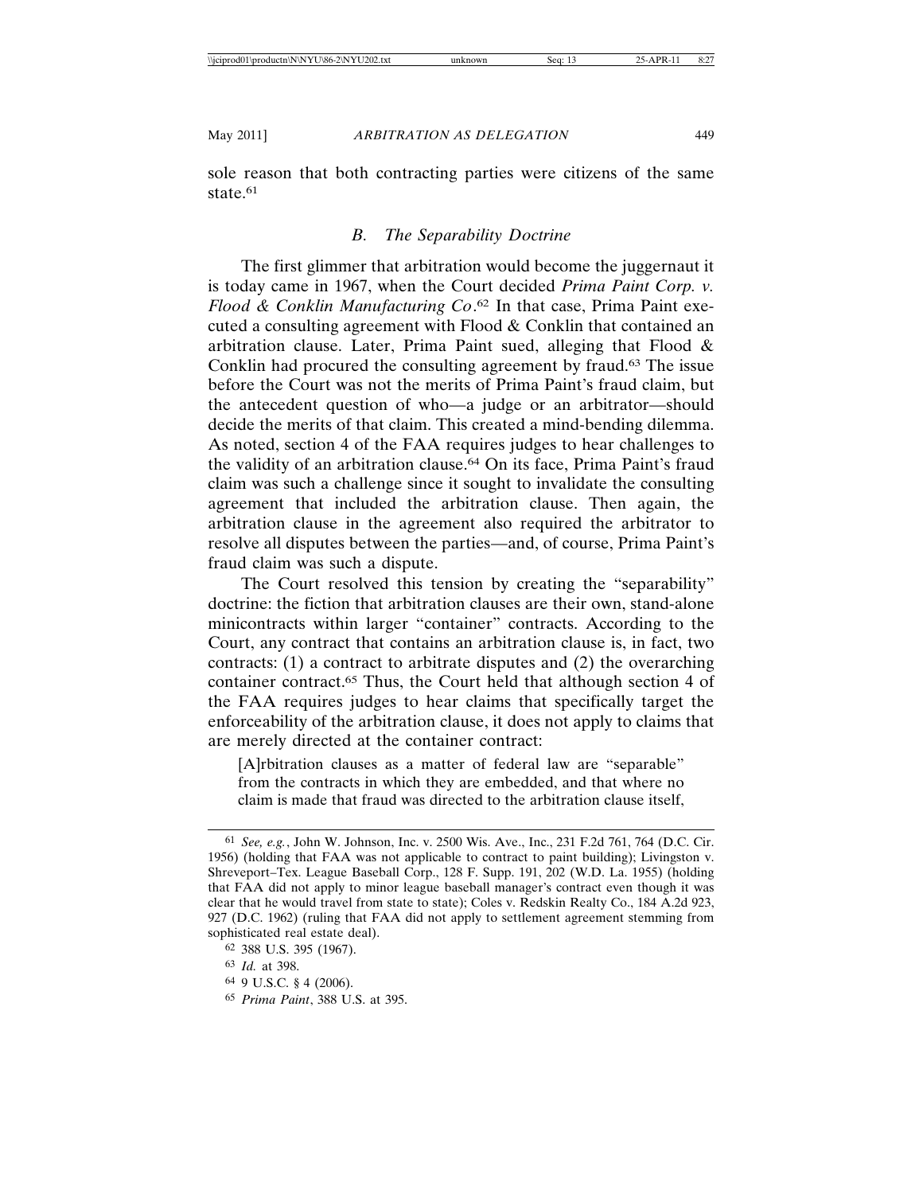sole reason that both contracting parties were citizens of the same state.[61]

### *B. The Separability Doctrine*

The first glimmer that arbitration would become the juggernaut it is today came in 1967, when the Court decided *Prima Paint Corp. v. Flood & Conklin Manufacturing Co*.[62] In that case, Prima Paint executed a consulting agreement with Flood & Conklin that contained an arbitration clause. Later, Prima Paint sued, alleging that Flood & Conklin had procured the consulting agreement by fraud.[63] The issue before the Court was not the merits of Prima Paint's fraud claim, but the antecedent question of who—a judge or an arbitrator—should decide the merits of that claim. This created a mind-bending dilemma. As noted, section 4 of the FAA requires judges to hear challenges to the validity of an arbitration clause.[64] On its face, Prima Paint's fraud claim was such a challenge since it sought to invalidate the consulting agreement that included the arbitration clause. Then again, the arbitration clause in the agreement also required the arbitrator to resolve all disputes between the parties—and, of course, Prima Paint's fraud claim was such a dispute.

The Court resolved this tension by creating the "separability" doctrine: the fiction that arbitration clauses are their own, stand-alone minicontracts within larger "container" contracts. According to the Court, any contract that contains an arbitration clause is, in fact, two contracts: (1) a contract to arbitrate disputes and (2) the overarching container contract.[65] Thus, the Court held that although section 4 of the FAA requires judges to hear claims that specifically target the enforceability of the arbitration clause, it does not apply to claims that are merely directed at the container contract:

> [A]rbitration clauses as a matter of federal law are "separable" from the contracts in which they are embedded, and that where no claim is made that fraud was directed to the arbitration clause itself,

---

[61] *See, e.g.*, John W. Johnson, Inc. v. 2500 Wis. Ave., Inc., 231 F.2d 761, 764 (D.C. Cir. 1956) (holding that FAA was not applicable to contract to paint building); Livingston v. Shreveport–Tex. League Baseball Corp., 128 F. Supp. 191, 202 (W.D. La. 1955) (holding that FAA did not apply to minor league baseball manager's contract even though it was clear that he would travel from state to state); Coles v. Redskin Realty Co., 184 A.2d 923, 927 (D.C. 1962) (ruling that FAA did not apply to settlement agreement stemming from sophisticated real estate deal).

[62] 388 U.S. 395 (1967).

[63] *Id.* at 398.

[64] 9 U.S.C. § 4 (2006).

[65] *Prima Paint*, 388 U.S. at 395.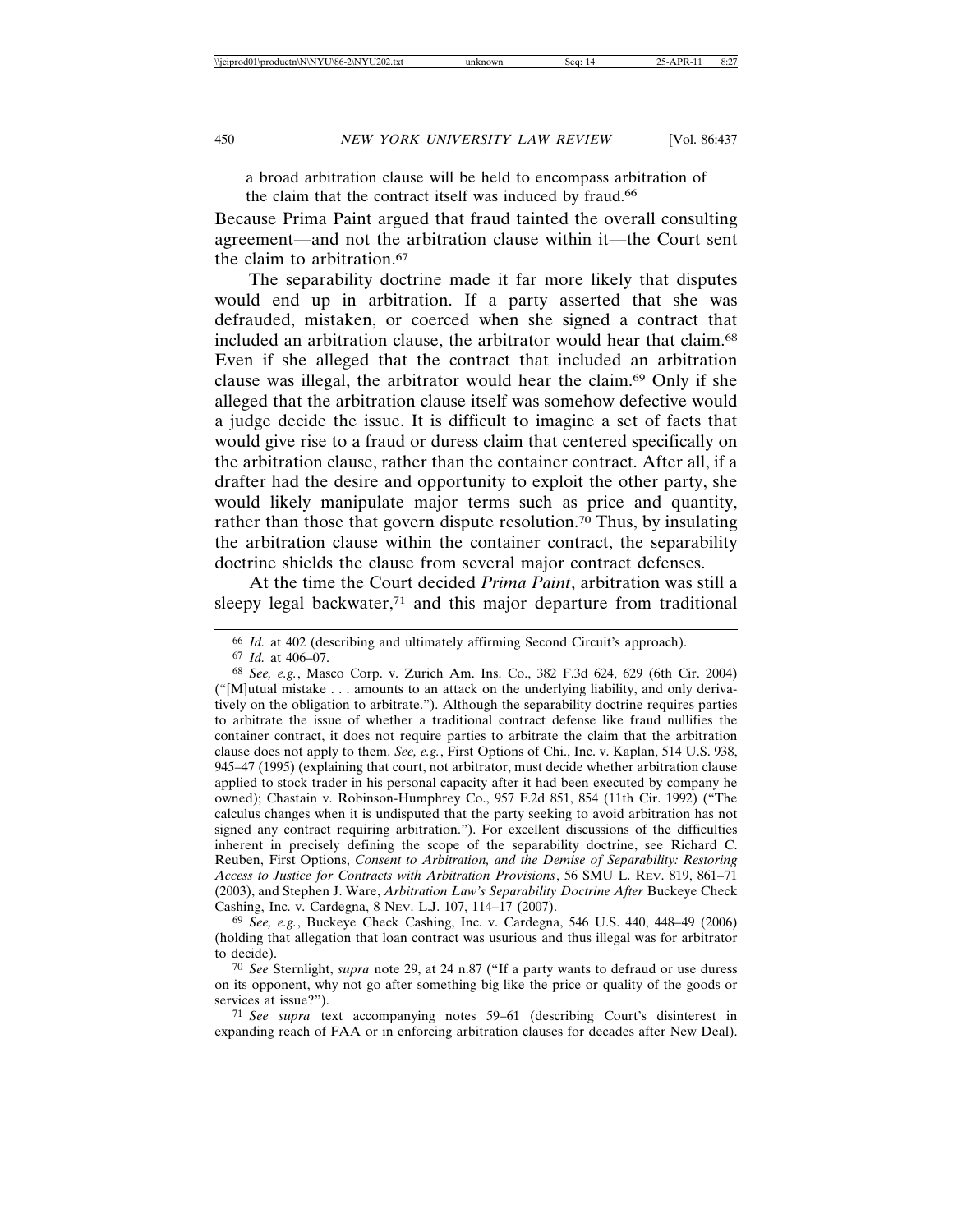> a broad arbitration clause will be held to encompass arbitration of the claim that the contract itself was induced by fraud.[66]

Because Prima Paint argued that fraud tainted the overall consulting agreement—and not the arbitration clause within it—the Court sent the claim to arbitration.[67]

The separability doctrine made it far more likely that disputes would end up in arbitration. If a party asserted that she was defrauded, mistaken, or coerced when she signed a contract that included an arbitration clause, the arbitrator would hear that claim.[68] Even if she alleged that the contract that included an arbitration clause was illegal, the arbitrator would hear the claim.[69] Only if she alleged that the arbitration clause itself was somehow defective would a judge decide the issue. It is difficult to imagine a set of facts that would give rise to a fraud or duress claim that centered specifically on the arbitration clause, rather than the container contract. After all, if a drafter had the desire and opportunity to exploit the other party, she would likely manipulate major terms such as price and quantity, rather than those that govern dispute resolution.[70] Thus, by insulating the arbitration clause within the container contract, the separability doctrine shields the clause from several major contract defenses.

At the time the Court decided *Prima Paint*, arbitration was still a sleepy legal backwater,[71] and this major departure from traditional

---

[66] *Id.* at 402 (describing and ultimately affirming Second Circuit's approach).

[67] *Id.* at 406–07.

[68] *See, e.g.*, Masco Corp. v. Zurich Am. Ins. Co., 382 F.3d 624, 629 (6th Cir. 2004) ("[M]utual mistake . . . amounts to an attack on the underlying liability, and only derivatively on the obligation to arbitrate."). Although the separability doctrine requires parties to arbitrate the issue of whether a traditional contract defense like fraud nullifies the container contract, it does not require parties to arbitrate the claim that the arbitration clause does not apply to them. *See, e.g.*, First Options of Chi., Inc. v. Kaplan, 514 U.S. 938, 945–47 (1995) (explaining that court, not arbitrator, must decide whether arbitration clause applied to stock trader in his personal capacity after it had been executed by company he owned); Chastain v. Robinson-Humphrey Co., 957 F.2d 851, 854 (11th Cir. 1992) ("The calculus changes when it is undisputed that the party seeking to avoid arbitration has not signed any contract requiring arbitration."). For excellent discussions of the difficulties inherent in precisely defining the scope of the separability doctrine, see Richard C. Reuben, First Options, *Consent to Arbitration, and the Demise of Separability: Restoring Access to Justice for Contracts with Arbitration Provisions*, 56 SMU L. REV. 819, 861–71 (2003), and Stephen J. Ware, *Arbitration Law's Separability Doctrine After* Buckeye Check Cashing, Inc. v. Cardegna, 8 NEV. L.J. 107, 114–17 (2007).

[69] *See, e.g.*, Buckeye Check Cashing, Inc. v. Cardegna, 546 U.S. 440, 448–49 (2006) (holding that allegation that loan contract was usurious and thus illegal was for arbitrator to decide).

[70] *See* Sternlight, *supra* note 29, at 24 n.87 ("If a party wants to defraud or use duress on its opponent, why not go after something big like the price or quality of the goods or services at issue?").

[71] *See supra* text accompanying notes 59–61 (describing Court's disinterest in expanding reach of FAA or in enforcing arbitration clauses for decades after New Deal).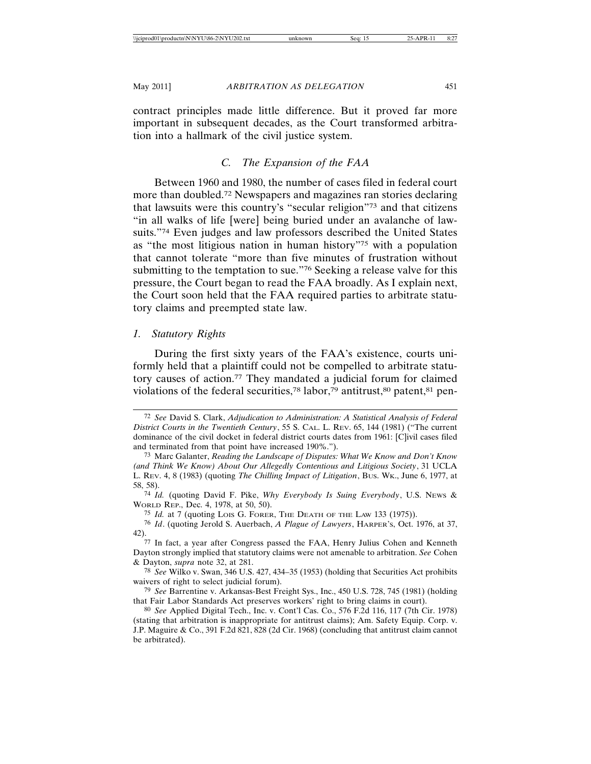contract principles made little difference. But it proved far more important in subsequent decades, as the Court transformed arbitration into a hallmark of the civil justice system.

### *C. The Expansion of the FAA*

Between 1960 and 1980, the number of cases filed in federal court more than doubled.[72] Newspapers and magazines ran stories declaring that lawsuits were this country's "secular religion"[73] and that citizens "in all walks of life [were] being buried under an avalanche of lawsuits."[74] Even judges and law professors described the United States as "the most litigious nation in human history"[75] with a population that cannot tolerate "more than five minutes of frustration without submitting to the temptation to sue."[76] Seeking a release valve for this pressure, the Court began to read the FAA broadly. As I explain next, the Court soon held that the FAA required parties to arbitrate statutory claims and preempted state law.

#### *1. Statutory Rights*

During the first sixty years of the FAA's existence, courts uniformly held that a plaintiff could not be compelled to arbitrate statutory causes of action.[77] They mandated a judicial forum for claimed violations of the federal securities,[78] labor,[79] antitrust,[80] patent,[81] pen-

---

[72] *See* David S. Clark, *Adjudication to Administration: A Statistical Analysis of Federal District Courts in the Twentieth Century*, 55 S. Cal. L. Rev. 65, 144 (1981) ("The current dominance of the civil docket in federal district courts dates from 1961: [C]ivil cases filed and terminated from that point have increased 190%.").

[73] Marc Galanter, *Reading the Landscape of Disputes: What We Know and Don't Know (and Think We Know) About Our Allegedly Contentious and Litigious Society*, 31 UCLA L. Rev. 4, 8 (1983) (quoting *The Chilling Impact of Litigation*, Bus. Wk., June 6, 1977, at 58, 58).

[74] *Id.* (quoting David F. Pike, *Why Everybody Is Suing Everybody*, U.S. News & World Rep., Dec. 4, 1978, at 50, 50).

[75] *Id.* at 7 (quoting Lois G. Forer, The Death of the Law 133 (1975)).

[76] *Id*. (quoting Jerold S. Auerbach, *A Plague of Lawyers*, Harper's, Oct. 1976, at 37, 42).

[77] In fact, a year after Congress passed the FAA, Henry Julius Cohen and Kenneth Dayton strongly implied that statutory claims were not amenable to arbitration. *See* Cohen & Dayton, *supra* note 32, at 281.

[78] *See* Wilko v. Swan, 346 U.S. 427, 434–35 (1953) (holding that Securities Act prohibits waivers of right to select judicial forum).

[79] *See* Barrentine v. Arkansas-Best Freight Sys., Inc., 450 U.S. 728, 745 (1981) (holding that Fair Labor Standards Act preserves workers' right to bring claims in court).

[80] *See* Applied Digital Tech., Inc. v. Cont'l Cas. Co., 576 F.2d 116, 117 (7th Cir. 1978) (stating that arbitration is inappropriate for antitrust claims); Am. Safety Equip. Corp. v. J.P. Maguire & Co., 391 F.2d 821, 828 (2d Cir. 1968) (concluding that antitrust claim cannot be arbitrated).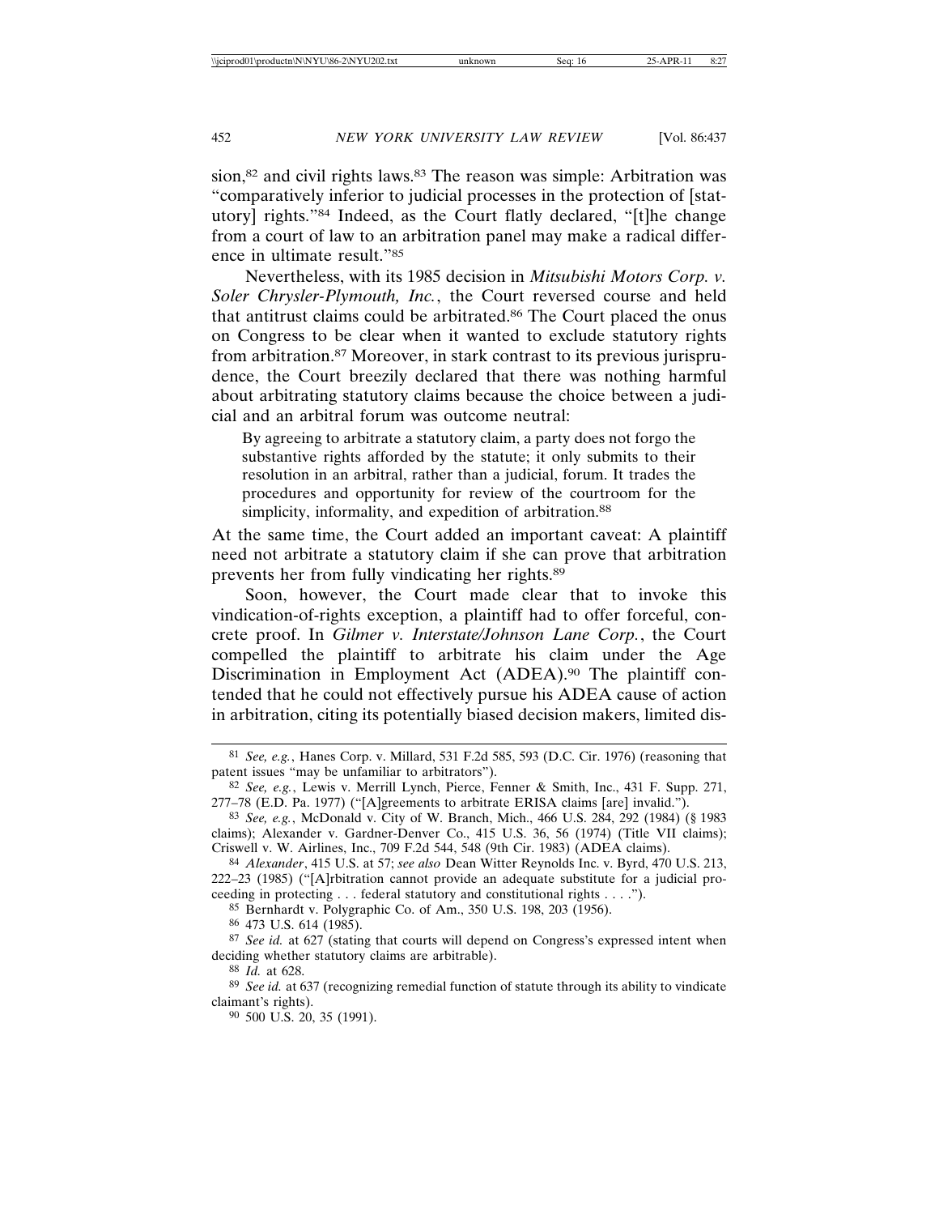sion,[82] and civil rights laws.[83] The reason was simple: Arbitration was "comparatively inferior to judicial processes in the protection of [statutory] rights."[84] Indeed, as the Court flatly declared, "[t]he change from a court of law to an arbitration panel may make a radical difference in ultimate result."[85]

Nevertheless, with its 1985 decision in *Mitsubishi Motors Corp. v. Soler Chrysler-Plymouth, Inc.*, the Court reversed course and held that antitrust claims could be arbitrated.[86] The Court placed the onus on Congress to be clear when it wanted to exclude statutory rights from arbitration.[87] Moreover, in stark contrast to its previous jurisprudence, the Court breezily declared that there was nothing harmful about arbitrating statutory claims because the choice between a judicial and an arbitral forum was outcome neutral:

> By agreeing to arbitrate a statutory claim, a party does not forgo the substantive rights afforded by the statute; it only submits to their resolution in an arbitral, rather than a judicial, forum. It trades the procedures and opportunity for review of the courtroom for the simplicity, informality, and expedition of arbitration.[88]

At the same time, the Court added an important caveat: A plaintiff need not arbitrate a statutory claim if she can prove that arbitration prevents her from fully vindicating her rights.[89]

Soon, however, the Court made clear that to invoke this vindication-of-rights exception, a plaintiff had to offer forceful, concrete proof. In *Gilmer v. Interstate/Johnson Lane Corp.*, the Court compelled the plaintiff to arbitrate his claim under the Age Discrimination in Employment Act (ADEA).[90] The plaintiff contended that he could not effectively pursue his ADEA cause of action in arbitration, citing its potentially biased decision makers, limited dis-

---

[81] *See, e.g.*, Hanes Corp. v. Millard, 531 F.2d 585, 593 (D.C. Cir. 1976) (reasoning that patent issues "may be unfamiliar to arbitrators").

[82] *See, e.g.*, Lewis v. Merrill Lynch, Pierce, Fenner & Smith, Inc., 431 F. Supp. 271, 277–78 (E.D. Pa. 1977) ("[A]greements to arbitrate ERISA claims [are] invalid.").

[83] *See, e.g.*, McDonald v. City of W. Branch, Mich., 466 U.S. 284, 292 (1984) (§ 1983 claims); Alexander v. Gardner-Denver Co., 415 U.S. 36, 56 (1974) (Title VII claims); Criswell v. W. Airlines, Inc., 709 F.2d 544, 548 (9th Cir. 1983) (ADEA claims).

[84] *Alexander*, 415 U.S. at 57; *see also* Dean Witter Reynolds Inc. v. Byrd, 470 U.S. 213, 222–23 (1985) ("[A]rbitration cannot provide an adequate substitute for a judicial proceeding in protecting . . . federal statutory and constitutional rights . . . .").

[85] Bernhardt v. Polygraphic Co. of Am., 350 U.S. 198, 203 (1956).

[86] 473 U.S. 614 (1985).

[87] *See id.* at 627 (stating that courts will depend on Congress's expressed intent when deciding whether statutory claims are arbitrable).

[88] *Id.* at 628.

[89] *See id.* at 637 (recognizing remedial function of statute through its ability to vindicate claimant's rights).

[90] 500 U.S. 20, 35 (1991).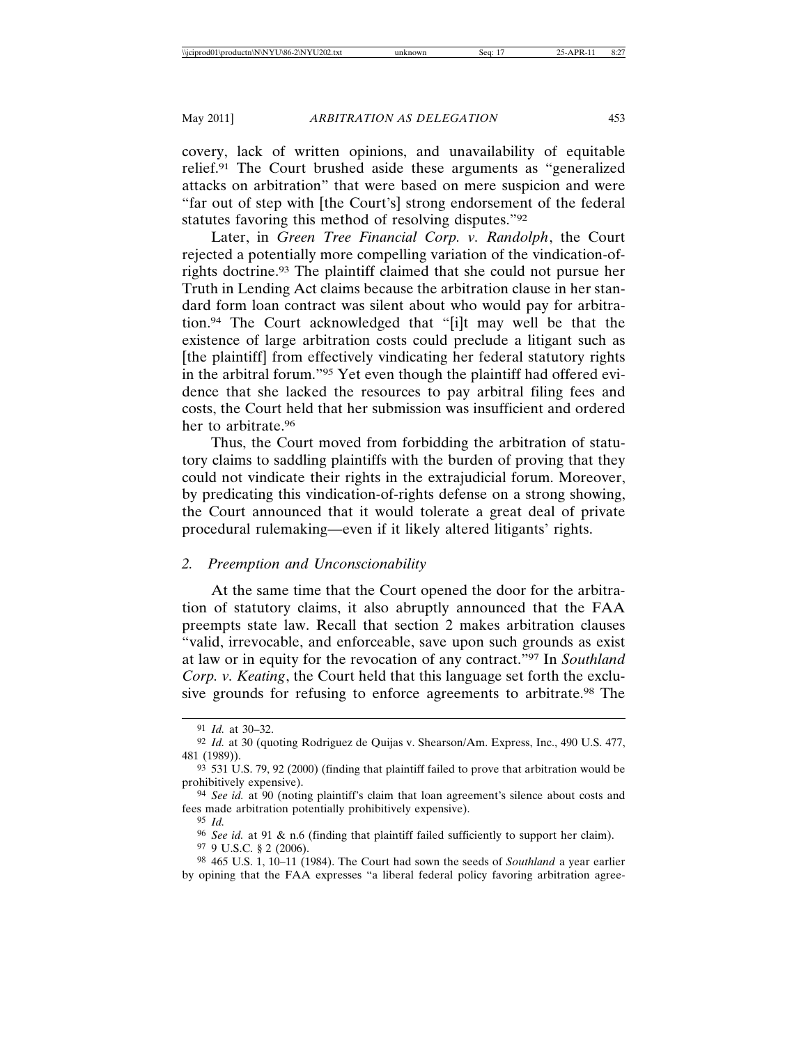covery, lack of written opinions, and unavailability of equitable relief.[91] The Court brushed aside these arguments as "generalized attacks on arbitration" that were based on mere suspicion and were "far out of step with [the Court's] strong endorsement of the federal statutes favoring this method of resolving disputes."[92]

Later, in *Green Tree Financial Corp. v. Randolph*, the Court rejected a potentially more compelling variation of the vindication-of-rights doctrine.[93] The plaintiff claimed that she could not pursue her Truth in Lending Act claims because the arbitration clause in her standard form loan contract was silent about who would pay for arbitration.[94] The Court acknowledged that "[i]t may well be that the existence of large arbitration costs could preclude a litigant such as [the plaintiff] from effectively vindicating her federal statutory rights in the arbitral forum."[95] Yet even though the plaintiff had offered evidence that she lacked the resources to pay arbitral filing fees and costs, the Court held that her submission was insufficient and ordered her to arbitrate.[96]

Thus, the Court moved from forbidding the arbitration of statutory claims to saddling plaintiffs with the burden of proving that they could not vindicate their rights in the extrajudicial forum. Moreover, by predicating this vindication-of-rights defense on a strong showing, the Court announced that it would tolerate a great deal of private procedural rulemaking—even if it likely altered litigants' rights.

### 2. Preemption and Unconscionability

At the same time that the Court opened the door for the arbitration of statutory claims, it also abruptly announced that the FAA preempts state law. Recall that section 2 makes arbitration clauses "valid, irrevocable, and enforceable, save upon such grounds as exist at law or in equity for the revocation of any contract."[97] In *Southland Corp. v. Keating*, the Court held that this language set forth the exclusive grounds for refusing to enforce agreements to arbitrate.[98] The

---

[91] *Id.* at 30–32.

[92] *Id.* at 30 (quoting Rodriguez de Quijas v. Shearson/Am. Express, Inc., 490 U.S. 477, 481 (1989)).

[93] 531 U.S. 79, 92 (2000) (finding that plaintiff failed to prove that arbitration would be prohibitively expensive).

[94] *See id.* at 90 (noting plaintiff's claim that loan agreement's silence about costs and fees made arbitration potentially prohibitively expensive).

[95] *Id.*

[96] *See id.* at 91 & n.6 (finding that plaintiff failed sufficiently to support her claim).

[97] 9 U.S.C. § 2 (2006).

[98] 465 U.S. 1, 10–11 (1984). The Court had sown the seeds of *Southland* a year earlier by opining that the FAA expresses "a liberal federal policy favoring arbitration agree-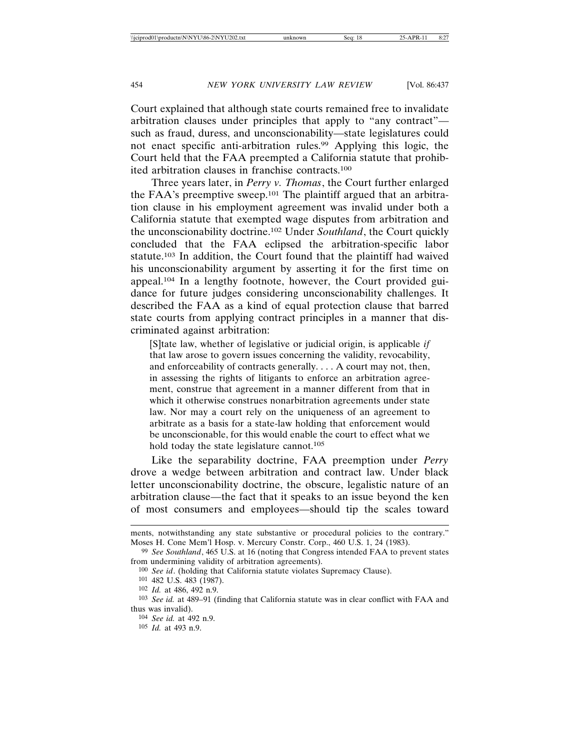Court explained that although state courts remained free to invalidate arbitration clauses under principles that apply to "any contract"—such as fraud, duress, and unconscionability—state legislatures could not enact specific anti-arbitration rules.[99] Applying this logic, the Court held that the FAA preempted a California statute that prohibited arbitration clauses in franchise contracts.[100]

Three years later, in *Perry v. Thomas*, the Court further enlarged the FAA's preemptive sweep.[101] The plaintiff argued that an arbitration clause in his employment agreement was invalid under both a California statute that exempted wage disputes from arbitration and the unconscionability doctrine.[102] Under *Southland*, the Court quickly concluded that the FAA eclipsed the arbitration-specific labor statute.[103] In addition, the Court found that the plaintiff had waived his unconscionability argument by asserting it for the first time on appeal.[104] In a lengthy footnote, however, the Court provided guidance for future judges considering unconscionability challenges. It described the FAA as a kind of equal protection clause that barred state courts from applying contract principles in a manner that discriminated against arbitration:

> [S]tate law, whether of legislative or judicial origin, is applicable *if* that law arose to govern issues concerning the validity, revocability, and enforceability of contracts generally. . . . A court may not, then, in assessing the rights of litigants to enforce an arbitration agreement, construe that agreement in a manner different from that in which it otherwise construes nonarbitration agreements under state law. Nor may a court rely on the uniqueness of an agreement to arbitrate as a basis for a state-law holding that enforcement would be unconscionable, for this would enable the court to effect what we hold today the state legislature cannot.[105]

Like the separability doctrine, FAA preemption under *Perry* drove a wedge between arbitration and contract law. Under black letter unconscionability doctrine, the obscure, legalistic nature of an arbitration clause—the fact that it speaks to an issue beyond the ken of most consumers and employees—should tip the scales toward

---

ments, notwithstanding any state substantive or procedural policies to the contrary." Moses H. Cone Mem'l Hosp. v. Mercury Constr. Corp., 460 U.S. 1, 24 (1983).

[99] *See Southland*, 465 U.S. at 16 (noting that Congress intended FAA to prevent states from undermining validity of arbitration agreements).

[100] *See id*. (holding that California statute violates Supremacy Clause).

[101] 482 U.S. 483 (1987).

[102] *Id.* at 486, 492 n.9.

[103] *See id.* at 489–91 (finding that California statute was in clear conflict with FAA and thus was invalid).

[104] *See id.* at 492 n.9.

[105] *Id.* at 493 n.9.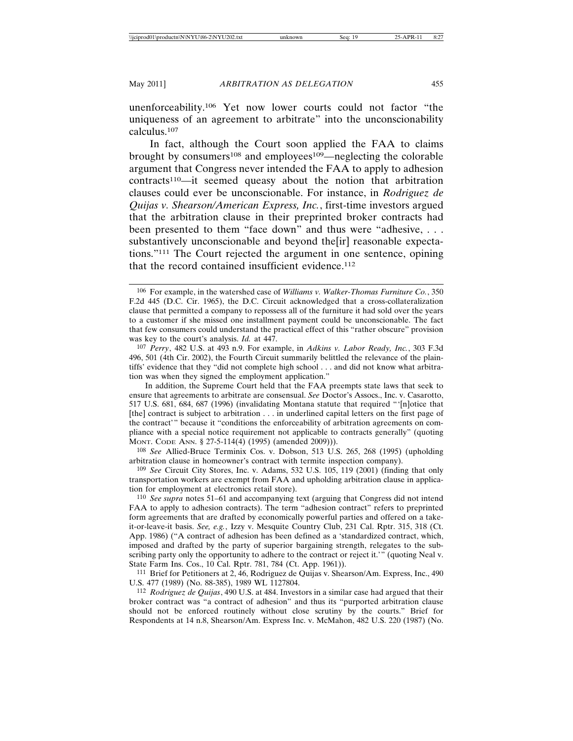unenforceability.[106] Yet now lower courts could not factor "the uniqueness of an agreement to arbitrate" into the unconscionability calculus.[107]

In fact, although the Court soon applied the FAA to claims brought by consumers[108] and employees[109]—neglecting the colorable argument that Congress never intended the FAA to apply to adhesion contracts[110]—it seemed queasy about the notion that arbitration clauses could ever be unconscionable. For instance, in *Rodriguez de Quijas v. Shearson/American Express, Inc.*, first-time investors argued that the arbitration clause in their preprinted broker contracts had been presented to them "face down" and thus were "adhesive, . . . substantively unconscionable and beyond the[ir] reasonable expectations."[111] The Court rejected the argument in one sentence, opining that the record contained insufficient evidence.[112]

---

[106] For example, in the watershed case of *Williams v. Walker-Thomas Furniture Co.*, 350 F.2d 445 (D.C. Cir. 1965), the D.C. Circuit acknowledged that a cross-collateralization clause that permitted a company to repossess all of the furniture it had sold over the years to a customer if she missed one installment payment could be unconscionable. The fact that few consumers could understand the practical effect of this "rather obscure" provision was key to the court's analysis. *Id.* at 447.

[107] *Perry*, 482 U.S. at 493 n.9. For example, in *Adkins v. Labor Ready, Inc.*, 303 F.3d 496, 501 (4th Cir. 2002), the Fourth Circuit summarily belittled the relevance of the plaintiffs' evidence that they "did not complete high school . . . and did not know what arbitration was when they signed the employment application."

In addition, the Supreme Court held that the FAA preempts state laws that seek to ensure that agreements to arbitrate are consensual. *See* Doctor's Assocs., Inc. v. Casarotto, 517 U.S. 681, 684, 687 (1996) (invalidating Montana statute that required "'[n]otice that [the] contract is subject to arbitration . . . in underlined capital letters on the first page of the contract'" because it "conditions the enforceability of arbitration agreements on compliance with a special notice requirement not applicable to contracts generally" (quoting MONT. CODE ANN. § 27-5-114(4) (1995) (amended 2009))).

[108] *See* Allied-Bruce Terminix Cos. v. Dobson, 513 U.S. 265, 268 (1995) (upholding arbitration clause in homeowner's contract with termite inspection company).

[109] *See* Circuit City Stores, Inc. v. Adams, 532 U.S. 105, 119 (2001) (finding that only transportation workers are exempt from FAA and upholding arbitration clause in application for employment at electronics retail store).

[110] *See supra* notes 51–61 and accompanying text (arguing that Congress did not intend FAA to apply to adhesion contracts). The term "adhesion contract" refers to preprinted form agreements that are drafted by economically powerful parties and offered on a take-it-or-leave-it basis. *See, e.g.*, Izzy v. Mesquite Country Club, 231 Cal. Rptr. 315, 318 (Ct. App. 1986) ("A contract of adhesion has been defined as a 'standardized contract, which, imposed and drafted by the party of superior bargaining strength, relegates to the subscribing party only the opportunity to adhere to the contract or reject it.'" (quoting Neal v. State Farm Ins. Cos., 10 Cal. Rptr. 781, 784 (Ct. App. 1961)).

[111] Brief for Petitioners at 2, 46, Rodriguez de Quijas v. Shearson/Am. Express, Inc., 490 U.S. 477 (1989) (No. 88-385), 1989 WL 1127804.

[112] *Rodriguez de Quijas*, 490 U.S. at 484. Investors in a similar case had argued that their broker contract was "a contract of adhesion" and thus its "purported arbitration clause should not be enforced routinely without close scrutiny by the courts." Brief for Respondents at 14 n.8, Shearson/Am. Express Inc. v. McMahon, 482 U.S. 220 (1987) (No.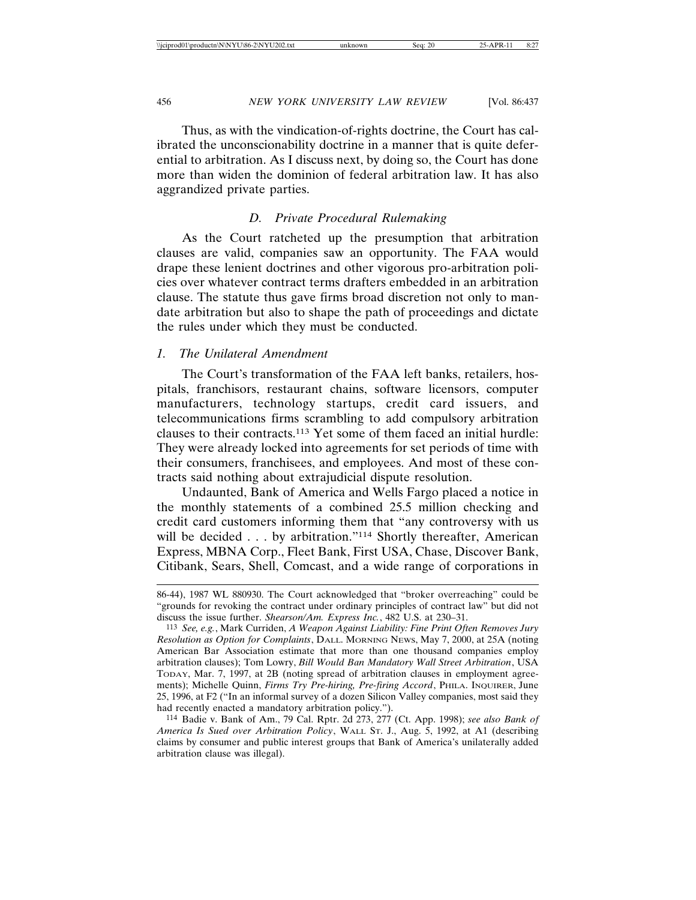Thus, as with the vindication-of-rights doctrine, the Court has calibrated the unconscionability doctrine in a manner that is quite deferential to arbitration. As I discuss next, by doing so, the Court has done more than widen the dominion of federal arbitration law. It has also aggrandized private parties.

### *D. Private Procedural Rulemaking*

As the Court ratcheted up the presumption that arbitration clauses are valid, companies saw an opportunity. The FAA would drape these lenient doctrines and other vigorous pro-arbitration policies over whatever contract terms drafters embedded in an arbitration clause. The statute thus gave firms broad discretion not only to mandate arbitration but also to shape the path of proceedings and dictate the rules under which they must be conducted.

#### *1. The Unilateral Amendment*

The Court's transformation of the FAA left banks, retailers, hospitals, franchisors, restaurant chains, software licensors, computer manufacturers, technology startups, credit card issuers, and telecommunications firms scrambling to add compulsory arbitration clauses to their contracts.[113] Yet some of them faced an initial hurdle: They were already locked into agreements for set periods of time with their consumers, franchisees, and employees. And most of these contracts said nothing about extrajudicial dispute resolution.

Undaunted, Bank of America and Wells Fargo placed a notice in the monthly statements of a combined 25.5 million checking and credit card customers informing them that "any controversy with us will be decided . . . by arbitration."[114] Shortly thereafter, American Express, MBNA Corp., Fleet Bank, First USA, Chase, Discover Bank, Citibank, Sears, Shell, Comcast, and a wide range of corporations in

---

86-44), 1987 WL 880930. The Court acknowledged that "broker overreaching" could be "grounds for revoking the contract under ordinary principles of contract law" but did not discuss the issue further. *Shearson/Am. Express Inc.*, 482 U.S. at 230–31.

113 *See, e.g.*, Mark Curriden, *A Weapon Against Liability: Fine Print Often Removes Jury Resolution as Option for Complaints*, DALL. MORNING NEWS, May 7, 2000, at 25A (noting American Bar Association estimate that more than one thousand companies employ arbitration clauses); Tom Lowry, *Bill Would Ban Mandatory Wall Street Arbitration*, USA TODAY, Mar. 7, 1997, at 2B (noting spread of arbitration clauses in employment agreements); Michelle Quinn, *Firms Try Pre-hiring, Pre-firing Accord*, PHILA. INQUIRER, June 25, 1996, at F2 ("In an informal survey of a dozen Silicon Valley companies, most said they had recently enacted a mandatory arbitration policy.").

114 Badie v. Bank of Am., 79 Cal. Rptr. 2d 273, 277 (Ct. App. 1998); *see also Bank of America Is Sued over Arbitration Policy*, WALL ST. J., Aug. 5, 1992, at A1 (describing claims by consumer and public interest groups that Bank of America's unilaterally added arbitration clause was illegal).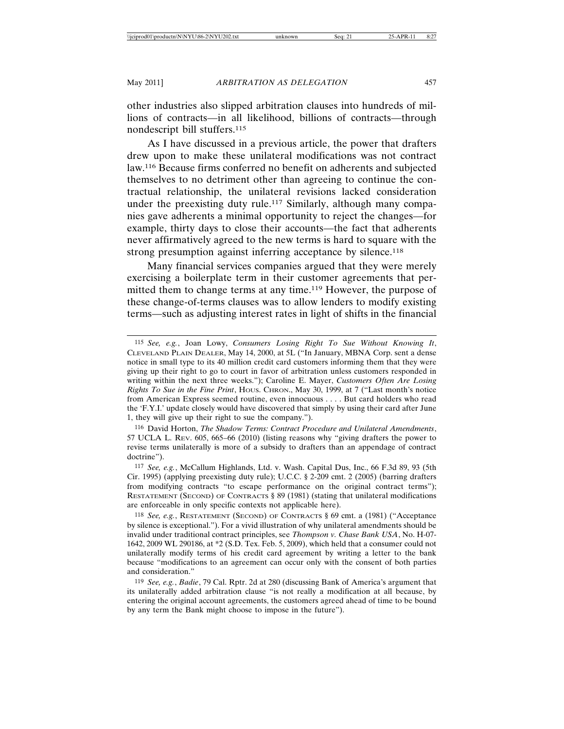other industries also slipped arbitration clauses into hundreds of millions of contracts—in all likelihood, billions of contracts—through nondescript bill stuffers.[115]

As I have discussed in a previous article, the power that drafters drew upon to make these unilateral modifications was not contract law.[116] Because firms conferred no benefit on adherents and subjected themselves to no detriment other than agreeing to continue the contractual relationship, the unilateral revisions lacked consideration under the preexisting duty rule.[117] Similarly, although many companies gave adherents a minimal opportunity to reject the changes—for example, thirty days to close their accounts—the fact that adherents never affirmatively agreed to the new terms is hard to square with the strong presumption against inferring acceptance by silence.[118]

Many financial services companies argued that they were merely exercising a boilerplate term in their customer agreements that permitted them to change terms at any time.[119] However, the purpose of these change-of-terms clauses was to allow lenders to modify existing terms—such as adjusting interest rates in light of shifts in the financial

---

[115] *See, e.g.*, Joan Lowy, *Consumers Losing Right To Sue Without Knowing It*, CLEVELAND PLAIN DEALER, May 14, 2000, at 5L ("In January, MBNA Corp. sent a dense notice in small type to its 40 million credit card customers informing them that they were giving up their right to go to court in favor of arbitration unless customers responded in writing within the next three weeks."); Caroline E. Mayer, *Customers Often Are Losing Rights To Sue in the Fine Print*, HOUS. CHRON., May 30, 1999, at 7 ("Last month's notice from American Express seemed routine, even innocuous . . . . But card holders who read the 'F.Y.I.' update closely would have discovered that simply by using their card after June 1, they will give up their right to sue the company.").

[116] David Horton, *The Shadow Terms: Contract Procedure and Unilateral Amendments*, 57 UCLA L. REV. 605, 665–66 (2010) (listing reasons why "giving drafters the power to revise terms unilaterally is more of a subsidy to drafters than an appendage of contract doctrine").

[117] *See, e.g.*, McCallum Highlands, Ltd. v. Wash. Capital Dus, Inc., 66 F.3d 89, 93 (5th Cir. 1995) (applying preexisting duty rule); U.C.C. § 2-209 cmt. 2 (2005) (barring drafters from modifying contracts "to escape performance on the original contract terms"); RESTATEMENT (SECOND) OF CONTRACTS § 89 (1981) (stating that unilateral modifications are enforceable in only specific contexts not applicable here).

[118] *See, e.g.*, RESTATEMENT (SECOND) OF CONTRACTS § 69 cmt. a (1981) ("Acceptance by silence is exceptional."). For a vivid illustration of why unilateral amendments should be invalid under traditional contract principles, see *Thompson v. Chase Bank USA*, No. H-07-1642, 2009 WL 290186, at *2 (S.D. Tex. Feb. 5, 2009), which held that a consumer could not unilaterally modify terms of his credit card agreement by writing a letter to the bank because "modifications to an agreement can occur only with the consent of both parties and consideration."

[119] *See, e.g.*, *Badie*, 79 Cal. Rptr. 2d at 280 (discussing Bank of America's argument that its unilaterally added arbitration clause "is not really a modification at all because, by entering the original account agreements, the customers agreed ahead of time to be bound by any term the Bank might choose to impose in the future").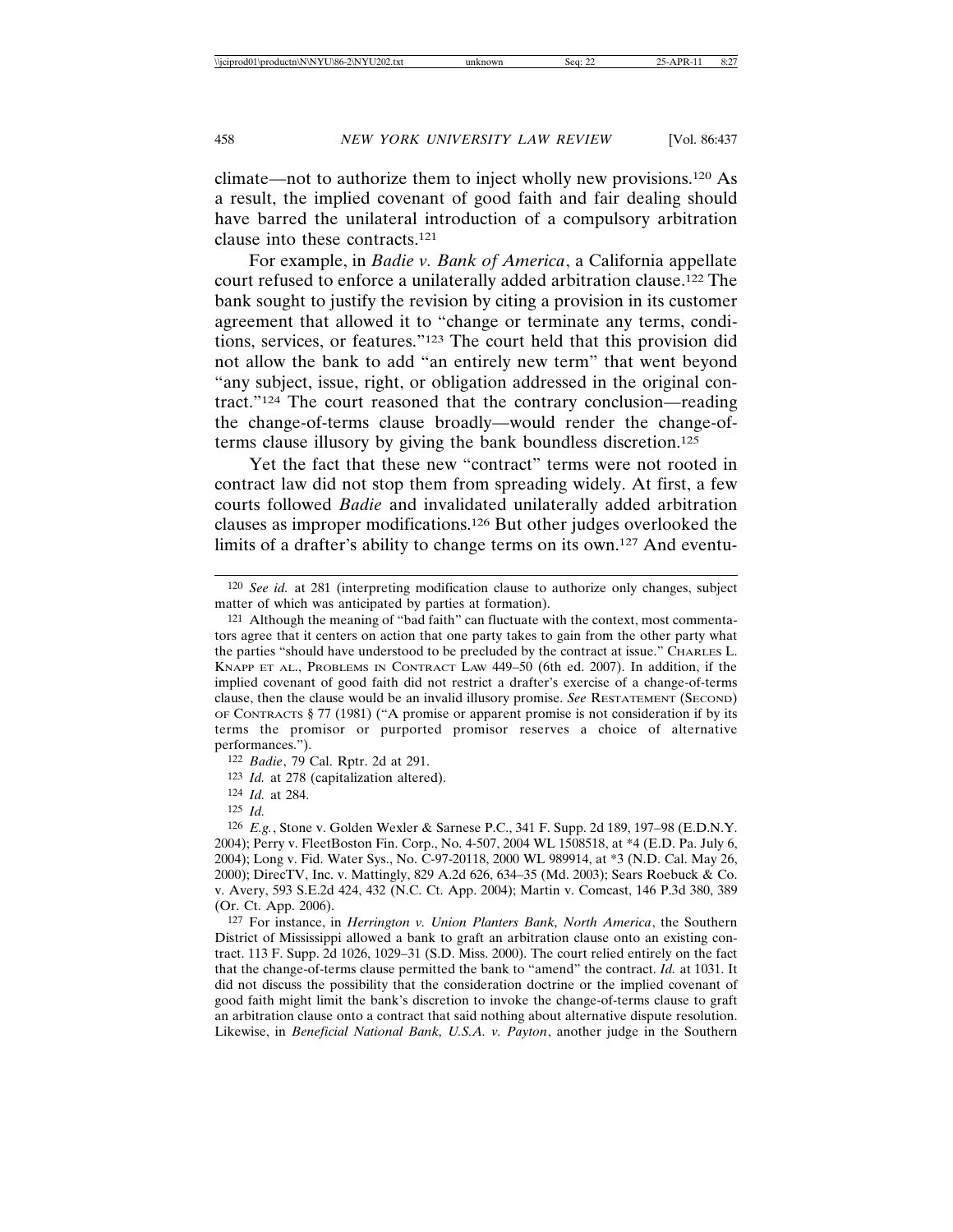climate—not to authorize them to inject wholly new provisions.[120] As a result, the implied covenant of good faith and fair dealing should have barred the unilateral introduction of a compulsory arbitration clause into these contracts.[121]

For example, in *Badie v. Bank of America*, a California appellate court refused to enforce a unilaterally added arbitration clause.[122] The bank sought to justify the revision by citing a provision in its customer agreement that allowed it to "change or terminate any terms, conditions, services, or features."[123] The court held that this provision did not allow the bank to add "an entirely new term" that went beyond "any subject, issue, right, or obligation addressed in the original contract."[124] The court reasoned that the contrary conclusion—reading the change-of-terms clause broadly—would render the change-of-terms clause illusory by giving the bank boundless discretion.[125]

Yet the fact that these new "contract" terms were not rooted in contract law did not stop them from spreading widely. At first, a few courts followed *Badie* and invalidated unilaterally added arbitration clauses as improper modifications.[126] But other judges overlooked the limits of a drafter's ability to change terms on its own.[127] And eventu-

---

[120] *See id.* at 281 (interpreting modification clause to authorize only changes, subject matter of which was anticipated by parties at formation).

[121] Although the meaning of "bad faith" can fluctuate with the context, most commentators agree that it centers on action that one party takes to gain from the other party what the parties "should have understood to be precluded by the contract at issue." CHARLES L. KNAPP ET AL., PROBLEMS IN CONTRACT LAW 449–50 (6th ed. 2007). In addition, if the implied covenant of good faith did not restrict a drafter's exercise of a change-of-terms clause, then the clause would be an invalid illusory promise. *See* RESTATEMENT (SECOND) OF CONTRACTS § 77 (1981) ("A promise or apparent promise is not consideration if by its terms the promisor or purported promisor reserves a choice of alternative performances.").

[122] *Badie*, 79 Cal. Rptr. 2d at 291.

[123] *Id.* at 278 (capitalization altered).

[124] *Id.* at 284.

[125] *Id.*

[126] *E.g.*, Stone v. Golden Wexler & Sarnese P.C., 341 F. Supp. 2d 189, 197–98 (E.D.N.Y. 2004); Perry v. FleetBoston Fin. Corp., No. 4-507, 2004 WL 1508518, at *4 (E.D. Pa. July 6, 2004); Long v. Fid. Water Sys., No. C-97-20118, 2000 WL 989914, at *3 (N.D. Cal. May 26, 2000); DirecTV, Inc. v. Mattingly, 829 A.2d 626, 634–35 (Md. 2003); Sears Roebuck & Co. v. Avery, 593 S.E.2d 424, 432 (N.C. Ct. App. 2004); Martin v. Comcast, 146 P.3d 380, 389 (Or. Ct. App. 2006).

[127] For instance, in *Herrington v. Union Planters Bank, North America*, the Southern District of Mississippi allowed a bank to graft an arbitration clause onto an existing contract. 113 F. Supp. 2d 1026, 1029–31 (S.D. Miss. 2000). The court relied entirely on the fact that the change-of-terms clause permitted the bank to "amend" the contract. *Id.* at 1031. It did not discuss the possibility that the consideration doctrine or the implied covenant of good faith might limit the bank's discretion to invoke the change-of-terms clause to graft an arbitration clause onto a contract that said nothing about alternative dispute resolution. Likewise, in *Beneficial National Bank, U.S.A. v. Payton*, another judge in the Southern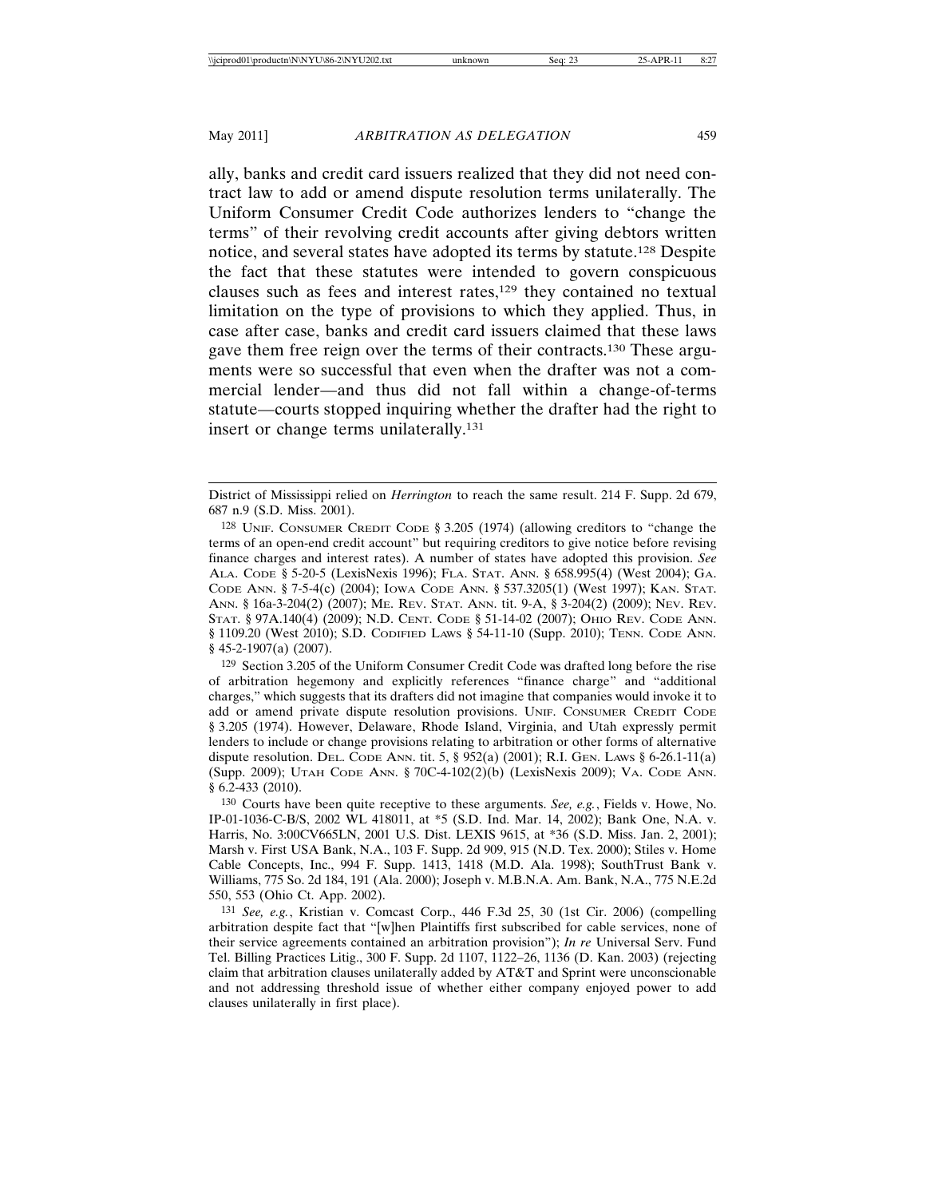ally, banks and credit card issuers realized that they did not need contract law to add or amend dispute resolution terms unilaterally. The Uniform Consumer Credit Code authorizes lenders to "change the terms" of their revolving credit accounts after giving debtors written notice, and several states have adopted its terms by statute.[128] Despite the fact that these statutes were intended to govern conspicuous clauses such as fees and interest rates,[129] they contained no textual limitation on the type of provisions to which they applied. Thus, in case after case, banks and credit card issuers claimed that these laws gave them free reign over the terms of their contracts.[130] These arguments were so successful that even when the drafter was not a commercial lender—and thus did not fall within a change-of-terms statute—courts stopped inquiring whether the drafter had the right to insert or change terms unilaterally.[131]

---

District of Mississippi relied on *Herrington* to reach the same result. 214 F. Supp. 2d 679, 687 n.9 (S.D. Miss. 2001).

128 Unif. Consumer Credit Code § 3.205 (1974) (allowing creditors to "change the terms of an open-end credit account" but requiring creditors to give notice before revising finance charges and interest rates). A number of states have adopted this provision. *See* Ala. Code § 5-20-5 (LexisNexis 1996); Fla. Stat. Ann. § 658.995(4) (West 2004); Ga. Code Ann. § 7-5-4(c) (2004); Iowa Code Ann. § 537.3205(1) (West 1997); Kan. Stat. Ann. § 16a-3-204(2) (2007); Me. Rev. Stat. Ann. tit. 9-A, § 3-204(2) (2009); Nev. Rev. Stat. § 97A.140(4) (2009); N.D. Cent. Code § 51-14-02 (2007); Ohio Rev. Code Ann. § 1109.20 (West 2010); S.D. Codified Laws § 54-11-10 (Supp. 2010); Tenn. Code Ann. § 45-2-1907(a) (2007).

129 Section 3.205 of the Uniform Consumer Credit Code was drafted long before the rise of arbitration hegemony and explicitly references "finance charge" and "additional charges," which suggests that its drafters did not imagine that companies would invoke it to add or amend private dispute resolution provisions. Unif. Consumer Credit Code § 3.205 (1974). However, Delaware, Rhode Island, Virginia, and Utah expressly permit lenders to include or change provisions relating to arbitration or other forms of alternative dispute resolution. Del. Code Ann. tit. 5, § 952(a) (2001); R.I. Gen. Laws § 6-26.1-11(a) (Supp. 2009); Utah Code Ann. § 70C-4-102(2)(b) (LexisNexis 2009); Va. Code Ann. § 6.2-433 (2010).

130 Courts have been quite receptive to these arguments. *See, e.g.*, Fields v. Howe, No. IP-01-1036-C-B/S, 2002 WL 418011, at *5 (S.D. Ind. Mar. 14, 2002); Bank One, N.A. v. Harris, No. 3:00CV665LN, 2001 U.S. Dist. LEXIS 9615, at *36 (S.D. Miss. Jan. 2, 2001); Marsh v. First USA Bank, N.A., 103 F. Supp. 2d 909, 915 (N.D. Tex. 2000); Stiles v. Home Cable Concepts, Inc., 994 F. Supp. 1413, 1418 (M.D. Ala. 1998); SouthTrust Bank v. Williams, 775 So. 2d 184, 191 (Ala. 2000); Joseph v. M.B.N.A. Am. Bank, N.A., 775 N.E.2d 550, 553 (Ohio Ct. App. 2002).

131 *See, e.g.*, Kristian v. Comcast Corp., 446 F.3d 25, 30 (1st Cir. 2006) (compelling arbitration despite fact that "[w]hen Plaintiffs first subscribed for cable services, none of their service agreements contained an arbitration provision"); *In re* Universal Serv. Fund Tel. Billing Practices Litig., 300 F. Supp. 2d 1107, 1122–26, 1136 (D. Kan. 2003) (rejecting claim that arbitration clauses unilaterally added by AT&T and Sprint were unconscionable and not addressing threshold issue of whether either company enjoyed power to add clauses unilaterally in first place).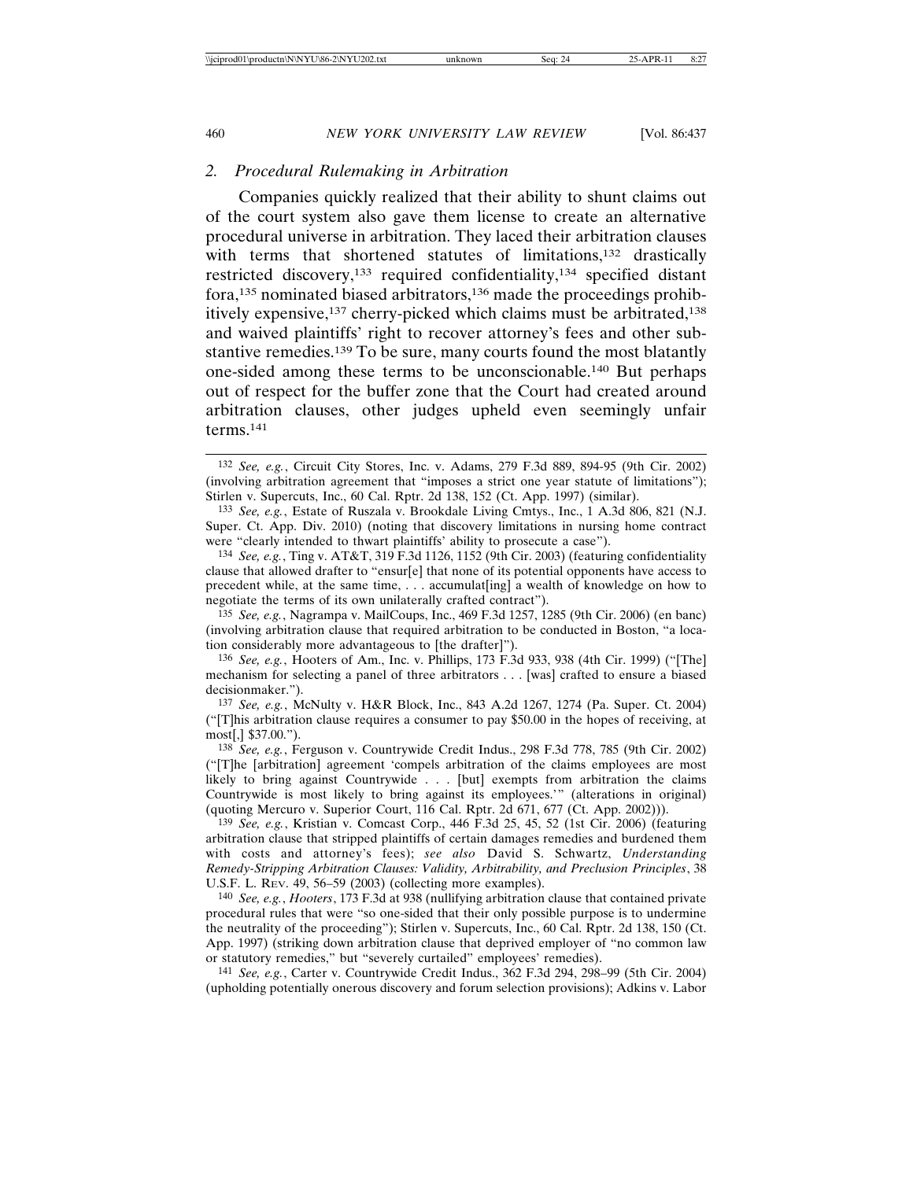### 2. *Procedural Rulemaking in Arbitration*

Companies quickly realized that their ability to shunt claims out of the court system also gave them license to create an alternative procedural universe in arbitration. They laced their arbitration clauses with terms that shortened statutes of limitations,[132] drastically restricted discovery,[133] required confidentiality,[134] specified distant fora,[135] nominated biased arbitrators,[136] made the proceedings prohibitively expensive,[137] cherry-picked which claims must be arbitrated,[138] and waived plaintiffs' right to recover attorney's fees and other substantive remedies.[139] To be sure, many courts found the most blatantly one-sided among these terms to be unconscionable.[140] But perhaps out of respect for the buffer zone that the Court had created around arbitration clauses, other judges upheld even seemingly unfair terms.[141]

---

[132] *See, e.g.*, Circuit City Stores, Inc. v. Adams, 279 F.3d 889, 894-95 (9th Cir. 2002) (involving arbitration agreement that "imposes a strict one year statute of limitations"); Stirlen v. Supercuts, Inc., 60 Cal. Rptr. 2d 138, 152 (Ct. App. 1997) (similar).

[133] *See, e.g.*, Estate of Ruszala v. Brookdale Living Cmtys., Inc., 1 A.3d 806, 821 (N.J. Super. Ct. App. Div. 2010) (noting that discovery limitations in nursing home contract were "clearly intended to thwart plaintiffs' ability to prosecute a case").

[134] *See, e.g.*, Ting v. AT&T, 319 F.3d 1126, 1152 (9th Cir. 2003) (featuring confidentiality clause that allowed drafter to "ensur[e] that none of its potential opponents have access to precedent while, at the same time, . . . accumulat[ing] a wealth of knowledge on how to negotiate the terms of its own unilaterally crafted contract").

[135] *See, e.g.*, Nagrampa v. MailCoups, Inc., 469 F.3d 1257, 1285 (9th Cir. 2006) (en banc) (involving arbitration clause that required arbitration to be conducted in Boston, "a location considerably more advantageous to [the drafter]").

[136] *See, e.g.*, Hooters of Am., Inc. v. Phillips, 173 F.3d 933, 938 (4th Cir. 1999) ("[The] mechanism for selecting a panel of three arbitrators . . . [was] crafted to ensure a biased decisionmaker.").

[137] *See, e.g.*, McNulty v. H&R Block, Inc., 843 A.2d 1267, 1274 (Pa. Super. Ct. 2004) ("[T]his arbitration clause requires a consumer to pay $50.00 in the hopes of receiving, at most[,] $37.00.").

[138] *See, e.g.*, Ferguson v. Countrywide Credit Indus., 298 F.3d 778, 785 (9th Cir. 2002) ("[T]he [arbitration] agreement 'compels arbitration of the claims employees are most likely to bring against Countrywide . . . [but] exempts from arbitration the claims Countrywide is most likely to bring against its employees.'" (alterations in original) (quoting Mercuro v. Superior Court, 116 Cal. Rptr. 2d 671, 677 (Ct. App. 2002))).

[139] *See, e.g.*, Kristian v. Comcast Corp., 446 F.3d 25, 45, 52 (1st Cir. 2006) (featuring arbitration clause that stripped plaintiffs of certain damages remedies and burdened them with costs and attorney's fees); *see also* David S. Schwartz, *Understanding Remedy-Stripping Arbitration Clauses: Validity, Arbitrability, and Preclusion Principles*, 38 U.S.F. L. Rev. 49, 56–59 (2003) (collecting more examples).

[140] *See, e.g.*, *Hooters*, 173 F.3d at 938 (nullifying arbitration clause that contained private procedural rules that were "so one-sided that their only possible purpose is to undermine the neutrality of the proceeding"); Stirlen v. Supercuts, Inc., 60 Cal. Rptr. 2d 138, 150 (Ct. App. 1997) (striking down arbitration clause that deprived employer of "no common law or statutory remedies," but "severely curtailed" employees' remedies).

[141] *See, e.g.*, Carter v. Countrywide Credit Indus., 362 F.3d 294, 298–99 (5th Cir. 2004) (upholding potentially onerous discovery and forum selection provisions); Adkins v. Labor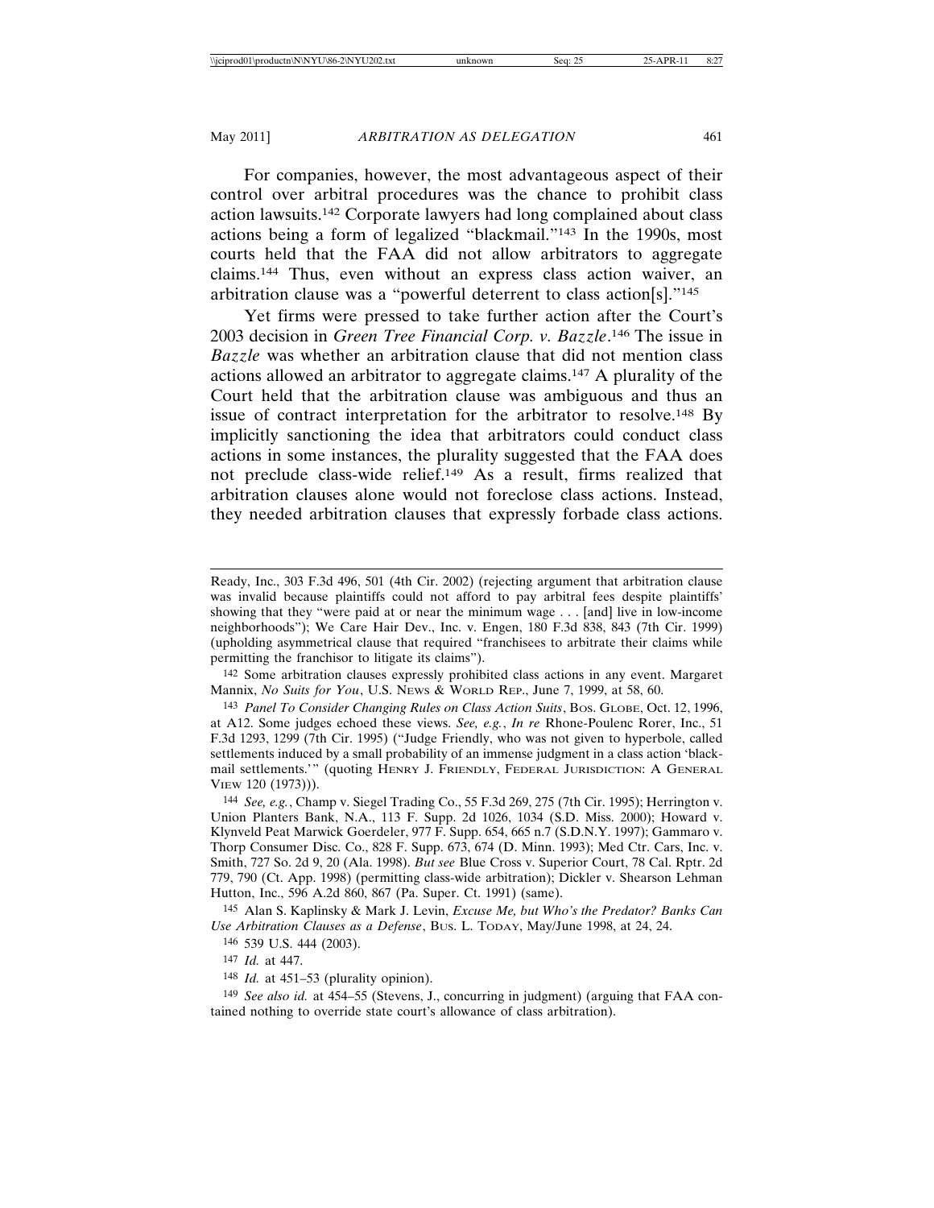For companies, however, the most advantageous aspect of their control over arbitral procedures was the chance to prohibit class action lawsuits.[142] Corporate lawyers had long complained about class actions being a form of legalized "blackmail."[143] In the 1990s, most courts held that the FAA did not allow arbitrators to aggregate claims.[144] Thus, even without an express class action waiver, an arbitration clause was a "powerful deterrent to class action[s]."[145]

Yet firms were pressed to take further action after the Court's 2003 decision in *Green Tree Financial Corp. v. Bazzle*.[146] The issue in *Bazzle* was whether an arbitration clause that did not mention class actions allowed an arbitrator to aggregate claims.[147] A plurality of the Court held that the arbitration clause was ambiguous and thus an issue of contract interpretation for the arbitrator to resolve.[148] By implicitly sanctioning the idea that arbitrators could conduct class actions in some instances, the plurality suggested that the FAA does not preclude class-wide relief.[149] As a result, firms realized that arbitration clauses alone would not foreclose class actions. Instead, they needed arbitration clauses that expressly forbade class actions.

---

Ready, Inc., 303 F.3d 496, 501 (4th Cir. 2002) (rejecting argument that arbitration clause was invalid because plaintiffs could not afford to pay arbitral fees despite plaintiffs' showing that they "were paid at or near the minimum wage . . . [and] live in low-income neighborhoods"); We Care Hair Dev., Inc. v. Engen, 180 F.3d 838, 843 (7th Cir. 1999) (upholding asymmetrical clause that required "franchisees to arbitrate their claims while permitting the franchisor to litigate its claims").

142 Some arbitration clauses expressly prohibited class actions in any event. Margaret Mannix, *No Suits for You*, U.S. NEWS & WORLD REP., June 7, 1999, at 58, 60.

143 *Panel To Consider Changing Rules on Class Action Suits*, BOS. GLOBE, Oct. 12, 1996, at A12. Some judges echoed these views. *See, e.g.*, *In re* Rhone-Poulenc Rorer, Inc., 51 F.3d 1293, 1299 (7th Cir. 1995) ("Judge Friendly, who was not given to hyperbole, called settlements induced by a small probability of an immense judgment in a class action 'blackmail settlements.'" (quoting HENRY J. FRIENDLY, FEDERAL JURISDICTION: A GENERAL VIEW 120 (1973))).

144 *See, e.g.*, Champ v. Siegel Trading Co., 55 F.3d 269, 275 (7th Cir. 1995); Herrington v. Union Planters Bank, N.A., 113 F. Supp. 2d 1026, 1034 (S.D. Miss. 2000); Howard v. Klynveld Peat Marwick Goerdeler, 977 F. Supp. 654, 665 n.7 (S.D.N.Y. 1997); Gammaro v. Thorp Consumer Disc. Co., 828 F. Supp. 673, 674 (D. Minn. 1993); Med Ctr. Cars, Inc. v. Smith, 727 So. 2d 9, 20 (Ala. 1998). *But see* Blue Cross v. Superior Court, 78 Cal. Rptr. 2d 779, 790 (Ct. App. 1998) (permitting class-wide arbitration); Dickler v. Shearson Lehman Hutton, Inc., 596 A.2d 860, 867 (Pa. Super. Ct. 1991) (same).

145 Alan S. Kaplinsky & Mark J. Levin, *Excuse Me, but Who's the Predator? Banks Can Use Arbitration Clauses as a Defense*, BUS. L. TODAY, May/June 1998, at 24, 24.

146 539 U.S. 444 (2003).

147 *Id.* at 447.

148 *Id.* at 451–53 (plurality opinion).

149 *See also id.* at 454–55 (Stevens, J., concurring in judgment) (arguing that FAA contained nothing to override state court's allowance of class arbitration).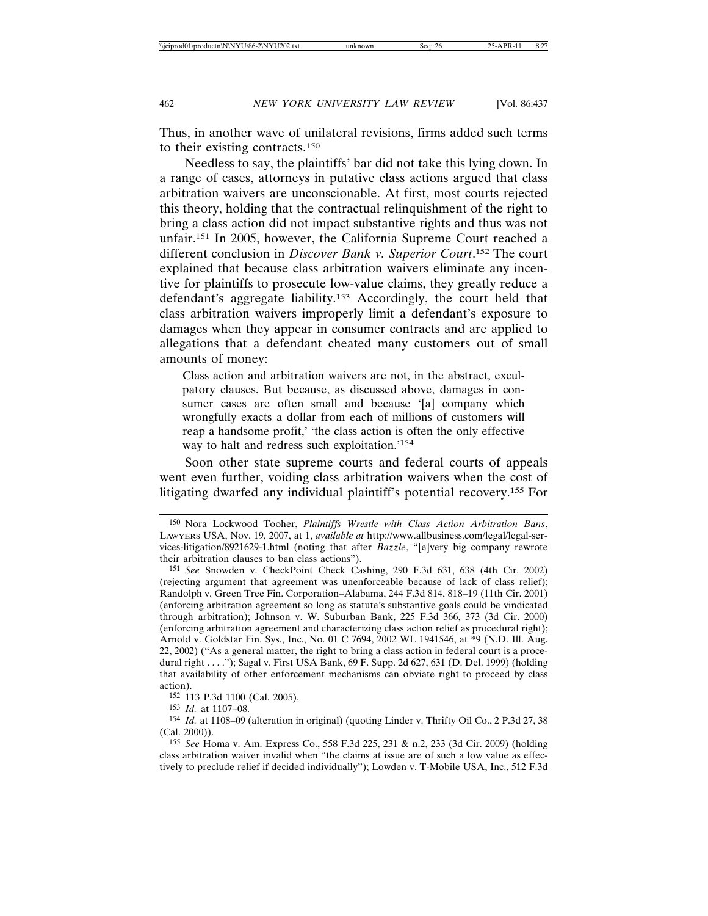Thus, in another wave of unilateral revisions, firms added such terms to their existing contracts.[150]

Needless to say, the plaintiffs' bar did not take this lying down. In a range of cases, attorneys in putative class actions argued that class arbitration waivers are unconscionable. At first, most courts rejected this theory, holding that the contractual relinquishment of the right to bring a class action did not impact substantive rights and thus was not unfair.[151] In 2005, however, the California Supreme Court reached a different conclusion in *Discover Bank v. Superior Court*.[152] The court explained that because class arbitration waivers eliminate any incentive for plaintiffs to prosecute low-value claims, they greatly reduce a defendant's aggregate liability.[153] Accordingly, the court held that class arbitration waivers improperly limit a defendant's exposure to damages when they appear in consumer contracts and are applied to allegations that a defendant cheated many customers out of small amounts of money:

> Class action and arbitration waivers are not, in the abstract, exculpatory clauses. But because, as discussed above, damages in consumer cases are often small and because '[a] company which wrongfully exacts a dollar from each of millions of customers will reap a handsome profit,' 'the class action is often the only effective way to halt and redress such exploitation.'[154]

Soon other state supreme courts and federal courts of appeals went even further, voiding class arbitration waivers when the cost of litigating dwarfed any individual plaintiff's potential recovery.[155] For

---

[150] Nora Lockwood Tooher, *Plaintiffs Wrestle with Class Action Arbitration Bans*, LAWYERS USA, Nov. 19, 2007, at 1, *available at* http://www.allbusiness.com/legal/legal-services-litigation/8921629-1.html (noting that after *Bazzle*, "[e]very big company rewrote their arbitration clauses to ban class actions").

[151] *See* Snowden v. CheckPoint Check Cashing, 290 F.3d 631, 638 (4th Cir. 2002) (rejecting argument that agreement was unenforceable because of lack of class relief); Randolph v. Green Tree Fin. Corporation–Alabama, 244 F.3d 814, 818–19 (11th Cir. 2001) (enforcing arbitration agreement so long as statute's substantive goals could be vindicated through arbitration); Johnson v. W. Suburban Bank, 225 F.3d 366, 373 (3d Cir. 2000) (enforcing arbitration agreement and characterizing class action relief as procedural right); Arnold v. Goldstar Fin. Sys., Inc., No. 01 C 7694, 2002 WL 1941546, at *9 (N.D. Ill. Aug. 22, 2002) ("As a general matter, the right to bring a class action in federal court is a procedural right . . . ."); Sagal v. First USA Bank, 69 F. Supp. 2d 627, 631 (D. Del. 1999) (holding that availability of other enforcement mechanisms can obviate right to proceed by class action).

[152] 113 P.3d 1100 (Cal. 2005).

[153] *Id.* at 1107–08.

[154] *Id.* at 1108–09 (alteration in original) (quoting Linder v. Thrifty Oil Co., 2 P.3d 27, 38 (Cal. 2000)).

[155] *See* Homa v. Am. Express Co., 558 F.3d 225, 231 & n.2, 233 (3d Cir. 2009) (holding class arbitration waiver invalid when "the claims at issue are of such a low value as effectively to preclude relief if decided individually"); Lowden v. T-Mobile USA, Inc., 512 F.3d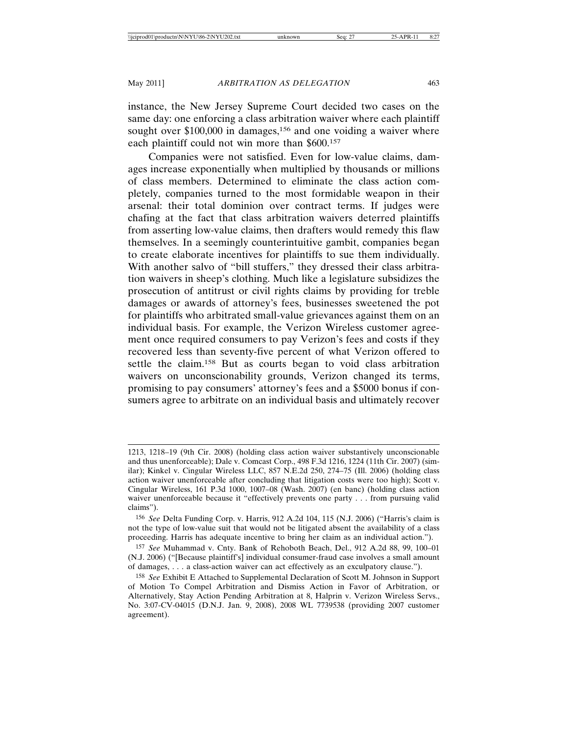instance, the New Jersey Supreme Court decided two cases on the same day: one enforcing a class arbitration waiver where each plaintiff sought over $100,000 in damages,[156] and one voiding a waiver where each plaintiff could not win more than $600.[157]

Companies were not satisfied. Even for low-value claims, damages increase exponentially when multiplied by thousands or millions of class members. Determined to eliminate the class action completely, companies turned to the most formidable weapon in their arsenal: their total dominion over contract terms. If judges were chafing at the fact that class arbitration waivers deterred plaintiffs from asserting low-value claims, then drafters would remedy this flaw themselves. In a seemingly counterintuitive gambit, companies began to create elaborate incentives for plaintiffs to sue them individually. With another salvo of "bill stuffers," they dressed their class arbitration waivers in sheep's clothing. Much like a legislature subsidizes the prosecution of antitrust or civil rights claims by providing for treble damages or awards of attorney's fees, businesses sweetened the pot for plaintiffs who arbitrated small-value grievances against them on an individual basis. For example, the Verizon Wireless customer agreement once required consumers to pay Verizon's fees and costs if they recovered less than seventy-five percent of what Verizon offered to settle the claim.[158] But as courts began to void class arbitration waivers on unconscionability grounds, Verizon changed its terms, promising to pay consumers' attorney's fees and a $5000 bonus if consumers agree to arbitrate on an individual basis and ultimately recover

---

1213, 1218–19 (9th Cir. 2008) (holding class action waiver substantively unconscionable and thus unenforceable); Dale v. Comcast Corp., 498 F.3d 1216, 1224 (11th Cir. 2007) (similar); Kinkel v. Cingular Wireless LLC, 857 N.E.2d 250, 274–75 (Ill. 2006) (holding class action waiver unenforceable after concluding that litigation costs were too high); Scott v. Cingular Wireless, 161 P.3d 1000, 1007–08 (Wash. 2007) (en banc) (holding class action waiver unenforceable because it "effectively prevents one party . . . from pursuing valid claims").

[156] *See* Delta Funding Corp. v. Harris, 912 A.2d 104, 115 (N.J. 2006) ("Harris's claim is not the type of low-value suit that would not be litigated absent the availability of a class proceeding. Harris has adequate incentive to bring her claim as an individual action.").

[157] *See* Muhammad v. Cnty. Bank of Rehoboth Beach, Del., 912 A.2d 88, 99, 100–01 (N.J. 2006) ("[Because plaintiff's] individual consumer-fraud case involves a small amount of damages, . . . a class-action waiver can act effectively as an exculpatory clause.").

[158] *See* Exhibit E Attached to Supplemental Declaration of Scott M. Johnson in Support of Motion To Compel Arbitration and Dismiss Action in Favor of Arbitration, or Alternatively, Stay Action Pending Arbitration at 8, Halprin v. Verizon Wireless Servs., No. 3:07-CV-04015 (D.N.J. Jan. 9, 2008), 2008 WL 7739538 (providing 2007 customer agreement).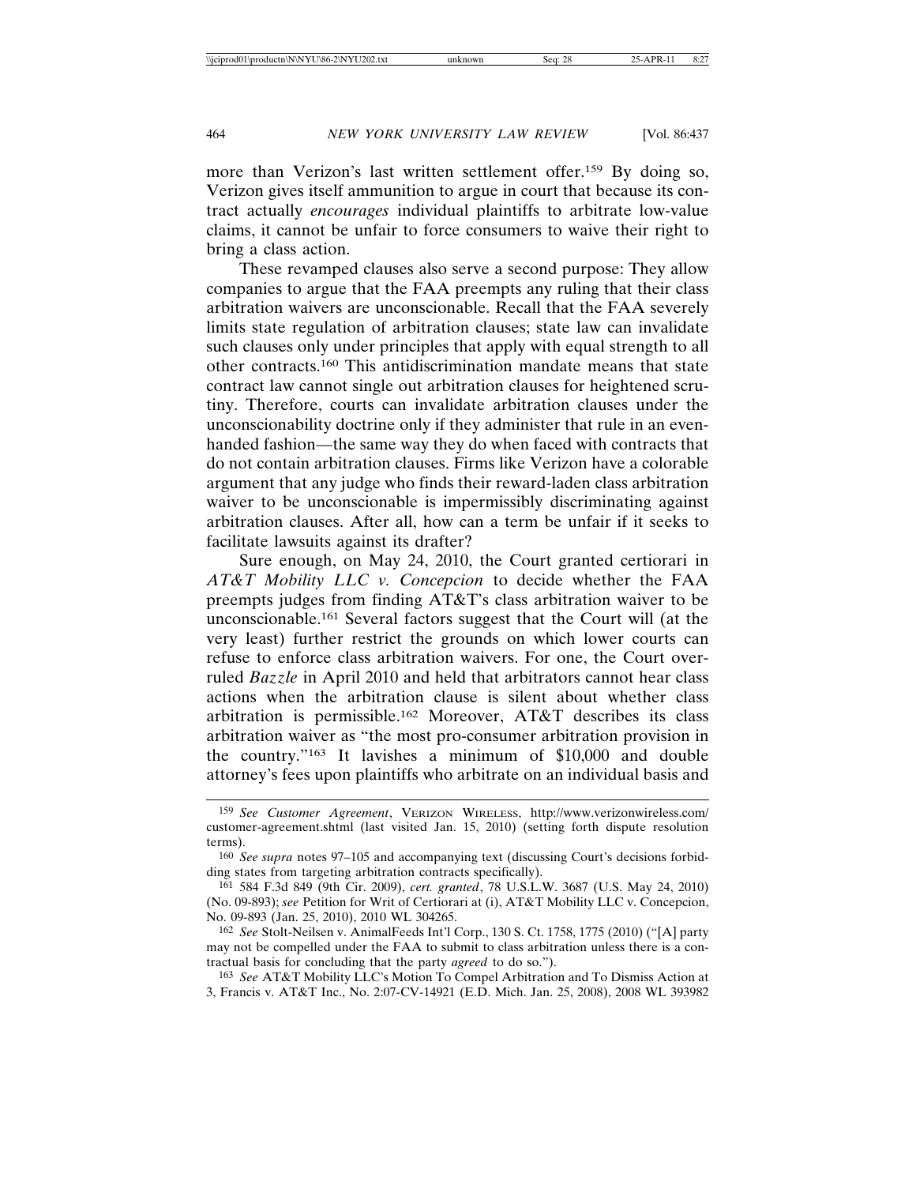more than Verizon's last written settlement offer.[159] By doing so, Verizon gives itself ammunition to argue in court that because its contract actually *encourages* individual plaintiffs to arbitrate low-value claims, it cannot be unfair to force consumers to waive their right to bring a class action.

These revamped clauses also serve a second purpose: They allow companies to argue that the FAA preempts any ruling that their class arbitration waivers are unconscionable. Recall that the FAA severely limits state regulation of arbitration clauses; state law can invalidate such clauses only under principles that apply with equal strength to all other contracts.[160] This antidiscrimination mandate means that state contract law cannot single out arbitration clauses for heightened scrutiny. Therefore, courts can invalidate arbitration clauses under the unconscionability doctrine only if they administer that rule in an evenhanded fashion—the same way they do when faced with contracts that do not contain arbitration clauses. Firms like Verizon have a colorable argument that any judge who finds their reward-laden class arbitration waiver to be unconscionable is impermissibly discriminating against arbitration clauses. After all, how can a term be unfair if it seeks to facilitate lawsuits against its drafter?

Sure enough, on May 24, 2010, the Court granted certiorari in *AT&T Mobility LLC v. Concepcion* to decide whether the FAA preempts judges from finding AT&T's class arbitration waiver to be unconscionable.[161] Several factors suggest that the Court will (at the very least) further restrict the grounds on which lower courts can refuse to enforce class arbitration waivers. For one, the Court overruled *Bazzle* in April 2010 and held that arbitrators cannot hear class actions when the arbitration clause is silent about whether class arbitration is permissible.[162] Moreover, AT&T describes its class arbitration waiver as "the most pro-consumer arbitration provision in the country."[163] It lavishes a minimum of $10,000 and double attorney's fees upon plaintiffs who arbitrate on an individual basis and

---

[159] *See Customer Agreement*, VERIZON WIRELESS, http://www.verizonwireless.com/customer-agreement.shtml (last visited Jan. 15, 2010) (setting forth dispute resolution terms).

[160] *See supra* notes 97–105 and accompanying text (discussing Court's decisions forbidding states from targeting arbitration contracts specifically).

[161] 584 F.3d 849 (9th Cir. 2009), *cert. granted*, 78 U.S.L.W. 3687 (U.S. May 24, 2010) (No. 09-893); *see* Petition for Writ of Certiorari at (i), AT&T Mobility LLC v. Concepcion, No. 09-893 (Jan. 25, 2010), 2010 WL 304265.

[162] *See* Stolt-Neilsen v. AnimalFeeds Int'l Corp., 130 S. Ct. 1758, 1775 (2010) ("[A] party may not be compelled under the FAA to submit to class arbitration unless there is a contractual basis for concluding that the party *agreed* to do so.").

[163] *See* AT&T Mobility LLC's Motion To Compel Arbitration and To Dismiss Action at 3, Francis v. AT&T Inc., No. 2:07-CV-14921 (E.D. Mich. Jan. 25, 2008), 2008 WL 393982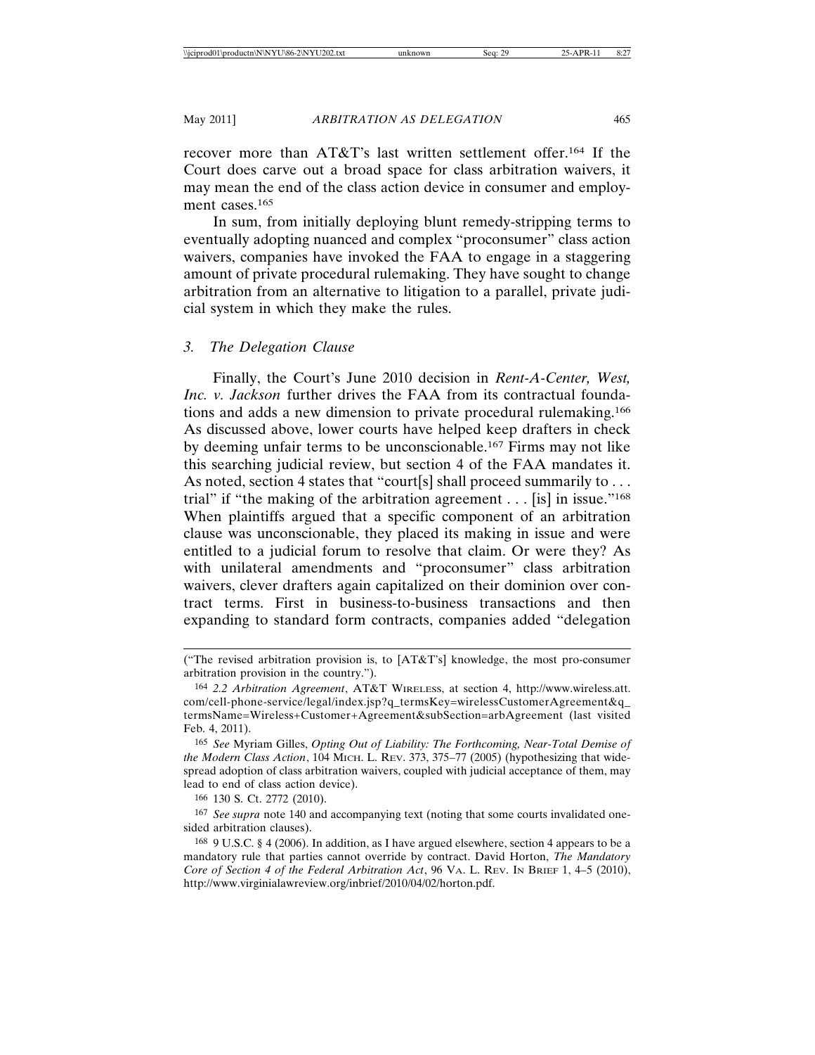recover more than AT&T's last written settlement offer.[164] If the Court does carve out a broad space for class arbitration waivers, it may mean the end of the class action device in consumer and employment cases.[165]

In sum, from initially deploying blunt remedy-stripping terms to eventually adopting nuanced and complex "proconsumer" class action waivers, companies have invoked the FAA to engage in a staggering amount of private procedural rulemaking. They have sought to change arbitration from an alternative to litigation to a parallel, private judicial system in which they make the rules.

### *3. The Delegation Clause*

Finally, the Court's June 2010 decision in *Rent-A-Center, West, Inc. v. Jackson* further drives the FAA from its contractual foundations and adds a new dimension to private procedural rulemaking.[166] As discussed above, lower courts have helped keep drafters in check by deeming unfair terms to be unconscionable.[167] Firms may not like this searching judicial review, but section 4 of the FAA mandates it. As noted, section 4 states that "court[s] shall proceed summarily to . . . trial" if "the making of the arbitration agreement . . . [is] in issue."[168] When plaintiffs argued that a specific component of an arbitration clause was unconscionable, they placed its making in issue and were entitled to a judicial forum to resolve that claim. Or were they? As with unilateral amendments and "proconsumer" class arbitration waivers, clever drafters again capitalized on their dominion over contract terms. First in business-to-business transactions and then expanding to standard form contracts, companies added "delegation

---

("The revised arbitration provision is, to [AT&T's] knowledge, the most pro-consumer arbitration provision in the country.").

164 *2.2 Arbitration Agreement*, AT&T WIRELESS, at section 4, http://www.wireless.att.com/cell-phone-service/legal/index.jsp?q_termsKey=wirelessCustomerAgreement&q_termsName=Wireless+Customer+Agreement&subSection=arbAgreement (last visited Feb. 4, 2011).

165 *See* Myriam Gilles, *Opting Out of Liability: The Forthcoming, Near-Total Demise of the Modern Class Action*, 104 MICH. L. REV. 373, 375–77 (2005) (hypothesizing that widespread adoption of class arbitration waivers, coupled with judicial acceptance of them, may lead to end of class action device).

166 130 S. Ct. 2772 (2010).

167 *See supra* note 140 and accompanying text (noting that some courts invalidated one-sided arbitration clauses).

168 9 U.S.C. § 4 (2006). In addition, as I have argued elsewhere, section 4 appears to be a mandatory rule that parties cannot override by contract. David Horton, *The Mandatory Core of Section 4 of the Federal Arbitration Act*, 96 VA. L. REV. IN BRIEF 1, 4–5 (2010), http://www.virginialawreview.org/inbrief/2010/04/02/horton.pdf.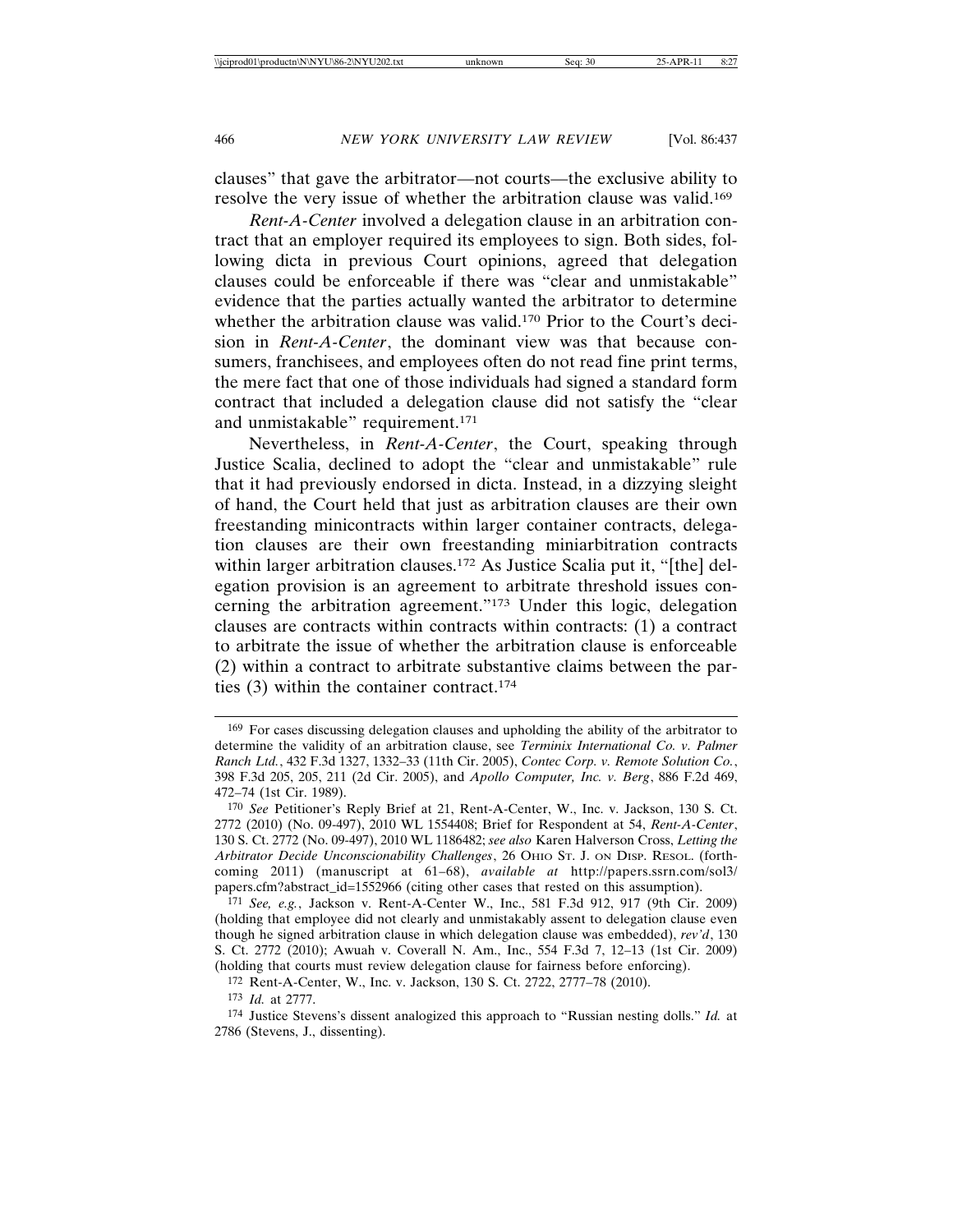clauses" that gave the arbitrator—not courts—the exclusive ability to resolve the very issue of whether the arbitration clause was valid.[169]

*Rent-A-Center* involved a delegation clause in an arbitration contract that an employer required its employees to sign. Both sides, following dicta in previous Court opinions, agreed that delegation clauses could be enforceable if there was "clear and unmistakable" evidence that the parties actually wanted the arbitrator to determine whether the arbitration clause was valid.[170] Prior to the Court's decision in *Rent-A-Center*, the dominant view was that because consumers, franchisees, and employees often do not read fine print terms, the mere fact that one of those individuals had signed a standard form contract that included a delegation clause did not satisfy the "clear and unmistakable" requirement.[171]

Nevertheless, in *Rent-A-Center*, the Court, speaking through Justice Scalia, declined to adopt the "clear and unmistakable" rule that it had previously endorsed in dicta. Instead, in a dizzying sleight of hand, the Court held that just as arbitration clauses are their own freestanding minicontracts within larger container contracts, delegation clauses are their own freestanding miniarbitration contracts within larger arbitration clauses.[172] As Justice Scalia put it, "[the] delegation provision is an agreement to arbitrate threshold issues concerning the arbitration agreement."[173] Under this logic, delegation clauses are contracts within contracts within contracts: (1) a contract to arbitrate the issue of whether the arbitration clause is enforceable (2) within a contract to arbitrate substantive claims between the parties (3) within the container contract.[174]

---

[169] For cases discussing delegation clauses and upholding the ability of the arbitrator to determine the validity of an arbitration clause, see *Terminix International Co. v. Palmer Ranch Ltd.*, 432 F.3d 1327, 1332–33 (11th Cir. 2005), *Contec Corp. v. Remote Solution Co.*, 398 F.3d 205, 205, 211 (2d Cir. 2005), and *Apollo Computer, Inc. v. Berg*, 886 F.2d 469, 472–74 (1st Cir. 1989).

[170] *See* Petitioner's Reply Brief at 21, Rent-A-Center, W., Inc. v. Jackson, 130 S. Ct. 2772 (2010) (No. 09-497), 2010 WL 1554408; Brief for Respondent at 54, *Rent-A-Center*, 130 S. Ct. 2772 (No. 09-497), 2010 WL 1186482; *see also* Karen Halverson Cross, *Letting the Arbitrator Decide Unconscionability Challenges*, 26 OHIO ST. J. ON DISP. RESOL. (forthcoming 2011) (manuscript at 61–68), *available at* http://papers.ssrn.com/sol3/papers.cfm?abstract_id=1552966 (citing other cases that rested on this assumption).

[171] *See, e.g.*, Jackson v. Rent-A-Center W., Inc., 581 F.3d 912, 917 (9th Cir. 2009) (holding that employee did not clearly and unmistakably assent to delegation clause even though he signed arbitration clause in which delegation clause was embedded), *rev'd*, 130 S. Ct. 2772 (2010); Awuah v. Coverall N. Am., Inc., 554 F.3d 7, 12–13 (1st Cir. 2009) (holding that courts must review delegation clause for fairness before enforcing).

[172] Rent-A-Center, W., Inc. v. Jackson, 130 S. Ct. 2722, 2777–78 (2010).

[173] *Id.* at 2777.

[174] Justice Stevens's dissent analogized this approach to "Russian nesting dolls." *Id.* at 2786 (Stevens, J., dissenting).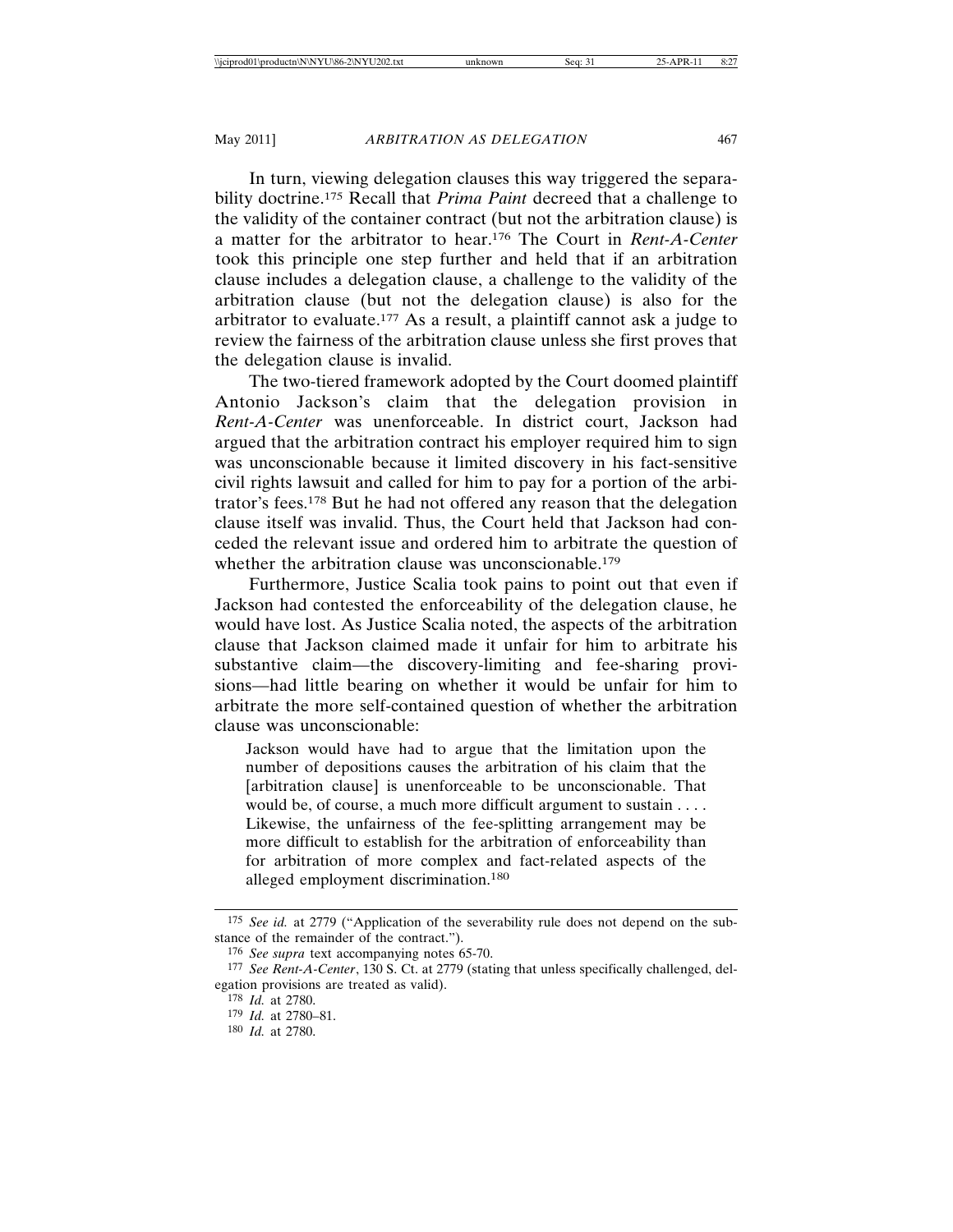In turn, viewing delegation clauses this way triggered the separability doctrine.[175] Recall that *Prima Paint* decreed that a challenge to the validity of the container contract (but not the arbitration clause) is a matter for the arbitrator to hear.[176] The Court in *Rent-A-Center* took this principle one step further and held that if an arbitration clause includes a delegation clause, a challenge to the validity of the arbitration clause (but not the delegation clause) is also for the arbitrator to evaluate.[177] As a result, a plaintiff cannot ask a judge to review the fairness of the arbitration clause unless she first proves that the delegation clause is invalid.

The two-tiered framework adopted by the Court doomed plaintiff Antonio Jackson's claim that the delegation provision in *Rent-A-Center* was unenforceable. In district court, Jackson had argued that the arbitration contract his employer required him to sign was unconscionable because it limited discovery in his fact-sensitive civil rights lawsuit and called for him to pay for a portion of the arbitrator's fees.[178] But he had not offered any reason that the delegation clause itself was invalid. Thus, the Court held that Jackson had conceded the relevant issue and ordered him to arbitrate the question of whether the arbitration clause was unconscionable.[179]

Furthermore, Justice Scalia took pains to point out that even if Jackson had contested the enforceability of the delegation clause, he would have lost. As Justice Scalia noted, the aspects of the arbitration clause that Jackson claimed made it unfair for him to arbitrate his substantive claim—the discovery-limiting and fee-sharing provisions—had little bearing on whether it would be unfair for him to arbitrate the more self-contained question of whether the arbitration clause was unconscionable:

> Jackson would have had to argue that the limitation upon the number of depositions causes the arbitration of his claim that the [arbitration clause] is unenforceable to be unconscionable. That would be, of course, a much more difficult argument to sustain . . . . Likewise, the unfairness of the fee-splitting arrangement may be more difficult to establish for the arbitration of enforceability than for arbitration of more complex and fact-related aspects of the alleged employment discrimination.[180]

---

175 *See id.* at 2779 ("Application of the severability rule does not depend on the substance of the remainder of the contract.").

176 *See supra* text accompanying notes 65-70.

177 *See Rent-A-Center*, 130 S. Ct. at 2779 (stating that unless specifically challenged, delegation provisions are treated as valid).

178 *Id.* at 2780.

179 *Id.* at 2780–81.

180 *Id.* at 2780.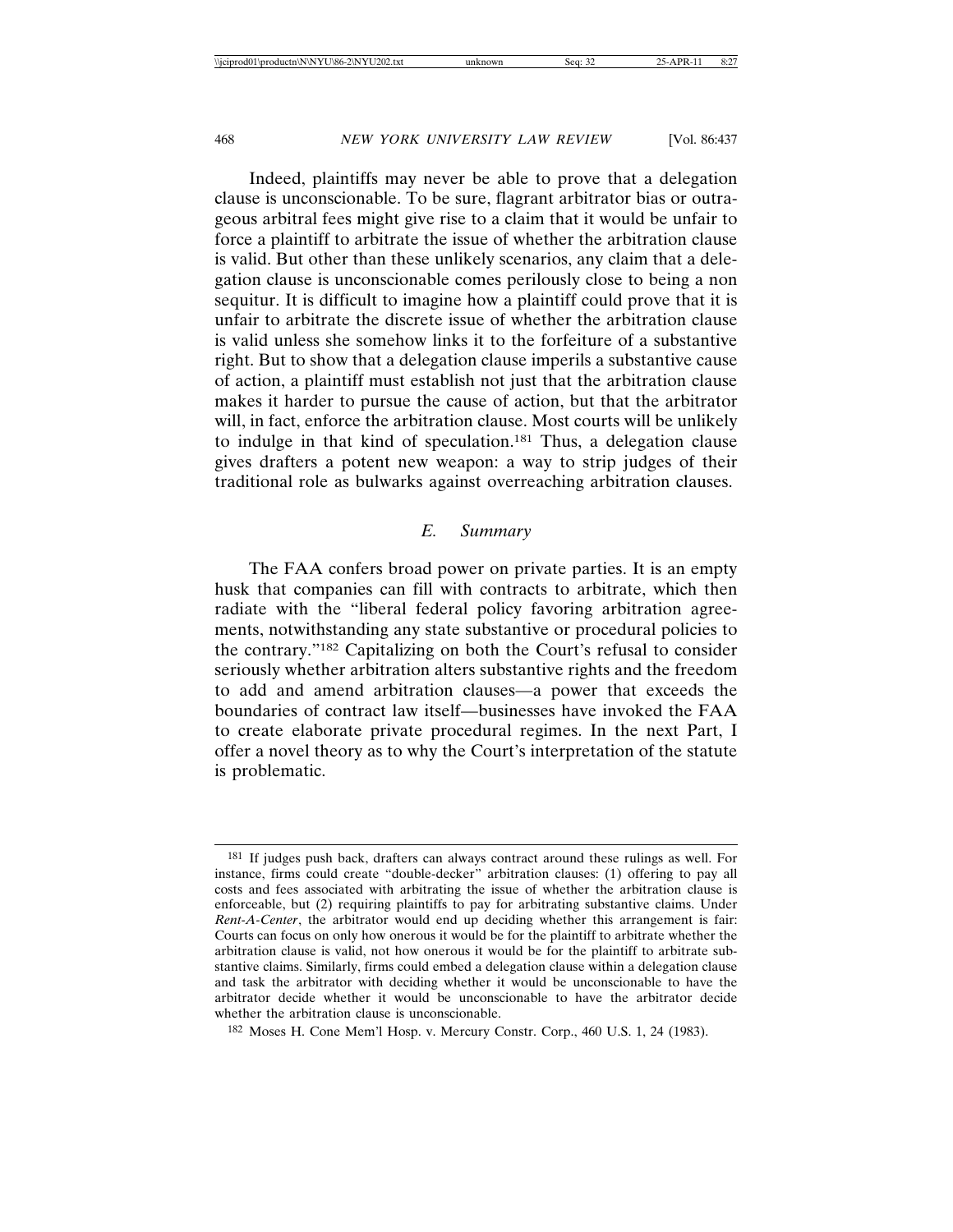Indeed, plaintiffs may never be able to prove that a delegation clause is unconscionable. To be sure, flagrant arbitrator bias or outrageous arbitral fees might give rise to a claim that it would be unfair to force a plaintiff to arbitrate the issue of whether the arbitration clause is valid. But other than these unlikely scenarios, any claim that a delegation clause is unconscionable comes perilously close to being a non sequitur. It is difficult to imagine how a plaintiff could prove that it is unfair to arbitrate the discrete issue of whether the arbitration clause is valid unless she somehow links it to the forfeiture of a substantive right. But to show that a delegation clause imperils a substantive cause of action, a plaintiff must establish not just that the arbitration clause makes it harder to pursue the cause of action, but that the arbitrator will, in fact, enforce the arbitration clause. Most courts will be unlikely to indulge in that kind of speculation.[181] Thus, a delegation clause gives drafters a potent new weapon: a way to strip judges of their traditional role as bulwarks against overreaching arbitration clauses.

### *E. Summary*

The FAA confers broad power on private parties. It is an empty husk that companies can fill with contracts to arbitrate, which then radiate with the "liberal federal policy favoring arbitration agreements, notwithstanding any state substantive or procedural policies to the contrary."[182] Capitalizing on both the Court's refusal to consider seriously whether arbitration alters substantive rights and the freedom to add and amend arbitration clauses—a power that exceeds the boundaries of contract law itself—businesses have invoked the FAA to create elaborate private procedural regimes. In the next Part, I offer a novel theory as to why the Court's interpretation of the statute is problematic.

---

[181] If judges push back, drafters can always contract around these rulings as well. For instance, firms could create "double-decker" arbitration clauses: (1) offering to pay all costs and fees associated with arbitrating the issue of whether the arbitration clause is enforceable, but (2) requiring plaintiffs to pay for arbitrating substantive claims. Under *Rent-A-Center*, the arbitrator would end up deciding whether this arrangement is fair: Courts can focus on only how onerous it would be for the plaintiff to arbitrate whether the arbitration clause is valid, not how onerous it would be for the plaintiff to arbitrate substantive claims. Similarly, firms could embed a delegation clause within a delegation clause and task the arbitrator with deciding whether it would be unconscionable to have the arbitrator decide whether it would be unconscionable to have the arbitrator decide whether the arbitration clause is unconscionable.

[182] Moses H. Cone Mem'l Hosp. v. Mercury Constr. Corp., 460 U.S. 1, 24 (1983).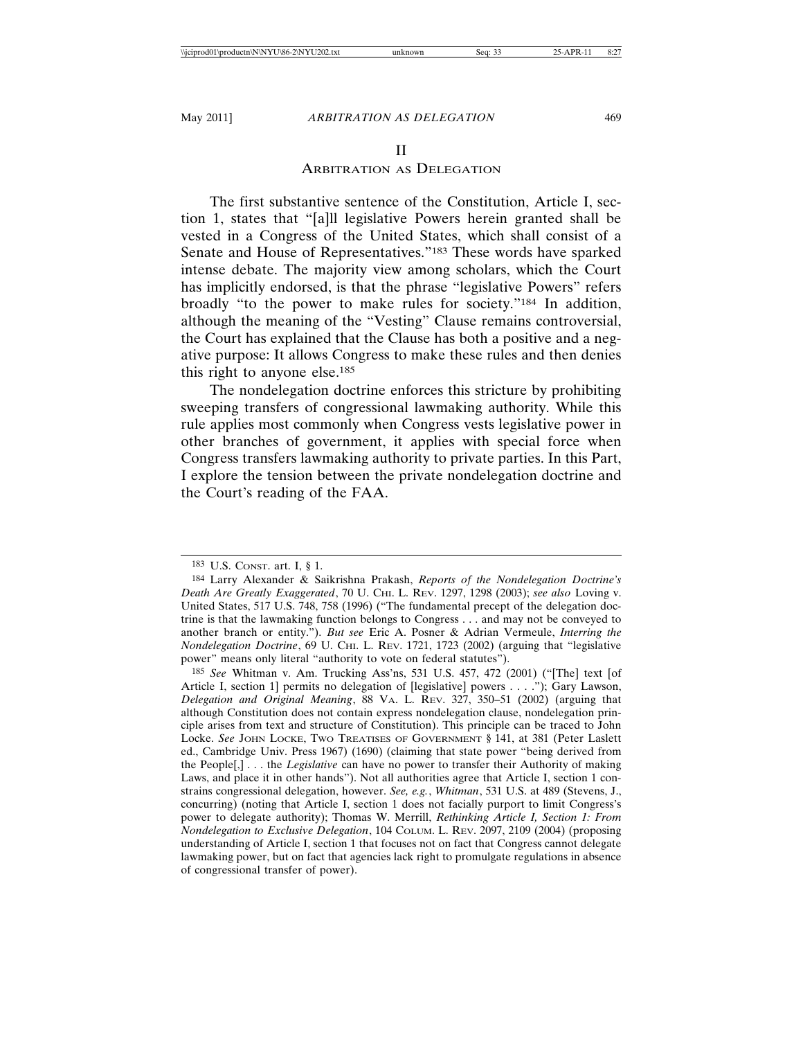## II
## ARBITRATION AS DELEGATION

The first substantive sentence of the Constitution, Article I, section 1, states that "[a]ll legislative Powers herein granted shall be vested in a Congress of the United States, which shall consist of a Senate and House of Representatives."[183] These words have sparked intense debate. The majority view among scholars, which the Court has implicitly endorsed, is that the phrase "legislative Powers" refers broadly "to the power to make rules for society."[184] In addition, although the meaning of the "Vesting" Clause remains controversial, the Court has explained that the Clause has both a positive and a negative purpose: It allows Congress to make these rules and then denies this right to anyone else.[185]

The nondelegation doctrine enforces this stricture by prohibiting sweeping transfers of congressional lawmaking authority. While this rule applies most commonly when Congress vests legislative power in other branches of government, it applies with special force when Congress transfers lawmaking authority to private parties. In this Part, I explore the tension between the private nondelegation doctrine and the Court's reading of the FAA.

---

183 U.S. CONST. art. I, § 1.

184 Larry Alexander & Saikrishna Prakash, *Reports of the Nondelegation Doctrine's Death Are Greatly Exaggerated*, 70 U. CHI. L. REV. 1297, 1298 (2003); *see also* Loving v. United States, 517 U.S. 748, 758 (1996) ("The fundamental precept of the delegation doctrine is that the lawmaking function belongs to Congress . . . and may not be conveyed to another branch or entity."). *But see* Eric A. Posner & Adrian Vermeule, *Interring the Nondelegation Doctrine*, 69 U. CHI. L. REV. 1721, 1723 (2002) (arguing that "legislative power" means only literal "authority to vote on federal statutes").

185 *See* Whitman v. Am. Trucking Ass'ns, 531 U.S. 457, 472 (2001) ("[The] text [of Article I, section 1] permits no delegation of [legislative] powers . . . ."); Gary Lawson, *Delegation and Original Meaning*, 88 VA. L. REV. 327, 350–51 (2002) (arguing that although Constitution does not contain express nondelegation clause, nondelegation principle arises from text and structure of Constitution). This principle can be traced to John Locke. *See* JOHN LOCKE, TWO TREATISES OF GOVERNMENT § 141, at 381 (Peter Laslett ed., Cambridge Univ. Press 1967) (1690) (claiming that state power "being derived from the People[,] . . . the *Legislative* can have no power to transfer their Authority of making Laws, and place it in other hands"). Not all authorities agree that Article I, section 1 constrains congressional delegation, however. *See, e.g.*, *Whitman*, 531 U.S. at 489 (Stevens, J., concurring) (noting that Article I, section 1 does not facially purport to limit Congress's power to delegate authority); Thomas W. Merrill, *Rethinking Article I, Section 1: From Nondelegation to Exclusive Delegation*, 104 COLUM. L. REV. 2097, 2109 (2004) (proposing understanding of Article I, section 1 that focuses not on fact that Congress cannot delegate lawmaking power, but on fact that agencies lack right to promulgate regulations in absence of congressional transfer of power).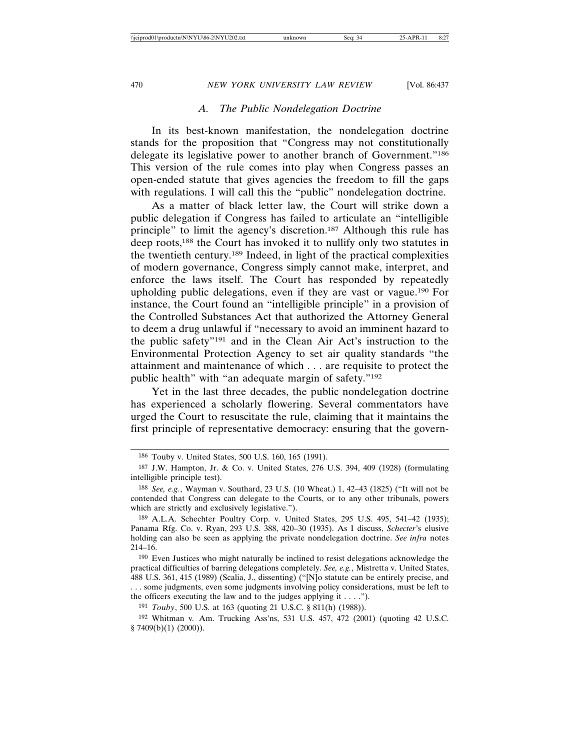### A. The Public Nondelegation Doctrine

In its best-known manifestation, the nondelegation doctrine stands for the proposition that "Congress may not constitutionally delegate its legislative power to another branch of Government."[186] This version of the rule comes into play when Congress passes an open-ended statute that gives agencies the freedom to fill the gaps with regulations. I will call this the "public" nondelegation doctrine.

As a matter of black letter law, the Court will strike down a public delegation if Congress has failed to articulate an "intelligible principle" to limit the agency's discretion.[187] Although this rule has deep roots,[188] the Court has invoked it to nullify only two statutes in the twentieth century.[189] Indeed, in light of the practical complexities of modern governance, Congress simply cannot make, interpret, and enforce the laws itself. The Court has responded by repeatedly upholding public delegations, even if they are vast or vague.[190] For instance, the Court found an "intelligible principle" in a provision of the Controlled Substances Act that authorized the Attorney General to deem a drug unlawful if "necessary to avoid an imminent hazard to the public safety"[191] and in the Clean Air Act's instruction to the Environmental Protection Agency to set air quality standards "the attainment and maintenance of which . . . are requisite to protect the public health" with "an adequate margin of safety."[192]

Yet in the last three decades, the public nondelegation doctrine has experienced a scholarly flowering. Several commentators have urged the Court to resuscitate the rule, claiming that it maintains the first principle of representative democracy: ensuring that the govern-

---

[186] Touby v. United States, 500 U.S. 160, 165 (1991).

[187] J.W. Hampton, Jr. & Co. v. United States, 276 U.S. 394, 409 (1928) (formulating intelligible principle test).

[188] *See, e.g.*, Wayman v. Southard, 23 U.S. (10 Wheat.) 1, 42–43 (1825) ("It will not be contended that Congress can delegate to the Courts, or to any other tribunals, powers which are strictly and exclusively legislative.").

[189] A.L.A. Schechter Poultry Corp. v. United States, 295 U.S. 495, 541–42 (1935); Panama Rfg. Co. v. Ryan, 293 U.S. 388, 420–30 (1935). As I discuss, *Schecter*'s elusive holding can also be seen as applying the private nondelegation doctrine. *See infra* notes 214–16.

[190] Even Justices who might naturally be inclined to resist delegations acknowledge the practical difficulties of barring delegations completely. *See, e.g.*, Mistretta v. United States, 488 U.S. 361, 415 (1989) (Scalia, J., dissenting) ("[N]o statute can be entirely precise, and . . . some judgments, even some judgments involving policy considerations, must be left to the officers executing the law and to the judges applying it . . . .").

[191] *Touby*, 500 U.S. at 163 (quoting 21 U.S.C. § 811(h) (1988)).

[192] Whitman v. Am. Trucking Ass'ns, 531 U.S. 457, 472 (2001) (quoting 42 U.S.C. § 7409(b)(1) (2000)).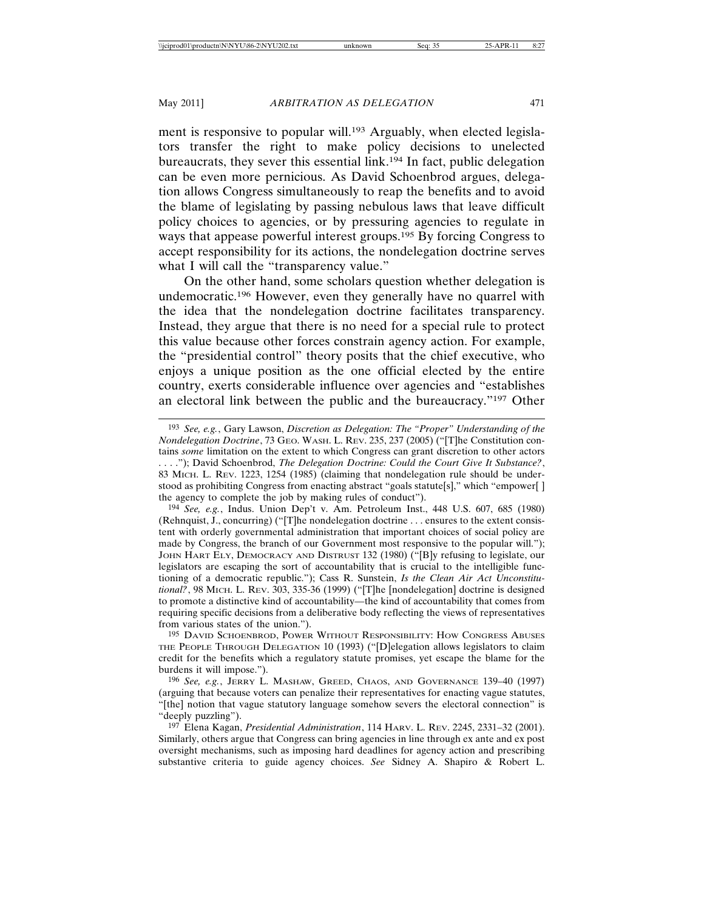ment is responsive to popular will.[193] Arguably, when elected legislators transfer the right to make policy decisions to unelected bureaucrats, they sever this essential link.[194] In fact, public delegation can be even more pernicious. As David Schoenbrod argues, delegation allows Congress simultaneously to reap the benefits and to avoid the blame of legislating by passing nebulous laws that leave difficult policy choices to agencies, or by pressuring agencies to regulate in ways that appease powerful interest groups.[195] By forcing Congress to accept responsibility for its actions, the nondelegation doctrine serves what I will call the "transparency value."

On the other hand, some scholars question whether delegation is undemocratic.[196] However, even they generally have no quarrel with the idea that the nondelegation doctrine facilitates transparency. Instead, they argue that there is no need for a special rule to protect this value because other forces constrain agency action. For example, the "presidential control" theory posits that the chief executive, who enjoys a unique position as the one official elected by the entire country, exerts considerable influence over agencies and "establishes an electoral link between the public and the bureaucracy."[197] Other

---

[193] *See, e.g.*, Gary Lawson, *Discretion as Delegation: The "Proper" Understanding of the Nondelegation Doctrine*, 73 GEO. WASH. L. REV. 235, 237 (2005) ("[T]he Constitution contains *some* limitation on the extent to which Congress can grant discretion to other actors . . . ."); David Schoenbrod, *The Delegation Doctrine: Could the Court Give It Substance?*, 83 MICH. L. REV. 1223, 1254 (1985) (claiming that nondelegation rule should be understood as prohibiting Congress from enacting abstract "goals statute[s]," which "empower[ ] the agency to complete the job by making rules of conduct").

[194] *See, e.g.*, Indus. Union Dep't v. Am. Petroleum Inst., 448 U.S. 607, 685 (1980) (Rehnquist, J., concurring) ("[T]he nondelegation doctrine . . . ensures to the extent consistent with orderly governmental administration that important choices of social policy are made by Congress, the branch of our Government most responsive to the popular will."); JOHN HART ELY, DEMOCRACY AND DISTRUST 132 (1980) ("[B]y refusing to legislate, our legislators are escaping the sort of accountability that is crucial to the intelligible functioning of a democratic republic."); Cass R. Sunstein, *Is the Clean Air Act Unconstitutional?*, 98 MICH. L. REV. 303, 335-36 (1999) ("[T]he [nondelegation] doctrine is designed to promote a distinctive kind of accountability—the kind of accountability that comes from requiring specific decisions from a deliberative body reflecting the views of representatives from various states of the union.").

[195] DAVID SCHOENBROD, POWER WITHOUT RESPONSIBILITY: HOW CONGRESS ABUSES THE PEOPLE THROUGH DELEGATION 10 (1993) ("[D]elegation allows legislators to claim credit for the benefits which a regulatory statute promises, yet escape the blame for the burdens it will impose.").

[196] *See, e.g.*, JERRY L. MASHAW, GREED, CHAOS, AND GOVERNANCE 139–40 (1997) (arguing that because voters can penalize their representatives for enacting vague statutes, "[the] notion that vague statutory language somehow severs the electoral connection" is "deeply puzzling").

[197] Elena Kagan, *Presidential Administration*, 114 HARV. L. REV. 2245, 2331–32 (2001). Similarly, others argue that Congress can bring agencies in line through ex ante and ex post oversight mechanisms, such as imposing hard deadlines for agency action and prescribing substantive criteria to guide agency choices. *See* Sidney A. Shapiro & Robert L.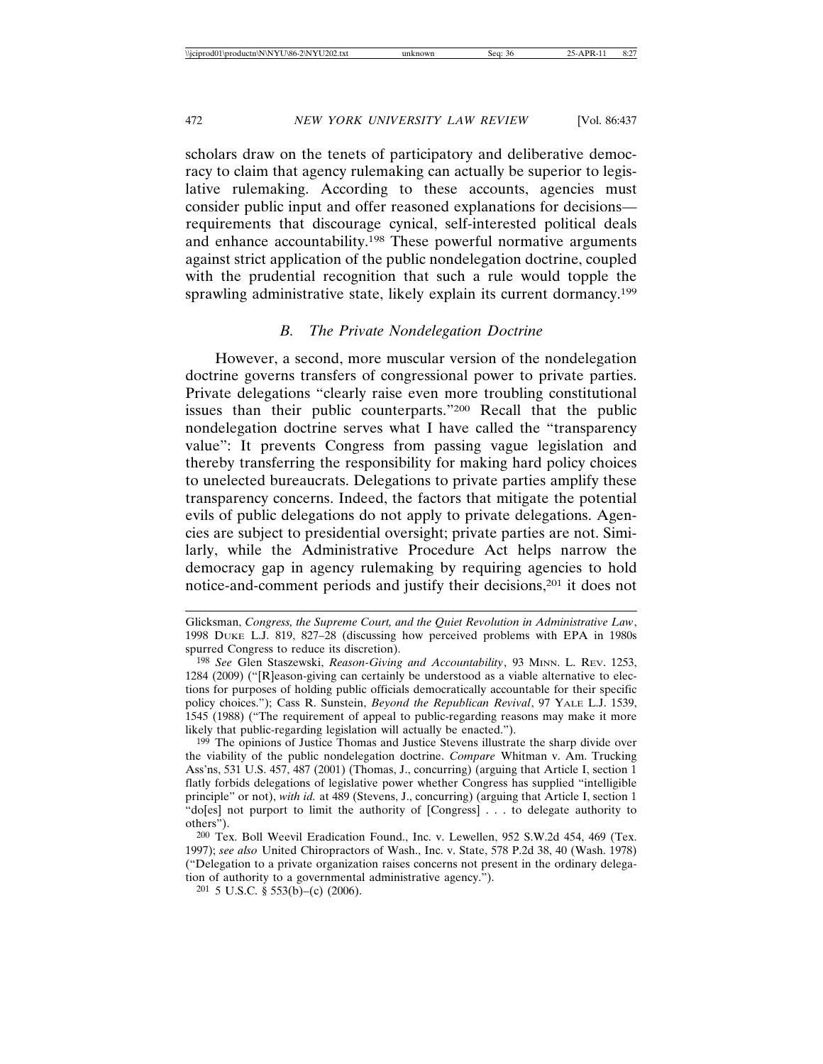scholars draw on the tenets of participatory and deliberative democracy to claim that agency rulemaking can actually be superior to legislative rulemaking. According to these accounts, agencies must consider public input and offer reasoned explanations for decisions—requirements that discourage cynical, self-interested political deals and enhance accountability.[198] These powerful normative arguments against strict application of the public nondelegation doctrine, coupled with the prudential recognition that such a rule would topple the sprawling administrative state, likely explain its current dormancy.[199]

### *B. The Private Nondelegation Doctrine*

However, a second, more muscular version of the nondelegation doctrine governs transfers of congressional power to private parties. Private delegations "clearly raise even more troubling constitutional issues than their public counterparts."[200] Recall that the public nondelegation doctrine serves what I have called the "transparency value": It prevents Congress from passing vague legislation and thereby transferring the responsibility for making hard policy choices to unelected bureaucrats. Delegations to private parties amplify these transparency concerns. Indeed, the factors that mitigate the potential evils of public delegations do not apply to private delegations. Agencies are subject to presidential oversight; private parties are not. Similarly, while the Administrative Procedure Act helps narrow the democracy gap in agency rulemaking by requiring agencies to hold notice-and-comment periods and justify their decisions,[201] it does not

---

Glicksman, *Congress, the Supreme Court, and the Quiet Revolution in Administrative Law*, 1998 DUKE L.J. 819, 827–28 (discussing how perceived problems with EPA in 1980s spurred Congress to reduce its discretion).

[198] *See* Glen Staszewski, *Reason-Giving and Accountability*, 93 MINN. L. REV. 1253, 1284 (2009) ("[R]eason-giving can certainly be understood as a viable alternative to elections for purposes of holding public officials democratically accountable for their specific policy choices."); Cass R. Sunstein, *Beyond the Republican Revival*, 97 YALE L.J. 1539, 1545 (1988) ("The requirement of appeal to public-regarding reasons may make it more likely that public-regarding legislation will actually be enacted.").

[199] The opinions of Justice Thomas and Justice Stevens illustrate the sharp divide over the viability of the public nondelegation doctrine. *Compare* Whitman v. Am. Trucking Ass'ns, 531 U.S. 457, 487 (2001) (Thomas, J., concurring) (arguing that Article I, section 1 flatly forbids delegations of legislative power whether Congress has supplied "intelligible principle" or not), *with id.* at 489 (Stevens, J., concurring) (arguing that Article I, section 1 "do[es] not purport to limit the authority of [Congress] . . . to delegate authority to others").

[200] Tex. Boll Weevil Eradication Found., Inc. v. Lewellen, 952 S.W.2d 454, 469 (Tex. 1997); *see also* United Chiropractors of Wash., Inc. v. State, 578 P.2d 38, 40 (Wash. 1978) ("Delegation to a private organization raises concerns not present in the ordinary delegation of authority to a governmental administrative agency.").

[201] 5 U.S.C. § 553(b)–(c) (2006).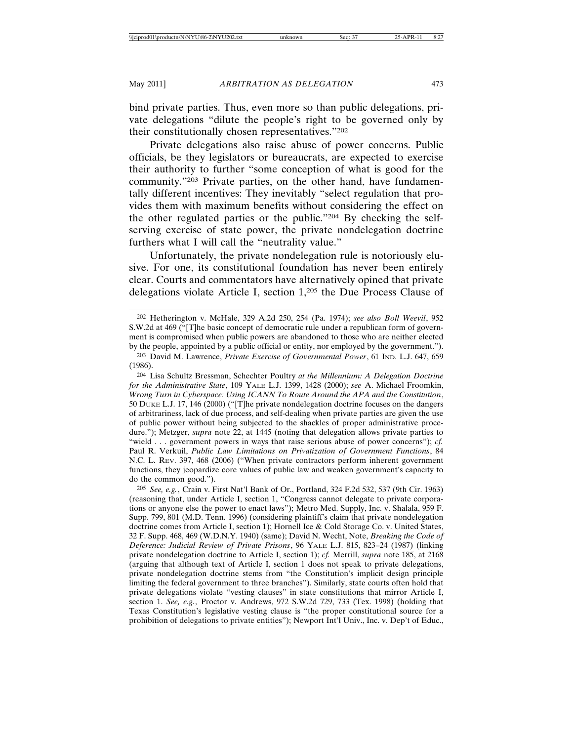bind private parties. Thus, even more so than public delegations, private delegations "dilute the people's right to be governed only by their constitutionally chosen representatives."[202]

Private delegations also raise abuse of power concerns. Public officials, be they legislators or bureaucrats, are expected to exercise their authority to further "some conception of what is good for the community."[203] Private parties, on the other hand, have fundamentally different incentives: They inevitably "select regulation that provides them with maximum benefits without considering the effect on the other regulated parties or the public."[204] By checking the self-serving exercise of state power, the private nondelegation doctrine furthers what I will call the "neutrality value."

Unfortunately, the private nondelegation rule is notoriously elusive. For one, its constitutional foundation has never been entirely clear. Courts and commentators have alternatively opined that private delegations violate Article I, section 1,[205] the Due Process Clause of

---

202 Hetherington v. McHale, 329 A.2d 250, 254 (Pa. 1974); *see also Boll Weevil*, 952 S.W.2d at 469 ("[T]he basic concept of democratic rule under a republican form of government is compromised when public powers are abandoned to those who are neither elected by the people, appointed by a public official or entity, nor employed by the government.").

203 David M. Lawrence, *Private Exercise of Governmental Power*, 61 IND. L.J. 647, 659 (1986).

204 Lisa Schultz Bressman, Schechter Poultry *at the Millennium: A Delegation Doctrine for the Administrative State*, 109 YALE L.J. 1399, 1428 (2000); *see* A. Michael Froomkin, *Wrong Turn in Cyberspace: Using ICANN To Route Around the APA and the Constitution*, 50 DUKE L.J. 17, 146 (2000) ("[T]he private nondelegation doctrine focuses on the dangers of arbitrariness, lack of due process, and self-dealing when private parties are given the use of public power without being subjected to the shackles of proper administrative procedure."); Metzger, *supra* note 22, at 1445 (noting that delegation allows private parties to "wield . . . government powers in ways that raise serious abuse of power concerns"); *cf.* Paul R. Verkuil, *Public Law Limitations on Privatization of Government Functions*, 84 N.C. L. REV. 397, 468 (2006) ("When private contractors perform inherent government functions, they jeopardize core values of public law and weaken government's capacity to do the common good.").

205 *See, e.g.*, Crain v. First Nat'l Bank of Or., Portland, 324 F.2d 532, 537 (9th Cir. 1963) (reasoning that, under Article I, section 1, "Congress cannot delegate to private corporations or anyone else the power to enact laws"); Metro Med. Supply, Inc. v. Shalala, 959 F. Supp. 799, 801 (M.D. Tenn. 1996) (considering plaintiff's claim that private nondelegation doctrine comes from Article I, section 1); Hornell Ice & Cold Storage Co. v. United States, 32 F. Supp. 468, 469 (W.D.N.Y. 1940) (same); David N. Wecht, Note, *Breaking the Code of Deference: Judicial Review of Private Prisons*, 96 YALE L.J. 815, 823–24 (1987) (linking private nondelegation doctrine to Article I, section 1); *cf.* Merrill, *supra* note 185, at 2168 (arguing that although text of Article I, section 1 does not speak to private delegations, private nondelegation doctrine stems from "the Constitution's implicit design principle limiting the federal government to three branches"). Similarly, state courts often hold that private delegations violate "vesting clauses" in state constitutions that mirror Article I, section 1. *See, e.g.*, Proctor v. Andrews, 972 S.W.2d 729, 733 (Tex. 1998) (holding that Texas Constitution's legislative vesting clause is "the proper constitutional source for a prohibition of delegations to private entities"); Newport Int'l Univ., Inc. v. Dep't of Educ.,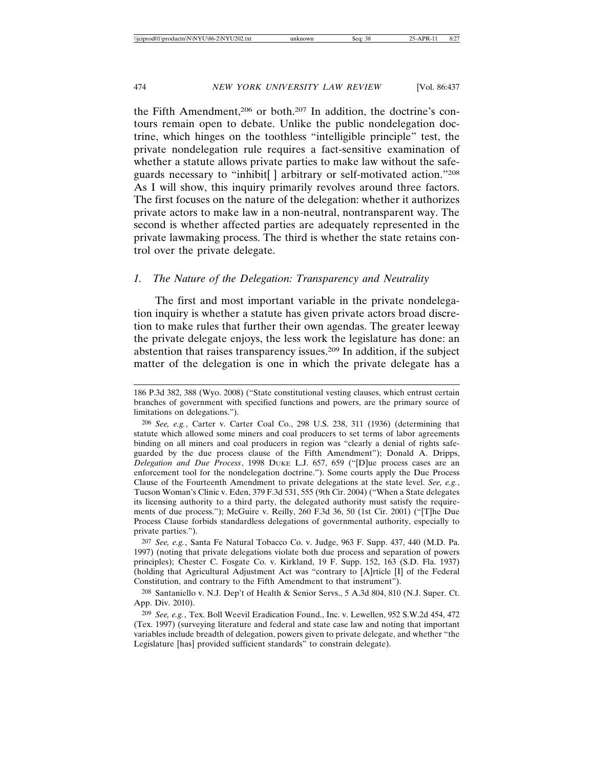the Fifth Amendment,[206] or both.[207] In addition, the doctrine's contours remain open to debate. Unlike the public nondelegation doctrine, which hinges on the toothless "intelligible principle" test, the private nondelegation rule requires a fact-sensitive examination of whether a statute allows private parties to make law without the safeguards necessary to "inhibit[ ] arbitrary or self-motivated action."[208] As I will show, this inquiry primarily revolves around three factors. The first focuses on the nature of the delegation: whether it authorizes private actors to make law in a non-neutral, nontransparent way. The second is whether affected parties are adequately represented in the private lawmaking process. The third is whether the state retains control over the private delegate.

### *1. The Nature of the Delegation: Transparency and Neutrality*

The first and most important variable in the private nondelegation inquiry is whether a statute has given private actors broad discretion to make rules that further their own agendas. The greater leeway the private delegate enjoys, the less work the legislature has done: an abstention that raises transparency issues.[209] In addition, if the subject matter of the delegation is one in which the private delegate has a

---

186 P.3d 382, 388 (Wyo. 2008) ("State constitutional vesting clauses, which entrust certain branches of government with specified functions and powers, are the primary source of limitations on delegations.").

[206] *See, e.g.*, Carter v. Carter Coal Co., 298 U.S. 238, 311 (1936) (determining that statute which allowed some miners and coal producers to set terms of labor agreements binding on all miners and coal producers in region was "clearly a denial of rights safeguarded by the due process clause of the Fifth Amendment"); Donald A. Dripps, *Delegation and Due Process*, 1998 DUKE L.J. 657, 659 ("[D]ue process cases are an enforcement tool for the nondelegation doctrine."). Some courts apply the Due Process Clause of the Fourteenth Amendment to private delegations at the state level. *See, e.g.*, Tucson Woman's Clinic v. Eden, 379 F.3d 531, 555 (9th Cir. 2004) ("When a State delegates its licensing authority to a third party, the delegated authority must satisfy the requirements of due process."); McGuire v. Reilly, 260 F.3d 36, 50 (1st Cir. 2001) ("[T]he Due Process Clause forbids standardless delegations of governmental authority, especially to private parties.").

[207] *See, e.g.*, Santa Fe Natural Tobacco Co. v. Judge, 963 F. Supp. 437, 440 (M.D. Pa. 1997) (noting that private delegations violate both due process and separation of powers principles); Chester C. Fosgate Co. v. Kirkland, 19 F. Supp. 152, 163 (S.D. Fla. 1937) (holding that Agricultural Adjustment Act was "contrary to [A]rticle [I] of the Federal Constitution, and contrary to the Fifth Amendment to that instrument").

[208] Santaniello v. N.J. Dep't of Health & Senior Servs., 5 A.3d 804, 810 (N.J. Super. Ct. App. Div. 2010).

[209] *See, e.g.*, Tex. Boll Weevil Eradication Found., Inc. v. Lewellen, 952 S.W.2d 454, 472 (Tex. 1997) (surveying literature and federal and state case law and noting that important variables include breadth of delegation, powers given to private delegate, and whether "the Legislature [has] provided sufficient standards" to constrain delegate).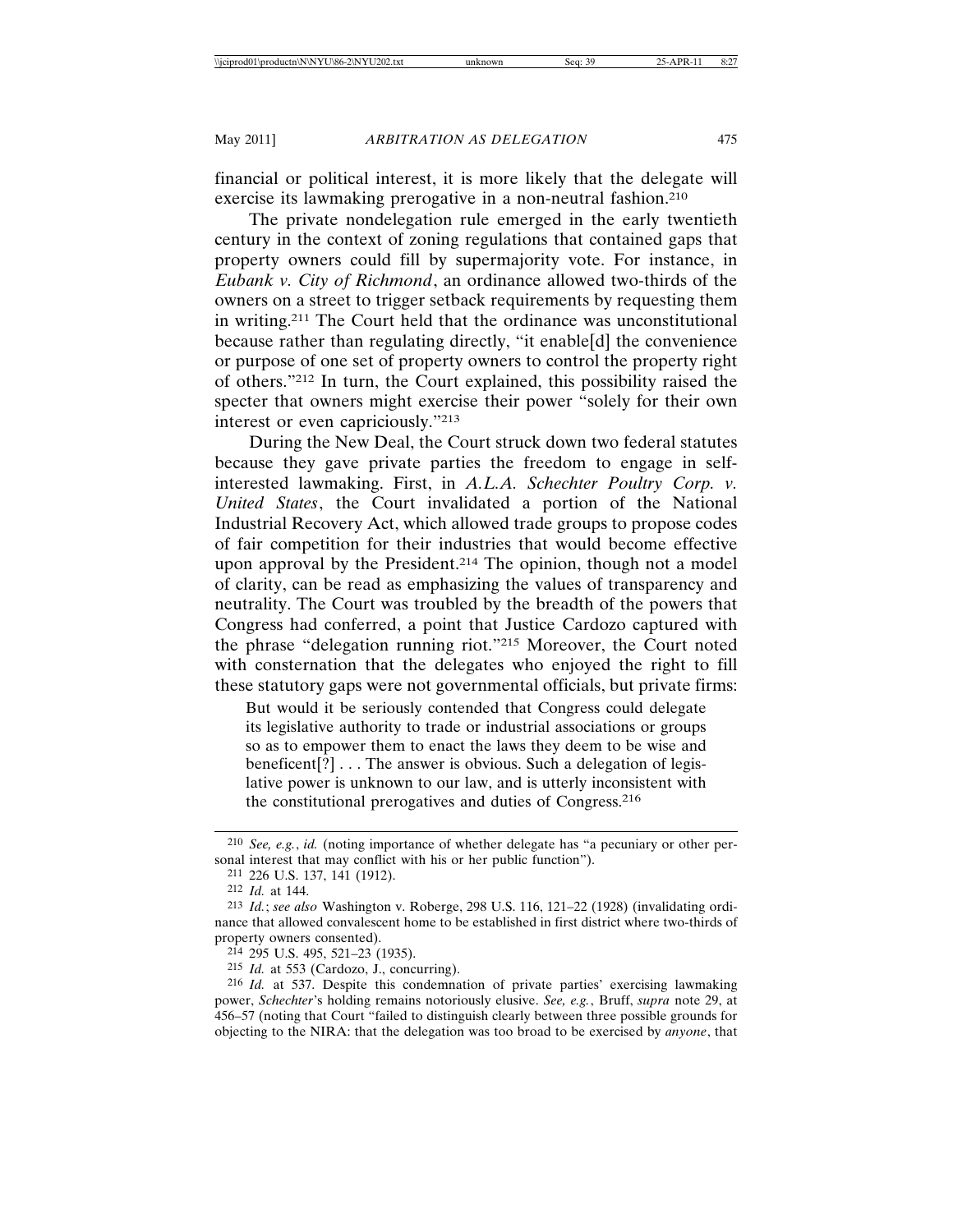financial or political interest, it is more likely that the delegate will exercise its lawmaking prerogative in a non-neutral fashion.[210]

The private nondelegation rule emerged in the early twentieth century in the context of zoning regulations that contained gaps that property owners could fill by supermajority vote. For instance, in *Eubank v. City of Richmond*, an ordinance allowed two-thirds of the owners on a street to trigger setback requirements by requesting them in writing.[211] The Court held that the ordinance was unconstitutional because rather than regulating directly, "it enable[d] the convenience or purpose of one set of property owners to control the property right of others."[212] In turn, the Court explained, this possibility raised the specter that owners might exercise their power "solely for their own interest or even capriciously."[213]

During the New Deal, the Court struck down two federal statutes because they gave private parties the freedom to engage in self-interested lawmaking. First, in *A.L.A. Schechter Poultry Corp. v. United States*, the Court invalidated a portion of the National Industrial Recovery Act, which allowed trade groups to propose codes of fair competition for their industries that would become effective upon approval by the President.[214] The opinion, though not a model of clarity, can be read as emphasizing the values of transparency and neutrality. The Court was troubled by the breadth of the powers that Congress had conferred, a point that Justice Cardozo captured with the phrase "delegation running riot."[215] Moreover, the Court noted with consternation that the delegates who enjoyed the right to fill these statutory gaps were not governmental officials, but private firms:

> But would it be seriously contended that Congress could delegate its legislative authority to trade or industrial associations or groups so as to empower them to enact the laws they deem to be wise and beneficent[?] . . . The answer is obvious. Such a delegation of legislative power is unknown to our law, and is utterly inconsistent with the constitutional prerogatives and duties of Congress.[216]

---

210 *See, e.g.*, *id.* (noting importance of whether delegate has "a pecuniary or other personal interest that may conflict with his or her public function").

211 226 U.S. 137, 141 (1912).

212 *Id.* at 144.

213 *Id.*; *see also* Washington v. Roberge, 298 U.S. 116, 121–22 (1928) (invalidating ordinance that allowed convalescent home to be established in first district where two-thirds of property owners consented).

214 295 U.S. 495, 521–23 (1935).

215 *Id.* at 553 (Cardozo, J., concurring).

216 *Id.* at 537. Despite this condemnation of private parties' exercising lawmaking power, *Schechter*'s holding remains notoriously elusive. *See, e.g.*, Bruff, *supra* note 29, at 456–57 (noting that Court "failed to distinguish clearly between three possible grounds for objecting to the NIRA: that the delegation was too broad to be exercised by *anyone*, that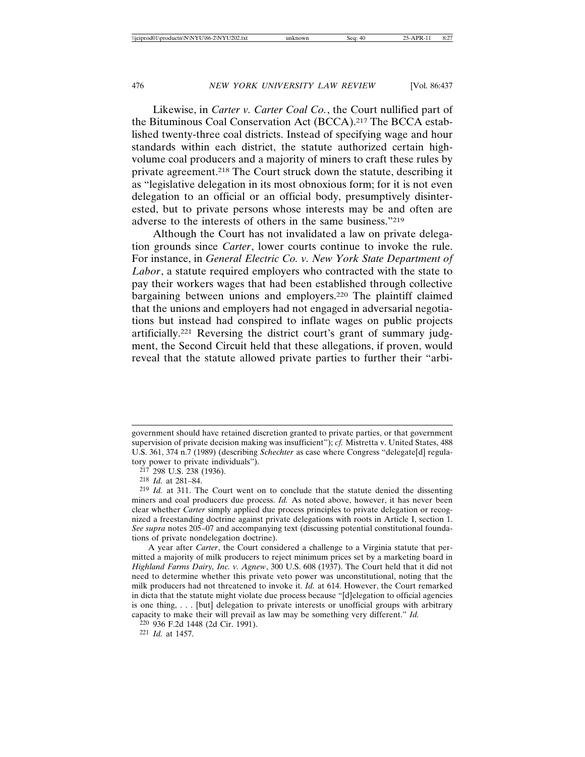Likewise, in *Carter v. Carter Coal Co.*, the Court nullified part of the Bituminous Coal Conservation Act (BCCA).[217] The BCCA established twenty-three coal districts. Instead of specifying wage and hour standards within each district, the statute authorized certain high-volume coal producers and a majority of miners to craft these rules by private agreement.[218] The Court struck down the statute, describing it as "legislative delegation in its most obnoxious form; for it is not even delegation to an official or an official body, presumptively disinterested, but to private persons whose interests may be and often are adverse to the interests of others in the same business."[219]

Although the Court has not invalidated a law on private delegation grounds since *Carter*, lower courts continue to invoke the rule. For instance, in *General Electric Co. v. New York State Department of Labor*, a statute required employers who contracted with the state to pay their workers wages that had been established through collective bargaining between unions and employers.[220] The plaintiff claimed that the unions and employers had not engaged in adversarial negotiations but instead had conspired to inflate wages on public projects artificially.[221] Reversing the district court's grant of summary judgment, the Second Circuit held that these allegations, if proven, would reveal that the statute allowed private parties to further their "arbi-

---

government should have retained discretion granted to private parties, or that government supervision of private decision making was insufficient"); *cf.* Mistretta v. United States, 488 U.S. 361, 374 n.7 (1989) (describing *Schechter* as case where Congress "delegate[d] regulatory power to private individuals").

[217] 298 U.S. 238 (1936).

[218] *Id.* at 281–84.

[219] *Id.* at 311. The Court went on to conclude that the statute denied the dissenting miners and coal producers due process. *Id.* As noted above, however, it has never been clear whether *Carter* simply applied due process principles to private delegation or recognized a freestanding doctrine against private delegations with roots in Article I, section 1. *See supra* notes 205–07 and accompanying text (discussing potential constitutional foundations of private nondelegation doctrine).

A year after *Carter*, the Court considered a challenge to a Virginia statute that permitted a majority of milk producers to reject minimum prices set by a marketing board in *Highland Farms Dairy, Inc. v. Agnew*, 300 U.S. 608 (1937). The Court held that it did not need to determine whether this private veto power was unconstitutional, noting that the milk producers had not threatened to invoke it. *Id.* at 614. However, the Court remarked in dicta that the statute might violate due process because "[d]elegation to official agencies is one thing, . . . [but] delegation to private interests or unofficial groups with arbitrary capacity to make their will prevail as law may be something very different." *Id.*

[220] 936 F.2d 1448 (2d Cir. 1991).

[221] *Id.* at 1457.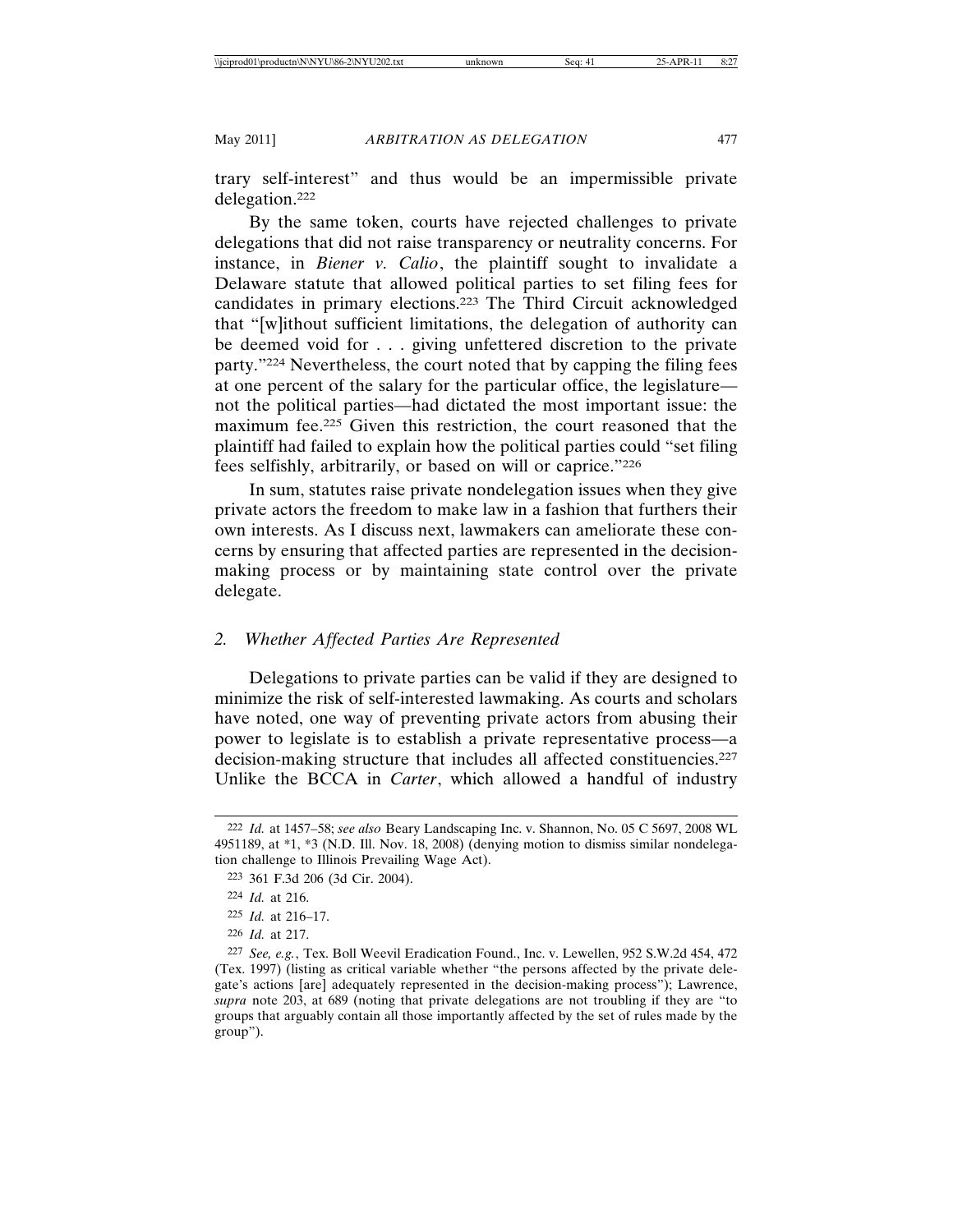trary self-interest" and thus would be an impermissible private delegation.[222]

By the same token, courts have rejected challenges to private delegations that did not raise transparency or neutrality concerns. For instance, in *Biener v. Calio*, the plaintiff sought to invalidate a Delaware statute that allowed political parties to set filing fees for candidates in primary elections.[223] The Third Circuit acknowledged that "[w]ithout sufficient limitations, the delegation of authority can be deemed void for . . . giving unfettered discretion to the private party."[224] Nevertheless, the court noted that by capping the filing fees at one percent of the salary for the particular office, the legislature—not the political parties—had dictated the most important issue: the maximum fee.[225] Given this restriction, the court reasoned that the plaintiff had failed to explain how the political parties could "set filing fees selfishly, arbitrarily, or based on will or caprice."[226]

In sum, statutes raise private nondelegation issues when they give private actors the freedom to make law in a fashion that furthers their own interests. As I discuss next, lawmakers can ameliorate these concerns by ensuring that affected parties are represented in the decision-making process or by maintaining state control over the private delegate.

### 2. *Whether Affected Parties Are Represented*

Delegations to private parties can be valid if they are designed to minimize the risk of self-interested lawmaking. As courts and scholars have noted, one way of preventing private actors from abusing their power to legislate is to establish a private representative process—a decision-making structure that includes all affected constituencies.[227] Unlike the BCCA in *Carter*, which allowed a handful of industry

---

[222] *Id.* at 1457–58; *see also* Beary Landscaping Inc. v. Shannon, No. 05 C 5697, 2008 WL 4951189, at *1, *3 (N.D. Ill. Nov. 18, 2008) (denying motion to dismiss similar nondelegation challenge to Illinois Prevailing Wage Act).

[223] 361 F.3d 206 (3d Cir. 2004).

[224] *Id.* at 216.

[225] *Id.* at 216–17.

[226] *Id.* at 217.

[227] *See, e.g.*, Tex. Boll Weevil Eradication Found., Inc. v. Lewellen, 952 S.W.2d 454, 472 (Tex. 1997) (listing as critical variable whether "the persons affected by the private delegate's actions [are] adequately represented in the decision-making process"); Lawrence, *supra* note 203, at 689 (noting that private delegations are not troubling if they are "to groups that arguably contain all those importantly affected by the set of rules made by the group").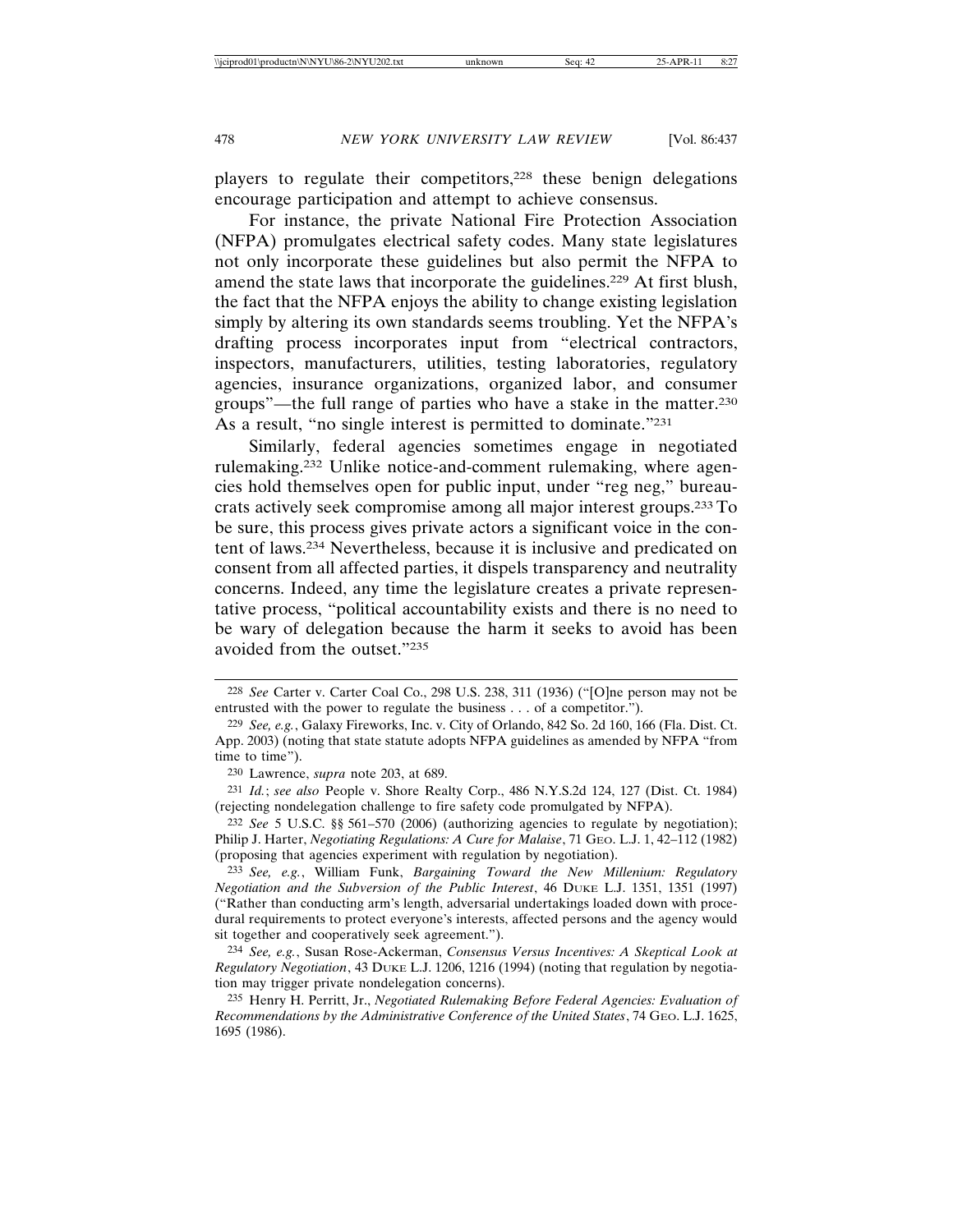players to regulate their competitors,[228] these benign delegations encourage participation and attempt to achieve consensus.

For instance, the private National Fire Protection Association (NFPA) promulgates electrical safety codes. Many state legislatures not only incorporate these guidelines but also permit the NFPA to amend the state laws that incorporate the guidelines.[229] At first blush, the fact that the NFPA enjoys the ability to change existing legislation simply by altering its own standards seems troubling. Yet the NFPA's drafting process incorporates input from "electrical contractors, inspectors, manufacturers, utilities, testing laboratories, regulatory agencies, insurance organizations, organized labor, and consumer groups"—the full range of parties who have a stake in the matter.[230] As a result, "no single interest is permitted to dominate."[231]

Similarly, federal agencies sometimes engage in negotiated rulemaking.[232] Unlike notice-and-comment rulemaking, where agencies hold themselves open for public input, under "reg neg," bureaucrats actively seek compromise among all major interest groups.[233] To be sure, this process gives private actors a significant voice in the content of laws.[234] Nevertheless, because it is inclusive and predicated on consent from all affected parties, it dispels transparency and neutrality concerns. Indeed, any time the legislature creates a private representative process, "political accountability exists and there is no need to be wary of delegation because the harm it seeks to avoid has been avoided from the outset."[235]

---

[228] *See* Carter v. Carter Coal Co., 298 U.S. 238, 311 (1936) ("[O]ne person may not be entrusted with the power to regulate the business . . . of a competitor.").

[229] *See, e.g.*, Galaxy Fireworks, Inc. v. City of Orlando, 842 So. 2d 160, 166 (Fla. Dist. Ct. App. 2003) (noting that state statute adopts NFPA guidelines as amended by NFPA "from time to time").

[230] Lawrence, *supra* note 203, at 689.

[231] *Id.*; *see also* People v. Shore Realty Corp., 486 N.Y.S.2d 124, 127 (Dist. Ct. 1984) (rejecting nondelegation challenge to fire safety code promulgated by NFPA).

[232] *See* 5 U.S.C. §§ 561–570 (2006) (authorizing agencies to regulate by negotiation); Philip J. Harter, *Negotiating Regulations: A Cure for Malaise*, 71 GEO. L.J. 1, 42–112 (1982) (proposing that agencies experiment with regulation by negotiation).

[233] *See, e.g.*, William Funk, *Bargaining Toward the New Millenium: Regulatory Negotiation and the Subversion of the Public Interest*, 46 DUKE L.J. 1351, 1351 (1997) ("Rather than conducting arm's length, adversarial undertakings loaded down with procedural requirements to protect everyone's interests, affected persons and the agency would sit together and cooperatively seek agreement.").

[234] *See, e.g.*, Susan Rose-Ackerman, *Consensus Versus Incentives: A Skeptical Look at Regulatory Negotiation*, 43 DUKE L.J. 1206, 1216 (1994) (noting that regulation by negotiation may trigger private nondelegation concerns).

[235] Henry H. Perritt, Jr., *Negotiated Rulemaking Before Federal Agencies: Evaluation of Recommendations by the Administrative Conference of the United States*, 74 GEO. L.J. 1625, 1695 (1986).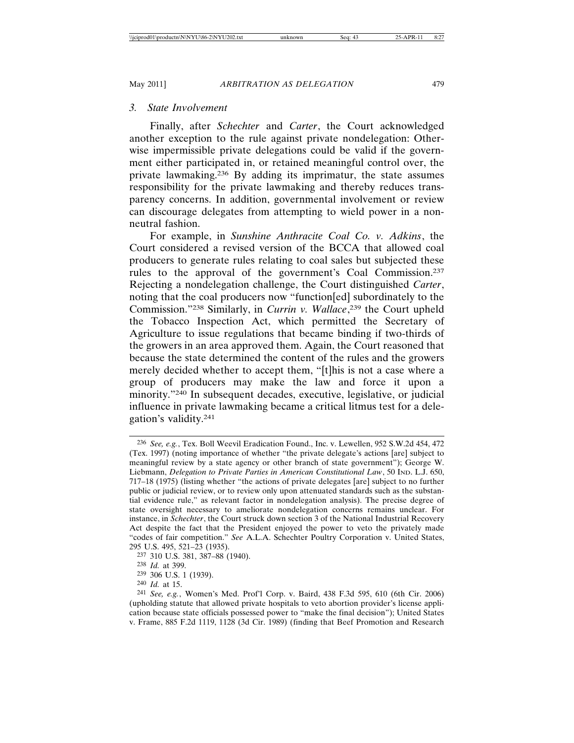### 3. *State Involvement*

Finally, after *Schechter* and *Carter*, the Court acknowledged another exception to the rule against private nondelegation: Otherwise impermissible private delegations could be valid if the government either participated in, or retained meaningful control over, the private lawmaking.[236] By adding its imprimatur, the state assumes responsibility for the private lawmaking and thereby reduces transparency concerns. In addition, governmental involvement or review can discourage delegates from attempting to wield power in a nonneutral fashion.

For example, in *Sunshine Anthracite Coal Co. v. Adkins*, the Court considered a revised version of the BCCA that allowed coal producers to generate rules relating to coal sales but subjected these rules to the approval of the government's Coal Commission.[237] Rejecting a nondelegation challenge, the Court distinguished *Carter*, noting that the coal producers now "function[ed] subordinately to the Commission."[238] Similarly, in *Currin v. Wallace*,[239] the Court upheld the Tobacco Inspection Act, which permitted the Secretary of Agriculture to issue regulations that became binding if two-thirds of the growers in an area approved them. Again, the Court reasoned that because the state determined the content of the rules and the growers merely decided whether to accept them, "[t]his is not a case where a group of producers may make the law and force it upon a minority."[240] In subsequent decades, executive, legislative, or judicial influence in private lawmaking became a critical litmus test for a delegation's validity.[241]

---

[236] *See, e.g.*, Tex. Boll Weevil Eradication Found., Inc. v. Lewellen, 952 S.W.2d 454, 472 (Tex. 1997) (noting importance of whether "the private delegate's actions [are] subject to meaningful review by a state agency or other branch of state government"); George W. Liebmann, *Delegation to Private Parties in American Constitutional Law*, 50 IND. L.J. 650, 717–18 (1975) (listing whether "the actions of private delegates [are] subject to no further public or judicial review, or to review only upon attenuated standards such as the substantial evidence rule," as relevant factor in nondelegation analysis). The precise degree of state oversight necessary to ameliorate nondelegation concerns remains unclear. For instance, in *Schechter*, the Court struck down section 3 of the National Industrial Recovery Act despite the fact that the President enjoyed the power to veto the privately made "codes of fair competition." *See* A.L.A. Schechter Poultry Corporation v. United States, 295 U.S. 495, 521–23 (1935).

[237] 310 U.S. 381, 387–88 (1940).

[238] *Id.* at 399.

[239] 306 U.S. 1 (1939).

[240] *Id.* at 15.

[241] *See, e.g.*, Women's Med. Prof'l Corp. v. Baird, 438 F.3d 595, 610 (6th Cir. 2006) (upholding statute that allowed private hospitals to veto abortion provider's license application because state officials possessed power to "make the final decision"); United States v. Frame, 885 F.2d 1119, 1128 (3d Cir. 1989) (finding that Beef Promotion and Research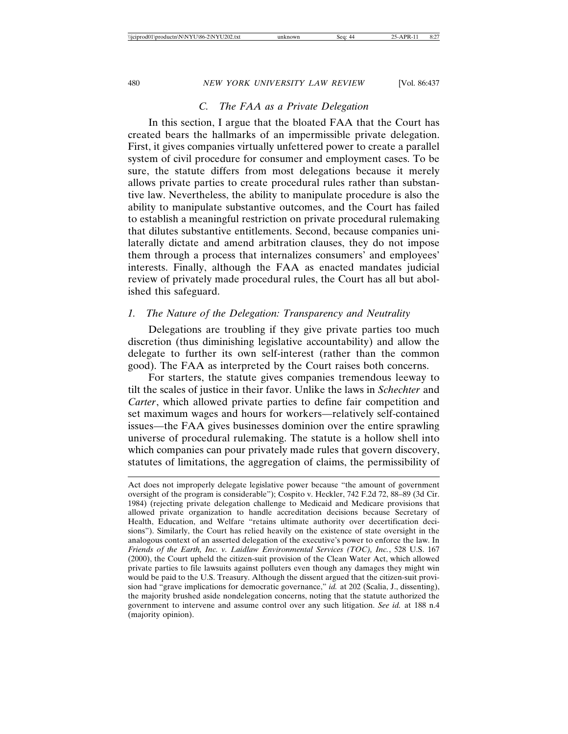### *C. The FAA as a Private Delegation*

In this section, I argue that the bloated FAA that the Court has created bears the hallmarks of an impermissible private delegation. First, it gives companies virtually unfettered power to create a parallel system of civil procedure for consumer and employment cases. To be sure, the statute differs from most delegations because it merely allows private parties to create procedural rules rather than substantive law. Nevertheless, the ability to manipulate procedure is also the ability to manipulate substantive outcomes, and the Court has failed to establish a meaningful restriction on private procedural rulemaking that dilutes substantive entitlements. Second, because companies unilaterally dictate and amend arbitration clauses, they do not impose them through a process that internalizes consumers' and employees' interests. Finally, although the FAA as enacted mandates judicial review of privately made procedural rules, the Court has all but abolished this safeguard.

#### *1. The Nature of the Delegation: Transparency and Neutrality*

Delegations are troubling if they give private parties too much discretion (thus diminishing legislative accountability) and allow the delegate to further its own self-interest (rather than the common good). The FAA as interpreted by the Court raises both concerns.

For starters, the statute gives companies tremendous leeway to tilt the scales of justice in their favor. Unlike the laws in *Schechter* and *Carter*, which allowed private parties to define fair competition and set maximum wages and hours for workers—relatively self-contained issues—the FAA gives businesses dominion over the entire sprawling universe of procedural rulemaking. The statute is a hollow shell into which companies can pour privately made rules that govern discovery, statutes of limitations, the aggregation of claims, the permissibility of

---

Act does not improperly delegate legislative power because "the amount of government oversight of the program is considerable"); Cospito v. Heckler, 742 F.2d 72, 88–89 (3d Cir. 1984) (rejecting private delegation challenge to Medicaid and Medicare provisions that allowed private organization to handle accreditation decisions because Secretary of Health, Education, and Welfare "retains ultimate authority over decertification decisions"). Similarly, the Court has relied heavily on the existence of state oversight in the analogous context of an asserted delegation of the executive's power to enforce the law. In *Friends of the Earth, Inc. v. Laidlaw Environmental Services (TOC), Inc.*, 528 U.S. 167 (2000), the Court upheld the citizen-suit provision of the Clean Water Act, which allowed private parties to file lawsuits against polluters even though any damages they might win would be paid to the U.S. Treasury. Although the dissent argued that the citizen-suit provision had "grave implications for democratic governance," *id.* at 202 (Scalia, J., dissenting), the majority brushed aside nondelegation concerns, noting that the statute authorized the government to intervene and assume control over any such litigation. *See id.* at 188 n.4 (majority opinion).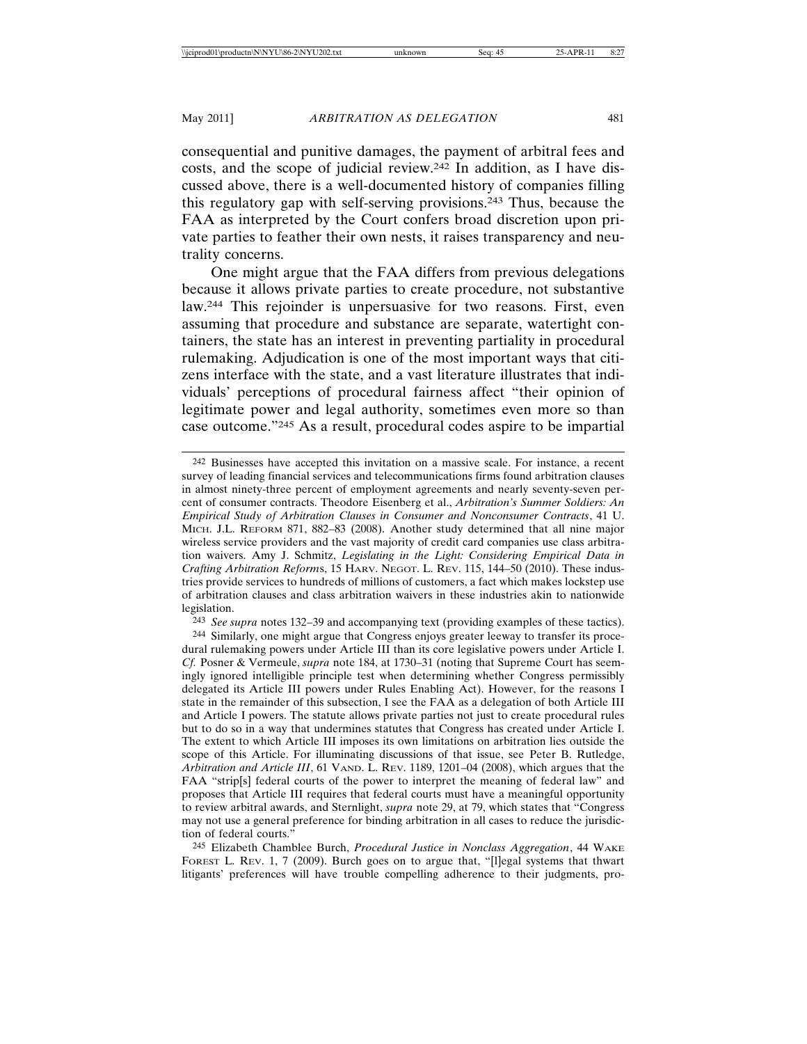consequential and punitive damages, the payment of arbitral fees and costs, and the scope of judicial review.[242] In addition, as I have discussed above, there is a well-documented history of companies filling this regulatory gap with self-serving provisions.[243] Thus, because the FAA as interpreted by the Court confers broad discretion upon private parties to feather their own nests, it raises transparency and neutrality concerns.

One might argue that the FAA differs from previous delegations because it allows private parties to create procedure, not substantive law.[244] This rejoinder is unpersuasive for two reasons. First, even assuming that procedure and substance are separate, watertight containers, the state has an interest in preventing partiality in procedural rulemaking. Adjudication is one of the most important ways that citizens interface with the state, and a vast literature illustrates that individuals' perceptions of procedural fairness affect "their opinion of legitimate power and legal authority, sometimes even more so than case outcome."[245] As a result, procedural codes aspire to be impartial

---

[242] Businesses have accepted this invitation on a massive scale. For instance, a recent survey of leading financial services and telecommunications firms found arbitration clauses in almost ninety-three percent of employment agreements and nearly seventy-seven percent of consumer contracts. Theodore Eisenberg et al., *Arbitration's Summer Soldiers: An Empirical Study of Arbitration Clauses in Consumer and Nonconsumer Contracts*, 41 U. MICH. J.L. REFORM 871, 882–83 (2008). Another study determined that all nine major wireless service providers and the vast majority of credit card companies use class arbitration waivers. Amy J. Schmitz, *Legislating in the Light: Considering Empirical Data in Crafting Arbitration Reforms*, 15 HARV. NEGOT. L. REV. 115, 144–50 (2010). These industries provide services to hundreds of millions of customers, a fact which makes lockstep use of arbitration clauses and class arbitration waivers in these industries akin to nationwide legislation.

[243] *See supra* notes 132–39 and accompanying text (providing examples of these tactics).

[244] Similarly, one might argue that Congress enjoys greater leeway to transfer its procedural rulemaking powers under Article III than its core legislative powers under Article I. *Cf.* Posner & Vermeule, *supra* note 184, at 1730–31 (noting that Supreme Court has seemingly ignored intelligible principle test when determining whether Congress permissibly delegated its Article III powers under Rules Enabling Act). However, for the reasons I state in the remainder of this subsection, I see the FAA as a delegation of both Article III and Article I powers. The statute allows private parties not just to create procedural rules but to do so in a way that undermines statutes that Congress has created under Article I. The extent to which Article III imposes its own limitations on arbitration lies outside the scope of this Article. For illuminating discussions of that issue, see Peter B. Rutledge, *Arbitration and Article III*, 61 VAND. L. REV. 1189, 1201–04 (2008), which argues that the FAA "strip[s] federal courts of the power to interpret the meaning of federal law" and proposes that Article III requires that federal courts must have a meaningful opportunity to review arbitral awards, and Sternlight, *supra* note 29, at 79, which states that "Congress may not use a general preference for binding arbitration in all cases to reduce the jurisdiction of federal courts."

[245] Elizabeth Chamblee Burch, *Procedural Justice in Nonclass Aggregation*, 44 WAKE FOREST L. REV. 1, 7 (2009). Burch goes on to argue that, "[l]egal systems that thwart litigants' preferences will have trouble compelling adherence to their judgments, pro-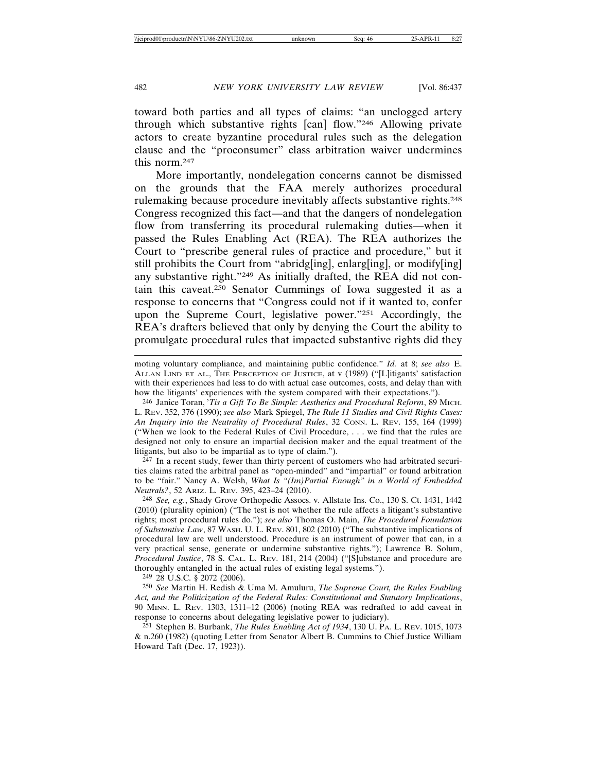toward both parties and all types of claims: "an unclogged artery through which substantive rights [can] flow."[246] Allowing private actors to create byzantine procedural rules such as the delegation clause and the "proconsumer" class arbitration waiver undermines this norm.[247]

More importantly, nondelegation concerns cannot be dismissed on the grounds that the FAA merely authorizes procedural rulemaking because procedure inevitably affects substantive rights.[248] Congress recognized this fact—and that the dangers of nondelegation flow from transferring its procedural rulemaking duties—when it passed the Rules Enabling Act (REA). The REA authorizes the Court to "prescribe general rules of practice and procedure," but it still prohibits the Court from "abridg[ing], enlarg[ing], or modify[ing] any substantive right."[249] As initially drafted, the REA did not contain this caveat.[250] Senator Cummings of Iowa suggested it as a response to concerns that "Congress could not if it wanted to, confer upon the Supreme Court, legislative power."[251] Accordingly, the REA's drafters believed that only by denying the Court the ability to promulgate procedural rules that impacted substantive rights did they

---

moting voluntary compliance, and maintaining public confidence." *Id.* at 8; *see also* E. ALLAN LIND ET AL., THE PERCEPTION OF JUSTICE, at v (1989) ("[L]itigants' satisfaction with their experiences had less to do with actual case outcomes, costs, and delay than with how the litigants' experiences with the system compared with their expectations.").

246 Janice Toran, *'Tis a Gift To Be Simple: Aesthetics and Procedural Reform*, 89 MICH. L. REV. 352, 376 (1990); *see also* Mark Spiegel, *The Rule 11 Studies and Civil Rights Cases: An Inquiry into the Neutrality of Procedural Rules*, 32 CONN. L. REV. 155, 164 (1999) ("When we look to the Federal Rules of Civil Procedure, . . . we find that the rules are designed not only to ensure an impartial decision maker and the equal treatment of the litigants, but also to be impartial as to type of claim.").

247 In a recent study, fewer than thirty percent of customers who had arbitrated securities claims rated the arbitral panel as "open-minded" and "impartial" or found arbitration to be "fair." Nancy A. Welsh, *What Is "(Im)Partial Enough" in a World of Embedded Neutrals?*, 52 ARIZ. L. REV. 395, 423–24 (2010).

248 *See, e.g.*, Shady Grove Orthopedic Assocs. v. Allstate Ins. Co., 130 S. Ct. 1431, 1442 (2010) (plurality opinion) ("The test is not whether the rule affects a litigant's substantive rights; most procedural rules do."); *see also* Thomas O. Main, *The Procedural Foundation of Substantive Law*, 87 WASH. U. L. REV. 801, 802 (2010) ("The substantive implications of procedural law are well understood. Procedure is an instrument of power that can, in a very practical sense, generate or undermine substantive rights."); Lawrence B. Solum, *Procedural Justice*, 78 S. CAL. L. REV. 181, 214 (2004) ("[S]ubstance and procedure are thoroughly entangled in the actual rules of existing legal systems.").

249 28 U.S.C. § 2072 (2006).

250 *See* Martin H. Redish & Uma M. Amuluru, *The Supreme Court, the Rules Enabling Act, and the Politicization of the Federal Rules: Constitutional and Statutory Implications*, 90 MINN. L. REV. 1303, 1311–12 (2006) (noting REA was redrafted to add caveat in response to concerns about delegating legislative power to judiciary).

251 Stephen B. Burbank, *The Rules Enabling Act of 1934*, 130 U. PA. L. REV. 1015, 1073 & n.260 (1982) (quoting Letter from Senator Albert B. Cummins to Chief Justice William Howard Taft (Dec. 17, 1923)).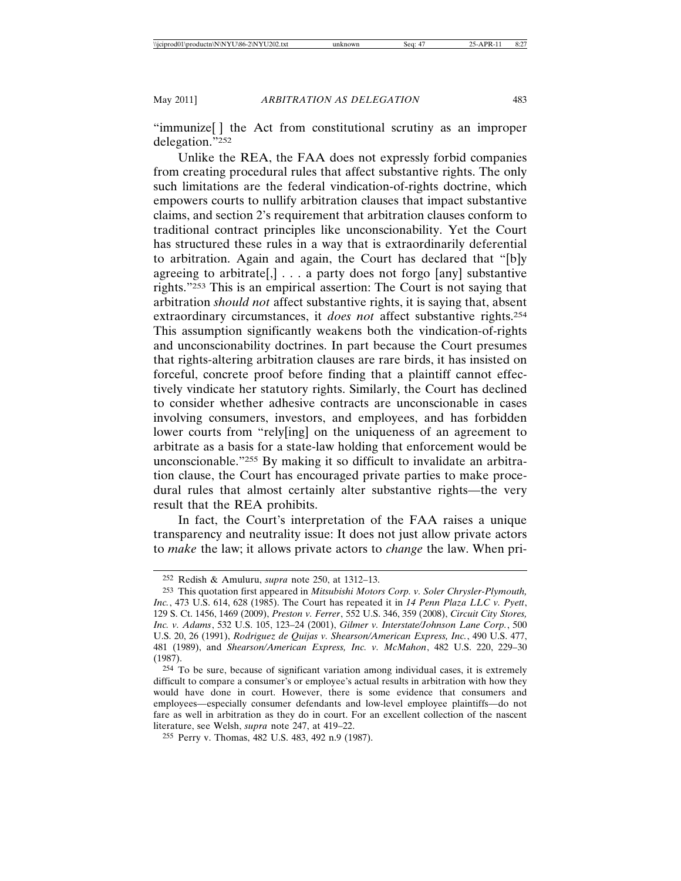"immunize[ ] the Act from constitutional scrutiny as an improper delegation."[252]

Unlike the REA, the FAA does not expressly forbid companies from creating procedural rules that affect substantive rights. The only such limitations are the federal vindication-of-rights doctrine, which empowers courts to nullify arbitration clauses that impact substantive claims, and section 2's requirement that arbitration clauses conform to traditional contract principles like unconscionability. Yet the Court has structured these rules in a way that is extraordinarily deferential to arbitration. Again and again, the Court has declared that "[b]y agreeing to arbitrate[,] . . . a party does not forgo [any] substantive rights."[253] This is an empirical assertion: The Court is not saying that arbitration *should not* affect substantive rights, it is saying that, absent extraordinary circumstances, it *does not* affect substantive rights.[254] This assumption significantly weakens both the vindication-of-rights and unconscionability doctrines. In part because the Court presumes that rights-altering arbitration clauses are rare birds, it has insisted on forceful, concrete proof before finding that a plaintiff cannot effectively vindicate her statutory rights. Similarly, the Court has declined to consider whether adhesive contracts are unconscionable in cases involving consumers, investors, and employees, and has forbidden lower courts from "rely[ing] on the uniqueness of an agreement to arbitrate as a basis for a state-law holding that enforcement would be unconscionable."[255] By making it so difficult to invalidate an arbitration clause, the Court has encouraged private parties to make procedural rules that almost certainly alter substantive rights—the very result that the REA prohibits.

In fact, the Court's interpretation of the FAA raises a unique transparency and neutrality issue: It does not just allow private actors to *make* the law; it allows private actors to *change* the law. When pri-

---

[252] Redish & Amuluru, *supra* note 250, at 1312–13.

[253] This quotation first appeared in *Mitsubishi Motors Corp. v. Soler Chrysler-Plymouth, Inc.*, 473 U.S. 614, 628 (1985). The Court has repeated it in *14 Penn Plaza LLC v. Pyett*, 129 S. Ct. 1456, 1469 (2009), *Preston v. Ferrer*, 552 U.S. 346, 359 (2008), *Circuit City Stores, Inc. v. Adams*, 532 U.S. 105, 123–24 (2001), *Gilmer v. Interstate/Johnson Lane Corp.*, 500 U.S. 20, 26 (1991), *Rodriguez de Quijas v. Shearson/American Express, Inc.*, 490 U.S. 477, 481 (1989), and *Shearson/American Express, Inc. v. McMahon*, 482 U.S. 220, 229–30 (1987).

[254] To be sure, because of significant variation among individual cases, it is extremely difficult to compare a consumer's or employee's actual results in arbitration with how they would have done in court. However, there is some evidence that consumers and employees—especially consumer defendants and low-level employee plaintiffs—do not fare as well in arbitration as they do in court. For an excellent collection of the nascent literature, see Welsh, *supra* note 247, at 419–22.

[255] Perry v. Thomas, 482 U.S. 483, 492 n.9 (1987).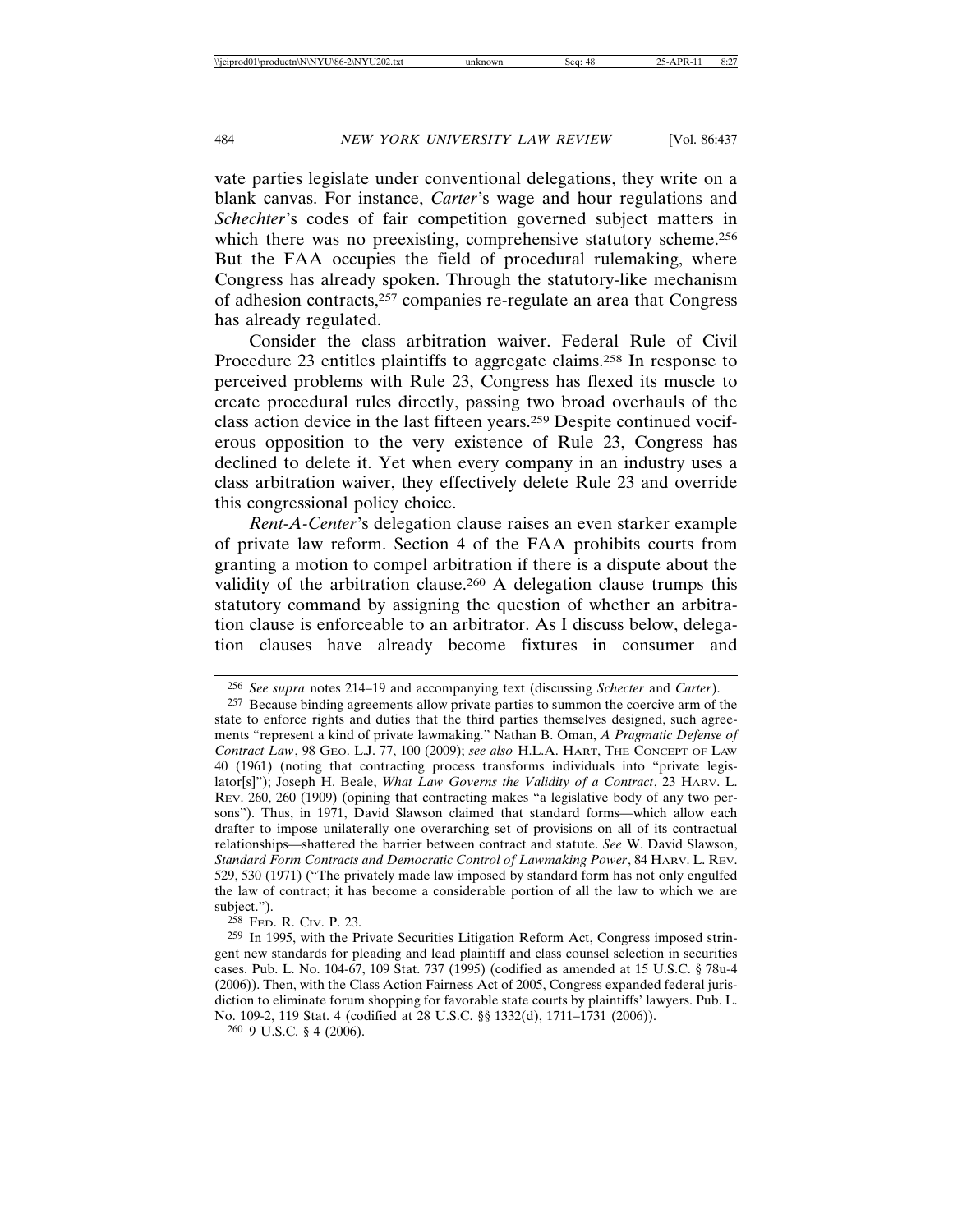vate parties legislate under conventional delegations, they write on a blank canvas. For instance, *Carter*'s wage and hour regulations and *Schechter*'s codes of fair competition governed subject matters in which there was no preexisting, comprehensive statutory scheme.[256] But the FAA occupies the field of procedural rulemaking, where Congress has already spoken. Through the statutory-like mechanism of adhesion contracts,[257] companies re-regulate an area that Congress has already regulated.

Consider the class arbitration waiver. Federal Rule of Civil Procedure 23 entitles plaintiffs to aggregate claims.[258] In response to perceived problems with Rule 23, Congress has flexed its muscle to create procedural rules directly, passing two broad overhauls of the class action device in the last fifteen years.[259] Despite continued vociferous opposition to the very existence of Rule 23, Congress has declined to delete it. Yet when every company in an industry uses a class arbitration waiver, they effectively delete Rule 23 and override this congressional policy choice.

*Rent-A-Center*'s delegation clause raises an even starker example of private law reform. Section 4 of the FAA prohibits courts from granting a motion to compel arbitration if there is a dispute about the validity of the arbitration clause.[260] A delegation clause trumps this statutory command by assigning the question of whether an arbitration clause is enforceable to an arbitrator. As I discuss below, delegation clauses have already become fixtures in consumer and

---

[256] *See supra* notes 214–19 and accompanying text (discussing *Schecter* and *Carter*).

[257] Because binding agreements allow private parties to summon the coercive arm of the state to enforce rights and duties that the third parties themselves designed, such agreements "represent a kind of private lawmaking." Nathan B. Oman, *A Pragmatic Defense of Contract Law*, 98 Geo. L.J. 77, 100 (2009); *see also* H.L.A. Hart, The Concept of Law 40 (1961) (noting that contracting process transforms individuals into "private legislator[s]"); Joseph H. Beale, *What Law Governs the Validity of a Contract*, 23 Harv. L. Rev. 260, 260 (1909) (opining that contracting makes "a legislative body of any two persons"). Thus, in 1971, David Slawson claimed that standard forms—which allow each drafter to impose unilaterally one overarching set of provisions on all of its contractual relationships—shattered the barrier between contract and statute. *See* W. David Slawson, *Standard Form Contracts and Democratic Control of Lawmaking Power*, 84 Harv. L. Rev. 529, 530 (1971) ("The privately made law imposed by standard form has not only engulfed the law of contract; it has become a considerable portion of all the law to which we are subject.").

[258] Fed. R. Civ. P. 23.

[259] In 1995, with the Private Securities Litigation Reform Act, Congress imposed stringent new standards for pleading and lead plaintiff and class counsel selection in securities cases. Pub. L. No. 104-67, 109 Stat. 737 (1995) (codified as amended at 15 U.S.C. § 78u-4 (2006)). Then, with the Class Action Fairness Act of 2005, Congress expanded federal jurisdiction to eliminate forum shopping for favorable state courts by plaintiffs' lawyers. Pub. L. No. 109-2, 119 Stat. 4 (codified at 28 U.S.C. §§ 1332(d), 1711–1731 (2006)).

[260] 9 U.S.C. § 4 (2006).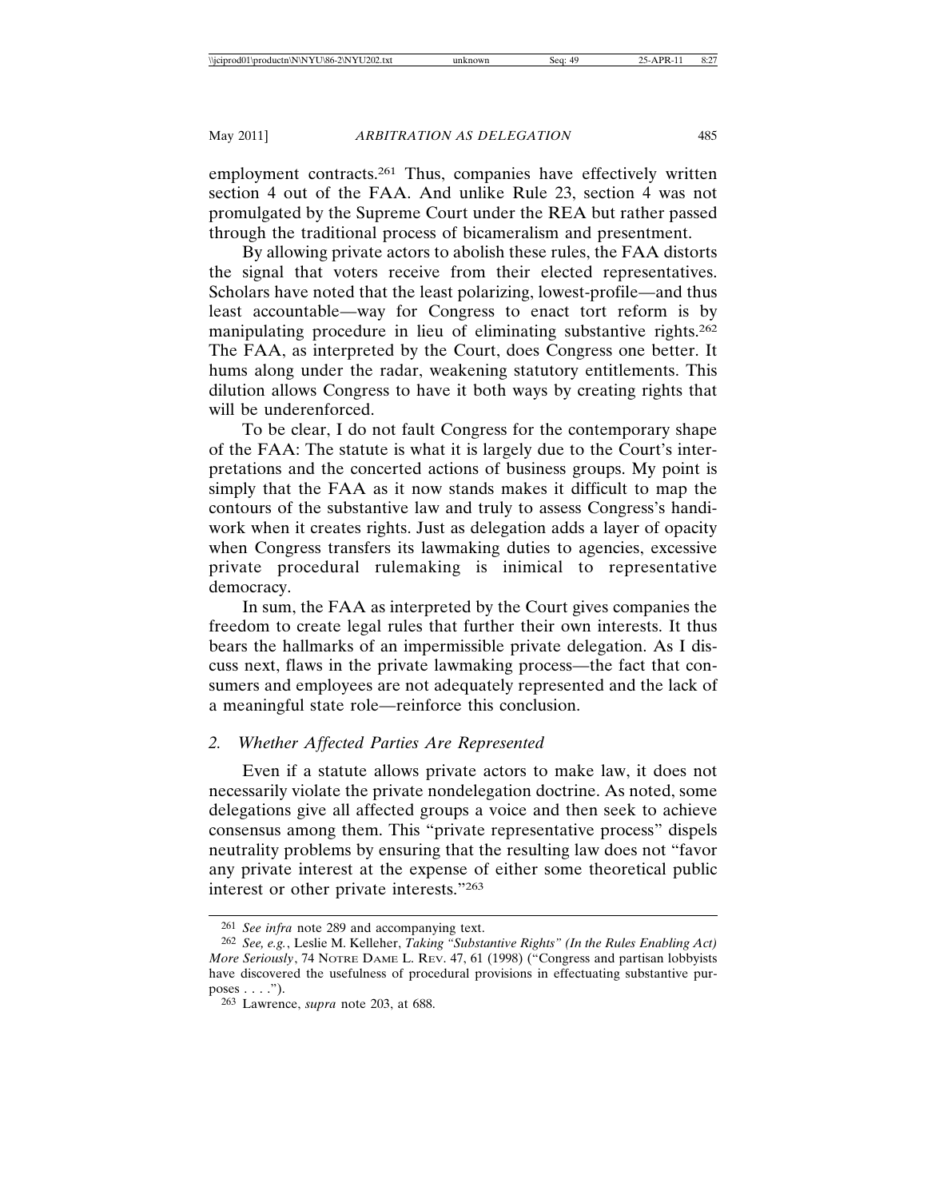employment contracts.[261] Thus, companies have effectively written section 4 out of the FAA. And unlike Rule 23, section 4 was not promulgated by the Supreme Court under the REA but rather passed through the traditional process of bicameralism and presentment.

By allowing private actors to abolish these rules, the FAA distorts the signal that voters receive from their elected representatives. Scholars have noted that the least polarizing, lowest-profile—and thus least accountable—way for Congress to enact tort reform is by manipulating procedure in lieu of eliminating substantive rights.[262] The FAA, as interpreted by the Court, does Congress one better. It hums along under the radar, weakening statutory entitlements. This dilution allows Congress to have it both ways by creating rights that will be underenforced.

To be clear, I do not fault Congress for the contemporary shape of the FAA: The statute is what it is largely due to the Court's interpretations and the concerted actions of business groups. My point is simply that the FAA as it now stands makes it difficult to map the contours of the substantive law and truly to assess Congress's handiwork when it creates rights. Just as delegation adds a layer of opacity when Congress transfers its lawmaking duties to agencies, excessive private procedural rulemaking is inimical to representative democracy.

In sum, the FAA as interpreted by the Court gives companies the freedom to create legal rules that further their own interests. It thus bears the hallmarks of an impermissible private delegation. As I discuss next, flaws in the private lawmaking process—the fact that consumers and employees are not adequately represented and the lack of a meaningful state role—reinforce this conclusion.

### 2. *Whether Affected Parties Are Represented*

Even if a statute allows private actors to make law, it does not necessarily violate the private nondelegation doctrine. As noted, some delegations give all affected groups a voice and then seek to achieve consensus among them. This "private representative process" dispels neutrality problems by ensuring that the resulting law does not "favor any private interest at the expense of either some theoretical public interest or other private interests."[263]

---

[261] *See infra* note 289 and accompanying text.

[262] *See, e.g.*, Leslie M. Kelleher, *Taking "Substantive Rights" (In the Rules Enabling Act) More Seriously*, 74 NOTRE DAME L. REV. 47, 61 (1998) ("Congress and partisan lobbyists have discovered the usefulness of procedural provisions in effectuating substantive purposes . . . .").

[263] Lawrence, *supra* note 203, at 688.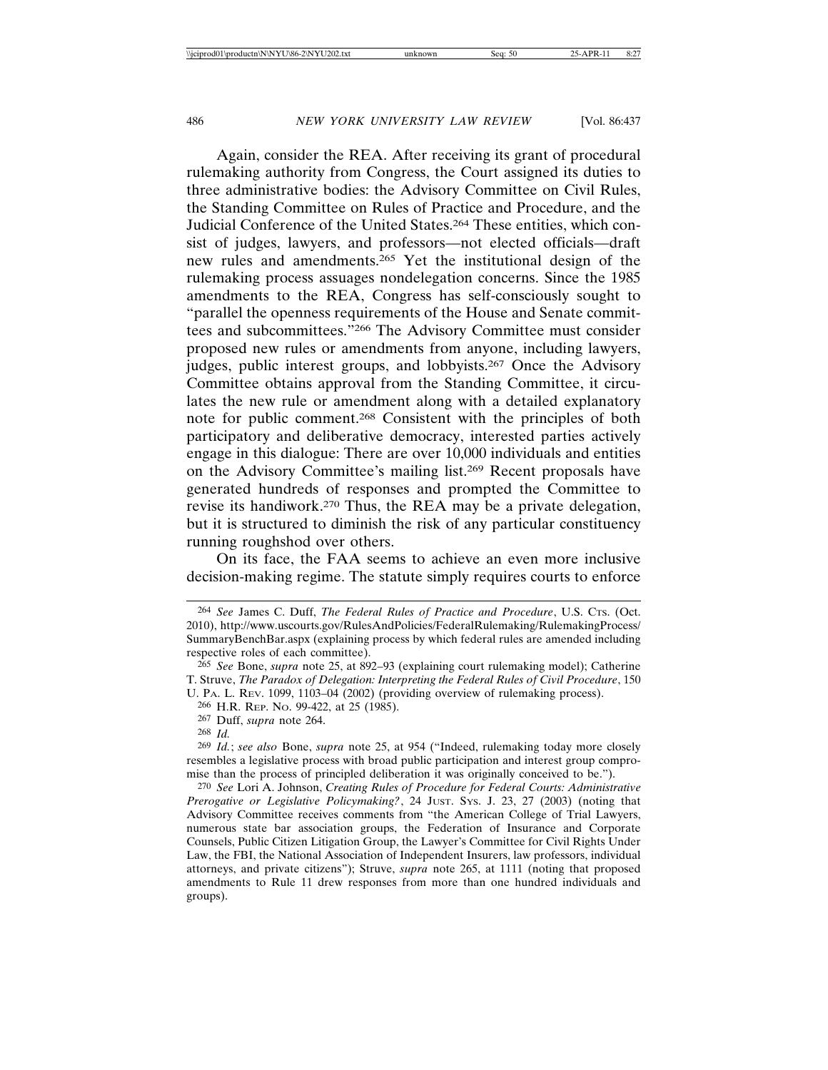Again, consider the REA. After receiving its grant of procedural rulemaking authority from Congress, the Court assigned its duties to three administrative bodies: the Advisory Committee on Civil Rules, the Standing Committee on Rules of Practice and Procedure, and the Judicial Conference of the United States.[264] These entities, which consist of judges, lawyers, and professors—not elected officials—draft new rules and amendments.[265] Yet the institutional design of the rulemaking process assuages nondelegation concerns. Since the 1985 amendments to the REA, Congress has self-consciously sought to "parallel the openness requirements of the House and Senate committees and subcommittees."[266] The Advisory Committee must consider proposed new rules or amendments from anyone, including lawyers, judges, public interest groups, and lobbyists.[267] Once the Advisory Committee obtains approval from the Standing Committee, it circulates the new rule or amendment along with a detailed explanatory note for public comment.[268] Consistent with the principles of both participatory and deliberative democracy, interested parties actively engage in this dialogue: There are over 10,000 individuals and entities on the Advisory Committee's mailing list.[269] Recent proposals have generated hundreds of responses and prompted the Committee to revise its handiwork.[270] Thus, the REA may be a private delegation, but it is structured to diminish the risk of any particular constituency running roughshod over others.

On its face, the FAA seems to achieve an even more inclusive decision-making regime. The statute simply requires courts to enforce

---

[264] *See* James C. Duff, *The Federal Rules of Practice and Procedure*, U.S. CTS. (Oct. 2010), http://www.uscourts.gov/RulesAndPolicies/FederalRulemaking/RulemakingProcess/SummaryBenchBar.aspx (explaining process by which federal rules are amended including respective roles of each committee).

[265] *See* Bone, *supra* note 25, at 892–93 (explaining court rulemaking model); Catherine T. Struve, *The Paradox of Delegation: Interpreting the Federal Rules of Civil Procedure*, 150 U. PA. L. REV. 1099, 1103–04 (2002) (providing overview of rulemaking process).

[266] H.R. REP. NO. 99-422, at 25 (1985).

[267] Duff, *supra* note 264.

[268] *Id.*

[269] *Id.*; *see also* Bone, *supra* note 25, at 954 ("Indeed, rulemaking today more closely resembles a legislative process with broad public participation and interest group compromise than the process of principled deliberation it was originally conceived to be.").

[270] *See* Lori A. Johnson, *Creating Rules of Procedure for Federal Courts: Administrative Prerogative or Legislative Policymaking?*, 24 JUST. SYS. J. 23, 27 (2003) (noting that Advisory Committee receives comments from "the American College of Trial Lawyers, numerous state bar association groups, the Federation of Insurance and Corporate Counsels, Public Citizen Litigation Group, the Lawyer's Committee for Civil Rights Under Law, the FBI, the National Association of Independent Insurers, law professors, individual attorneys, and private citizens"); Struve, *supra* note 265, at 1111 (noting that proposed amendments to Rule 11 drew responses from more than one hundred individuals and groups).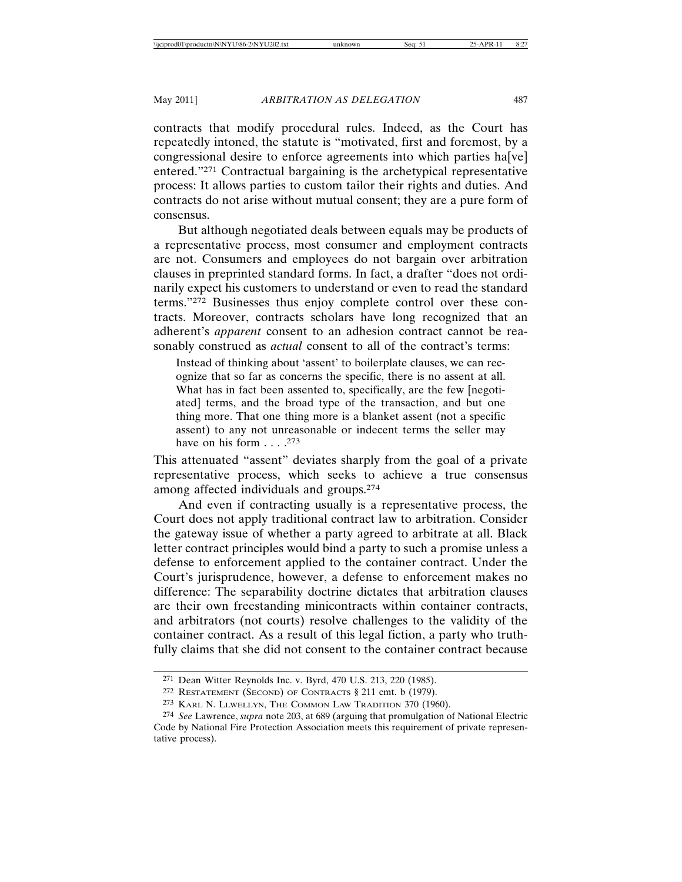contracts that modify procedural rules. Indeed, as the Court has repeatedly intoned, the statute is "motivated, first and foremost, by a congressional desire to enforce agreements into which parties ha[ve] entered."[271] Contractual bargaining is the archetypical representative process: It allows parties to custom tailor their rights and duties. And contracts do not arise without mutual consent; they are a pure form of consensus.

But although negotiated deals between equals may be products of a representative process, most consumer and employment contracts are not. Consumers and employees do not bargain over arbitration clauses in preprinted standard forms. In fact, a drafter "does not ordinarily expect his customers to understand or even to read the standard terms."[272] Businesses thus enjoy complete control over these contracts. Moreover, contracts scholars have long recognized that an adherent's *apparent* consent to an adhesion contract cannot be reasonably construed as *actual* consent to all of the contract's terms:

> Instead of thinking about 'assent' to boilerplate clauses, we can recognize that so far as concerns the specific, there is no assent at all. What has in fact been assented to, specifically, are the few [negotiated] terms, and the broad type of the transaction, and but one thing more. That one thing more is a blanket assent (not a specific assent) to any not unreasonable or indecent terms the seller may have on his form . . . .[273]

This attenuated "assent" deviates sharply from the goal of a private representative process, which seeks to achieve a true consensus among affected individuals and groups.[274]

And even if contracting usually is a representative process, the Court does not apply traditional contract law to arbitration. Consider the gateway issue of whether a party agreed to arbitrate at all. Black letter contract principles would bind a party to such a promise unless a defense to enforcement applied to the container contract. Under the Court's jurisprudence, however, a defense to enforcement makes no difference: The separability doctrine dictates that arbitration clauses are their own freestanding minicontracts within container contracts, and arbitrators (not courts) resolve challenges to the validity of the container contract. As a result of this legal fiction, a party who truthfully claims that she did not consent to the container contract because

---

[271] Dean Witter Reynolds Inc. v. Byrd, 470 U.S. 213, 220 (1985).

[272] Restatement (Second) of Contracts § 211 cmt. b (1979).

[273] Karl N. Llwellyn, The Common Law Tradition 370 (1960).

[274] *See* Lawrence, *supra* note 203, at 689 (arguing that promulgation of National Electric Code by National Fire Protection Association meets this requirement of private representative process).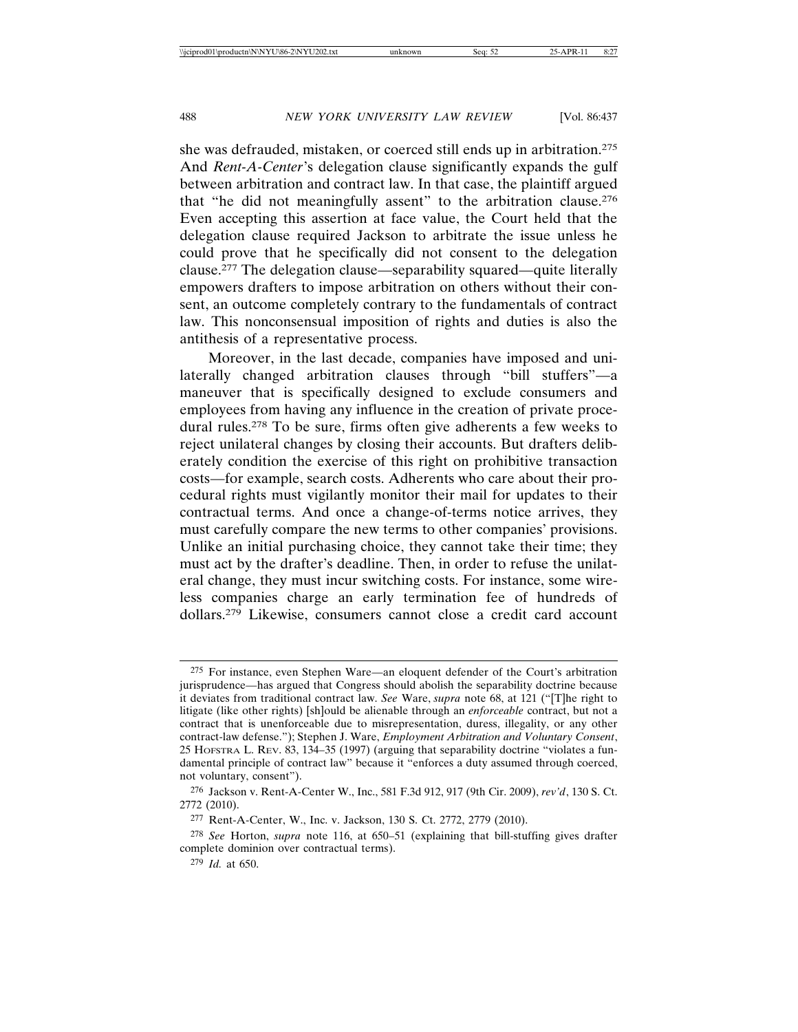she was defrauded, mistaken, or coerced still ends up in arbitration.[275] And *Rent-A-Center*'s delegation clause significantly expands the gulf between arbitration and contract law. In that case, the plaintiff argued that "he did not meaningfully assent" to the arbitration clause.[276] Even accepting this assertion at face value, the Court held that the delegation clause required Jackson to arbitrate the issue unless he could prove that he specifically did not consent to the delegation clause.[277] The delegation clause—separability squared—quite literally empowers drafters to impose arbitration on others without their consent, an outcome completely contrary to the fundamentals of contract law. This nonconsensual imposition of rights and duties is also the antithesis of a representative process.

Moreover, in the last decade, companies have imposed and unilaterally changed arbitration clauses through "bill stuffers"—a maneuver that is specifically designed to exclude consumers and employees from having any influence in the creation of private procedural rules.[278] To be sure, firms often give adherents a few weeks to reject unilateral changes by closing their accounts. But drafters deliberately condition the exercise of this right on prohibitive transaction costs—for example, search costs. Adherents who care about their procedural rights must vigilantly monitor their mail for updates to their contractual terms. And once a change-of-terms notice arrives, they must carefully compare the new terms to other companies' provisions. Unlike an initial purchasing choice, they cannot take their time; they must act by the drafter's deadline. Then, in order to refuse the unilateral change, they must incur switching costs. For instance, some wireless companies charge an early termination fee of hundreds of dollars.[279] Likewise, consumers cannot close a credit card account

---

[275] For instance, even Stephen Ware—an eloquent defender of the Court's arbitration jurisprudence—has argued that Congress should abolish the separability doctrine because it deviates from traditional contract law. *See* Ware, *supra* note 68, at 121 ("[T]he right to litigate (like other rights) [sh]ould be alienable through an *enforceable* contract, but not a contract that is unenforceable due to misrepresentation, duress, illegality, or any other contract-law defense."); Stephen J. Ware, *Employment Arbitration and Voluntary Consent*, 25 HOFSTRA L. REV. 83, 134–35 (1997) (arguing that separability doctrine "violates a fundamental principle of contract law" because it "enforces a duty assumed through coerced, not voluntary, consent").

[276] Jackson v. Rent-A-Center W., Inc., 581 F.3d 912, 917 (9th Cir. 2009), *rev'd*, 130 S. Ct. 2772 (2010).

[277] Rent-A-Center, W., Inc. v. Jackson, 130 S. Ct. 2772, 2779 (2010).

[278] *See* Horton, *supra* note 116, at 650–51 (explaining that bill-stuffing gives drafter complete dominion over contractual terms).

[279] *Id.* at 650.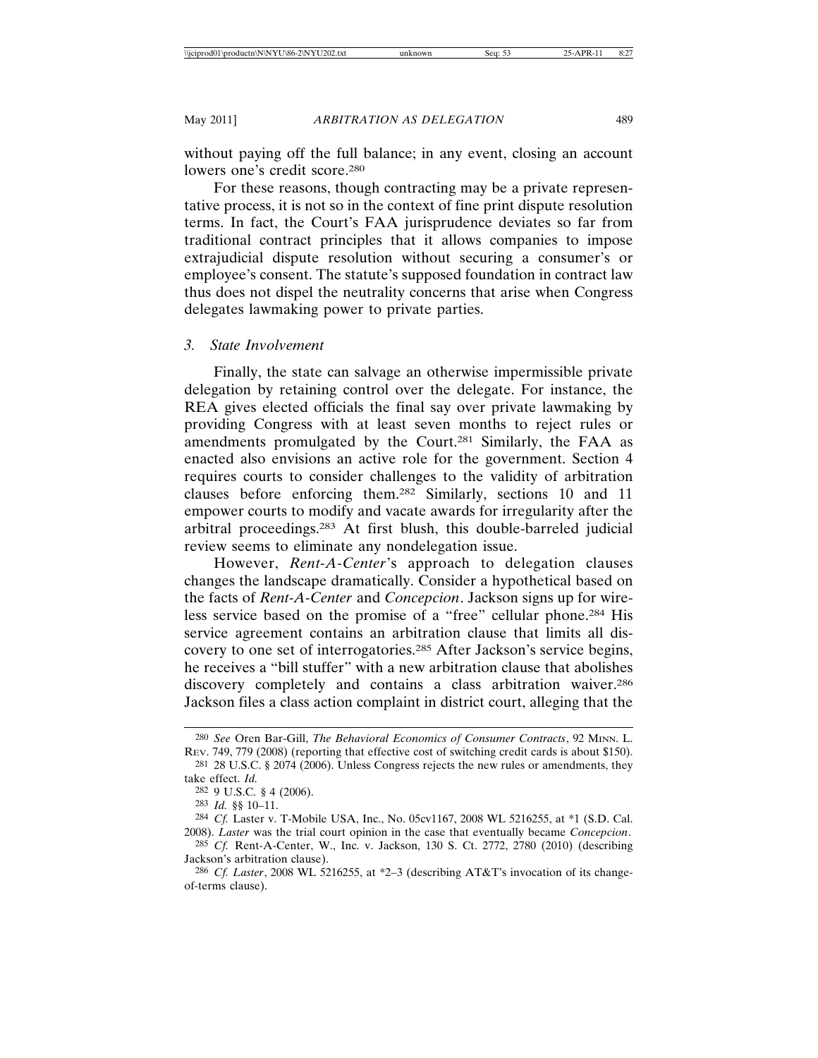without paying off the full balance; in any event, closing an account lowers one's credit score.[280]

For these reasons, though contracting may be a private representative process, it is not so in the context of fine print dispute resolution terms. In fact, the Court's FAA jurisprudence deviates so far from traditional contract principles that it allows companies to impose extrajudicial dispute resolution without securing a consumer's or employee's consent. The statute's supposed foundation in contract law thus does not dispel the neutrality concerns that arise when Congress delegates lawmaking power to private parties.

### 3. *State Involvement*

Finally, the state can salvage an otherwise impermissible private delegation by retaining control over the delegate. For instance, the REA gives elected officials the final say over private lawmaking by providing Congress with at least seven months to reject rules or amendments promulgated by the Court.[281] Similarly, the FAA as enacted also envisions an active role for the government. Section 4 requires courts to consider challenges to the validity of arbitration clauses before enforcing them.[282] Similarly, sections 10 and 11 empower courts to modify and vacate awards for irregularity after the arbitral proceedings.[283] At first blush, this double-barreled judicial review seems to eliminate any nondelegation issue.

However, *Rent-A-Center*'s approach to delegation clauses changes the landscape dramatically. Consider a hypothetical based on the facts of *Rent-A-Center* and *Concepcion*. Jackson signs up for wireless service based on the promise of a "free" cellular phone.[284] His service agreement contains an arbitration clause that limits all discovery to one set of interrogatories.[285] After Jackson's service begins, he receives a "bill stuffer" with a new arbitration clause that abolishes discovery completely and contains a class arbitration waiver.[286] Jackson files a class action complaint in district court, alleging that the

---

[280] *See* Oren Bar-Gill, *The Behavioral Economics of Consumer Contracts*, 92 MINN. L. REV. 749, 779 (2008) (reporting that effective cost of switching credit cards is about $150).

[281] 28 U.S.C. § 2074 (2006). Unless Congress rejects the new rules or amendments, they take effect. *Id.*

[282] 9 U.S.C. § 4 (2006).

[283] *Id.* §§ 10–11.

[284] *Cf.* Laster v. T-Mobile USA, Inc., No. 05cv1167, 2008 WL 5216255, at *1 (S.D. Cal. 2008). *Laster* was the trial court opinion in the case that eventually became *Concepcion*.

[285] *Cf.* Rent-A-Center, W., Inc. v. Jackson, 130 S. Ct. 2772, 2780 (2010) (describing Jackson's arbitration clause).

[286] *Cf. Laster*, 2008 WL 5216255, at *2–3 (describing AT&T's invocation of its change-of-terms clause).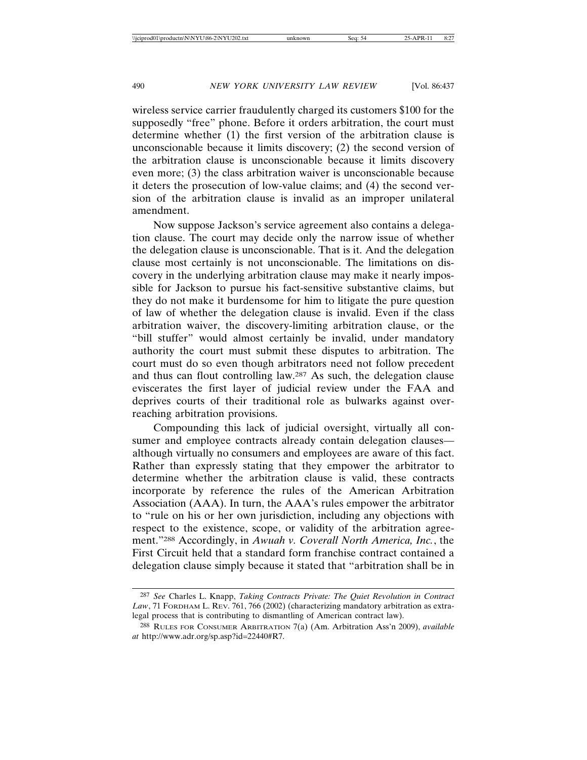wireless service carrier fraudulently charged its customers $100 for the supposedly "free" phone. Before it orders arbitration, the court must determine whether (1) the first version of the arbitration clause is unconscionable because it limits discovery; (2) the second version of the arbitration clause is unconscionable because it limits discovery even more; (3) the class arbitration waiver is unconscionable because it deters the prosecution of low-value claims; and (4) the second version of the arbitration clause is invalid as an improper unilateral amendment.

Now suppose Jackson's service agreement also contains a delegation clause. The court may decide only the narrow issue of whether the delegation clause is unconscionable. That is it. And the delegation clause most certainly is not unconscionable. The limitations on discovery in the underlying arbitration clause may make it nearly impossible for Jackson to pursue his fact-sensitive substantive claims, but they do not make it burdensome for him to litigate the pure question of law of whether the delegation clause is invalid. Even if the class arbitration waiver, the discovery-limiting arbitration clause, or the "bill stuffer" would almost certainly be invalid, under mandatory authority the court must submit these disputes to arbitration. The court must do so even though arbitrators need not follow precedent and thus can flout controlling law.[287] As such, the delegation clause eviscerates the first layer of judicial review under the FAA and deprives courts of their traditional role as bulwarks against overreaching arbitration provisions.

Compounding this lack of judicial oversight, virtually all consumer and employee contracts already contain delegation clauses—although virtually no consumers and employees are aware of this fact. Rather than expressly stating that they empower the arbitrator to determine whether the arbitration clause is valid, these contracts incorporate by reference the rules of the American Arbitration Association (AAA). In turn, the AAA's rules empower the arbitrator to "rule on his or her own jurisdiction, including any objections with respect to the existence, scope, or validity of the arbitration agreement."[288] Accordingly, in *Awuah v. Coverall North America, Inc.*, the First Circuit held that a standard form franchise contract contained a delegation clause simply because it stated that "arbitration shall be in

---

[287] *See* Charles L. Knapp, *Taking Contracts Private: The Quiet Revolution in Contract Law*, 71 FORDHAM L. REV. 761, 766 (2002) (characterizing mandatory arbitration as extralegal process that is contributing to dismantling of American contract law).

[288] RULES FOR CONSUMER ARBITRATION 7(a) (Am. Arbitration Ass'n 2009), *available at* http://www.adr.org/sp.asp?id=22440#R7.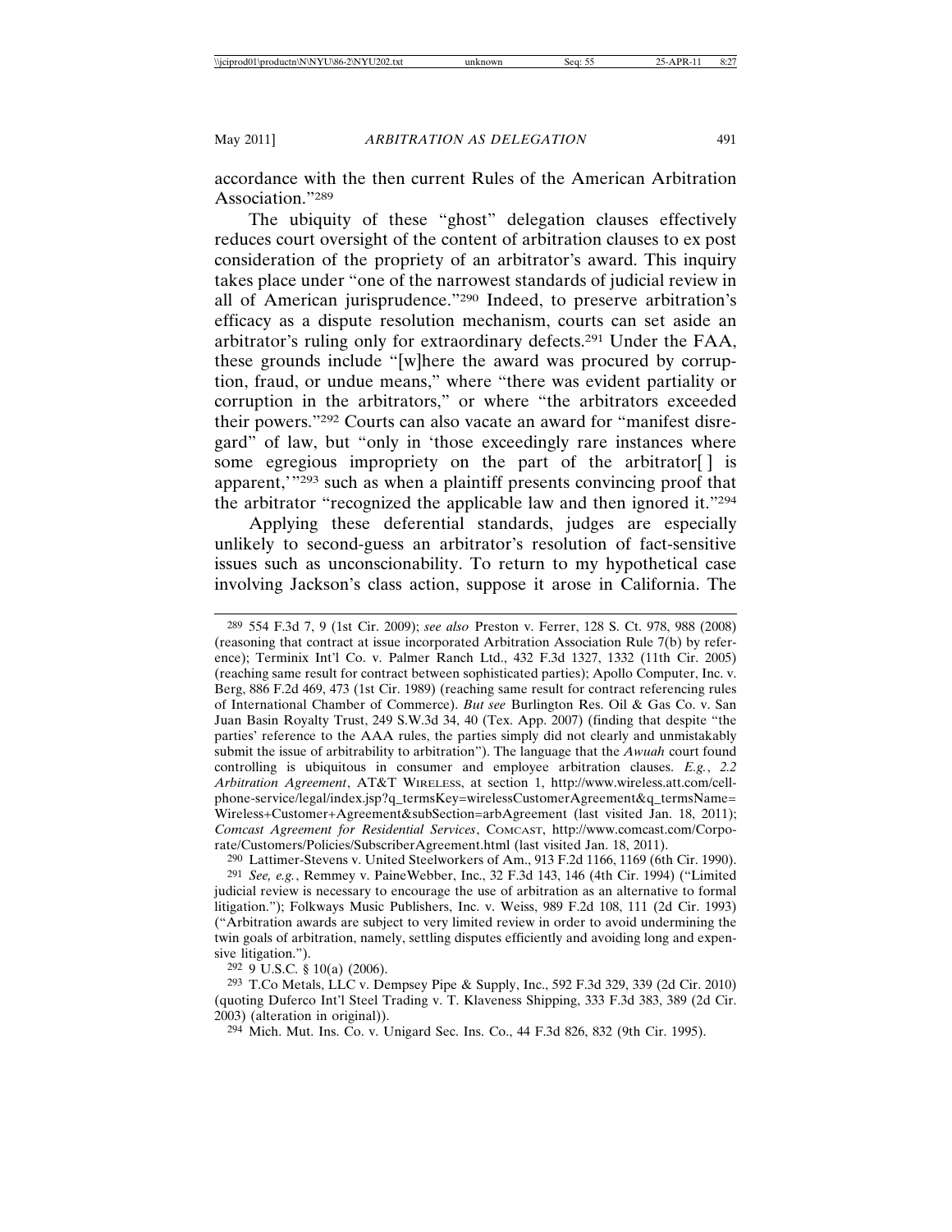accordance with the then current Rules of the American Arbitration Association."[289]

The ubiquity of these "ghost" delegation clauses effectively reduces court oversight of the content of arbitration clauses to ex post consideration of the propriety of an arbitrator's award. This inquiry takes place under "one of the narrowest standards of judicial review in all of American jurisprudence."[290] Indeed, to preserve arbitration's efficacy as a dispute resolution mechanism, courts can set aside an arbitrator's ruling only for extraordinary defects.[291] Under the FAA, these grounds include "[w]here the award was procured by corruption, fraud, or undue means," where "there was evident partiality or corruption in the arbitrators," or where "the arbitrators exceeded their powers."[292] Courts can also vacate an award for "manifest disregard" of law, but "only in 'those exceedingly rare instances where some egregious impropriety on the part of the arbitrator[ ] is apparent,'"[293] such as when a plaintiff presents convincing proof that the arbitrator "recognized the applicable law and then ignored it."[294]

Applying these deferential standards, judges are especially unlikely to second-guess an arbitrator's resolution of fact-sensitive issues such as unconscionability. To return to my hypothetical case involving Jackson's class action, suppose it arose in California. The

---

[289] 554 F.3d 7, 9 (1st Cir. 2009); *see also* Preston v. Ferrer, 128 S. Ct. 978, 988 (2008) (reasoning that contract at issue incorporated Arbitration Association Rule 7(b) by reference); Terminix Int'l Co. v. Palmer Ranch Ltd., 432 F.3d 1327, 1332 (11th Cir. 2005) (reaching same result for contract between sophisticated parties); Apollo Computer, Inc. v. Berg, 886 F.2d 469, 473 (1st Cir. 1989) (reaching same result for contract referencing rules of International Chamber of Commerce). *But see* Burlington Res. Oil & Gas Co. v. San Juan Basin Royalty Trust, 249 S.W.3d 34, 40 (Tex. App. 2007) (finding that despite "the parties' reference to the AAA rules, the parties simply did not clearly and unmistakably submit the issue of arbitrability to arbitration"). The language that the *Awuah* court found controlling is ubiquitous in consumer and employee arbitration clauses. *E.g.*, *2.2 Arbitration Agreement*, AT&T WIRELESS, at section 1, http://www.wireless.att.com/cell-phone-service/legal/index.jsp?q_termsKey=wirelessCustomerAgreement&q_termsName=Wireless+Customer+Agreement&subSection=arbAgreement (last visited Jan. 18, 2011); *Comcast Agreement for Residential Services*, COMCAST, http://www.comcast.com/Corporate/Customers/Policies/SubscriberAgreement.html (last visited Jan. 18, 2011).

[290] Lattimer-Stevens v. United Steelworkers of Am., 913 F.2d 1166, 1169 (6th Cir. 1990).

[291] *See, e.g.*, Remmey v. PaineWebber, Inc., 32 F.3d 143, 146 (4th Cir. 1994) ("Limited judicial review is necessary to encourage the use of arbitration as an alternative to formal litigation."); Folkways Music Publishers, Inc. v. Weiss, 989 F.2d 108, 111 (2d Cir. 1993) ("Arbitration awards are subject to very limited review in order to avoid undermining the twin goals of arbitration, namely, settling disputes efficiently and avoiding long and expensive litigation.").

[292] 9 U.S.C. § 10(a) (2006).

[293] T.Co Metals, LLC v. Dempsey Pipe & Supply, Inc., 592 F.3d 329, 339 (2d Cir. 2010) (quoting Duferco Int'l Steel Trading v. T. Klaveness Shipping, 333 F.3d 383, 389 (2d Cir. 2003) (alteration in original)).

[294] Mich. Mut. Ins. Co. v. Unigard Sec. Ins. Co., 44 F.3d 826, 832 (9th Cir. 1995).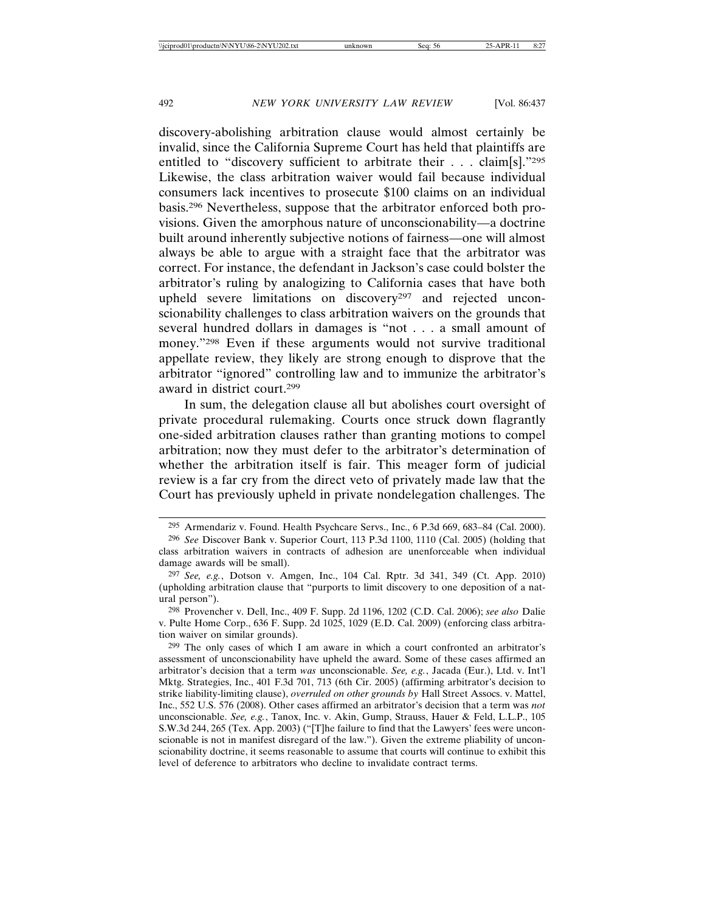discovery-abolishing arbitration clause would almost certainly be invalid, since the California Supreme Court has held that plaintiffs are entitled to "discovery sufficient to arbitrate their . . . claim[s]."[295] Likewise, the class arbitration waiver would fail because individual consumers lack incentives to prosecute $100 claims on an individual basis.[296] Nevertheless, suppose that the arbitrator enforced both provisions. Given the amorphous nature of unconscionability—a doctrine built around inherently subjective notions of fairness—one will almost always be able to argue with a straight face that the arbitrator was correct. For instance, the defendant in Jackson's case could bolster the arbitrator's ruling by analogizing to California cases that have both upheld severe limitations on discovery[297] and rejected unconscionability challenges to class arbitration waivers on the grounds that several hundred dollars in damages is "not . . . a small amount of money."[298] Even if these arguments would not survive traditional appellate review, they likely are strong enough to disprove that the arbitrator "ignored" controlling law and to immunize the arbitrator's award in district court.[299]

In sum, the delegation clause all but abolishes court oversight of private procedural rulemaking. Courts once struck down flagrantly one-sided arbitration clauses rather than granting motions to compel arbitration; now they must defer to the arbitrator's determination of whether the arbitration itself is fair. This meager form of judicial review is a far cry from the direct veto of privately made law that the Court has previously upheld in private nondelegation challenges. The

---

[295] Armendariz v. Found. Health Psychcare Servs., Inc., 6 P.3d 669, 683–84 (Cal. 2000).

[296] *See* Discover Bank v. Superior Court, 113 P.3d 1100, 1110 (Cal. 2005) (holding that class arbitration waivers in contracts of adhesion are unenforceable when individual damage awards will be small).

[297] *See, e.g.*, Dotson v. Amgen, Inc., 104 Cal. Rptr. 3d 341, 349 (Ct. App. 2010) (upholding arbitration clause that "purports to limit discovery to one deposition of a natural person").

[298] Provencher v. Dell, Inc., 409 F. Supp. 2d 1196, 1202 (C.D. Cal. 2006); *see also* Dalie v. Pulte Home Corp., 636 F. Supp. 2d 1025, 1029 (E.D. Cal. 2009) (enforcing class arbitration waiver on similar grounds).

[299] The only cases of which I am aware in which a court confronted an arbitrator's assessment of unconscionability have upheld the award. Some of these cases affirmed an arbitrator's decision that a term *was* unconscionable. *See, e.g.*, Jacada (Eur.), Ltd. v. Int'l Mktg. Strategies, Inc., 401 F.3d 701, 713 (6th Cir. 2005) (affirming arbitrator's decision to strike liability-limiting clause), *overruled on other grounds by* Hall Street Assocs. v. Mattel, Inc., 552 U.S. 576 (2008). Other cases affirmed an arbitrator's decision that a term was *not* unconscionable. *See, e.g.*, Tanox, Inc. v. Akin, Gump, Strauss, Hauer & Feld, L.L.P., 105 S.W.3d 244, 265 (Tex. App. 2003) ("[T]he failure to find that the Lawyers' fees were unconscionable is not in manifest disregard of the law."). Given the extreme pliability of unconscionability doctrine, it seems reasonable to assume that courts will continue to exhibit this level of deference to arbitrators who decline to invalidate contract terms.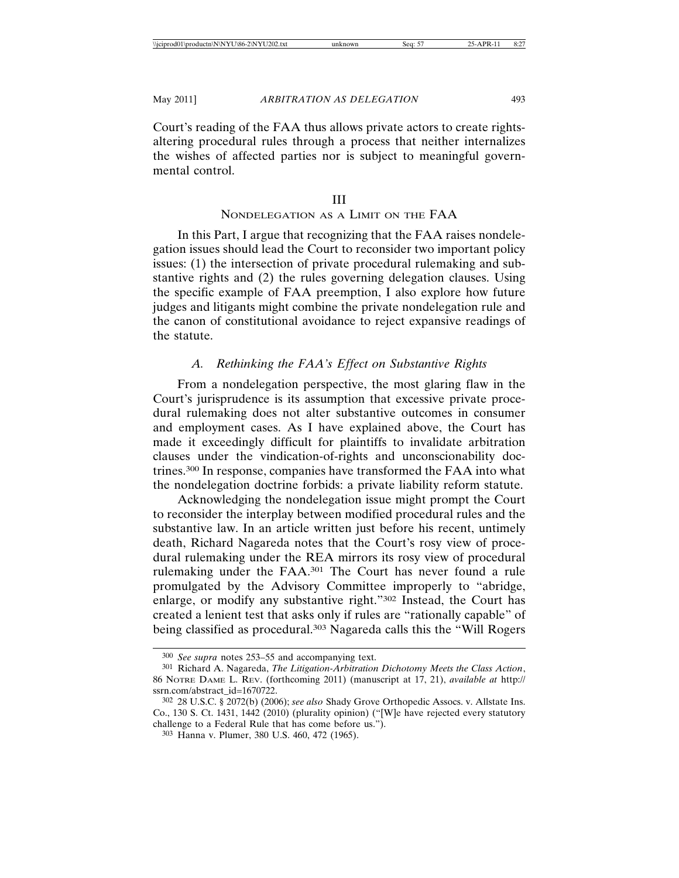Court's reading of the FAA thus allows private actors to create rights-altering procedural rules through a process that neither internalizes the wishes of affected parties nor is subject to meaningful governmental control.

## III
## NONDELEGATION AS A LIMIT ON THE FAA

In this Part, I argue that recognizing that the FAA raises nondelegation issues should lead the Court to reconsider two important policy issues: (1) the intersection of private procedural rulemaking and substantive rights and (2) the rules governing delegation clauses. Using the specific example of FAA preemption, I also explore how future judges and litigants might combine the private nondelegation rule and the canon of constitutional avoidance to reject expansive readings of the statute.

### *A. Rethinking the FAA's Effect on Substantive Rights*

From a nondelegation perspective, the most glaring flaw in the Court's jurisprudence is its assumption that excessive private procedural rulemaking does not alter substantive outcomes in consumer and employment cases. As I have explained above, the Court has made it exceedingly difficult for plaintiffs to invalidate arbitration clauses under the vindication-of-rights and unconscionability doctrines.[300] In response, companies have transformed the FAA into what the nondelegation doctrine forbids: a private liability reform statute.

Acknowledging the nondelegation issue might prompt the Court to reconsider the interplay between modified procedural rules and the substantive law. In an article written just before his recent, untimely death, Richard Nagareda notes that the Court's rosy view of procedural rulemaking under the REA mirrors its rosy view of procedural rulemaking under the FAA.[301] The Court has never found a rule promulgated by the Advisory Committee improperly to "abridge, enlarge, or modify any substantive right."[302] Instead, the Court has created a lenient test that asks only if rules are "rationally capable" of being classified as procedural.[303] Nagareda calls this the "Will Rogers

---

[300] *See supra* notes 253–55 and accompanying text.

[301] Richard A. Nagareda, *The Litigation-Arbitration Dichotomy Meets the Class Action*, 86 NOTRE DAME L. REV. (forthcoming 2011) (manuscript at 17, 21), *available at* http://ssrn.com/abstract_id=1670722.

[302] 28 U.S.C. § 2072(b) (2006); *see also* Shady Grove Orthopedic Assocs. v. Allstate Ins. Co., 130 S. Ct. 1431, 1442 (2010) (plurality opinion) ("[W]e have rejected every statutory challenge to a Federal Rule that has come before us.").

[303] Hanna v. Plumer, 380 U.S. 460, 472 (1965).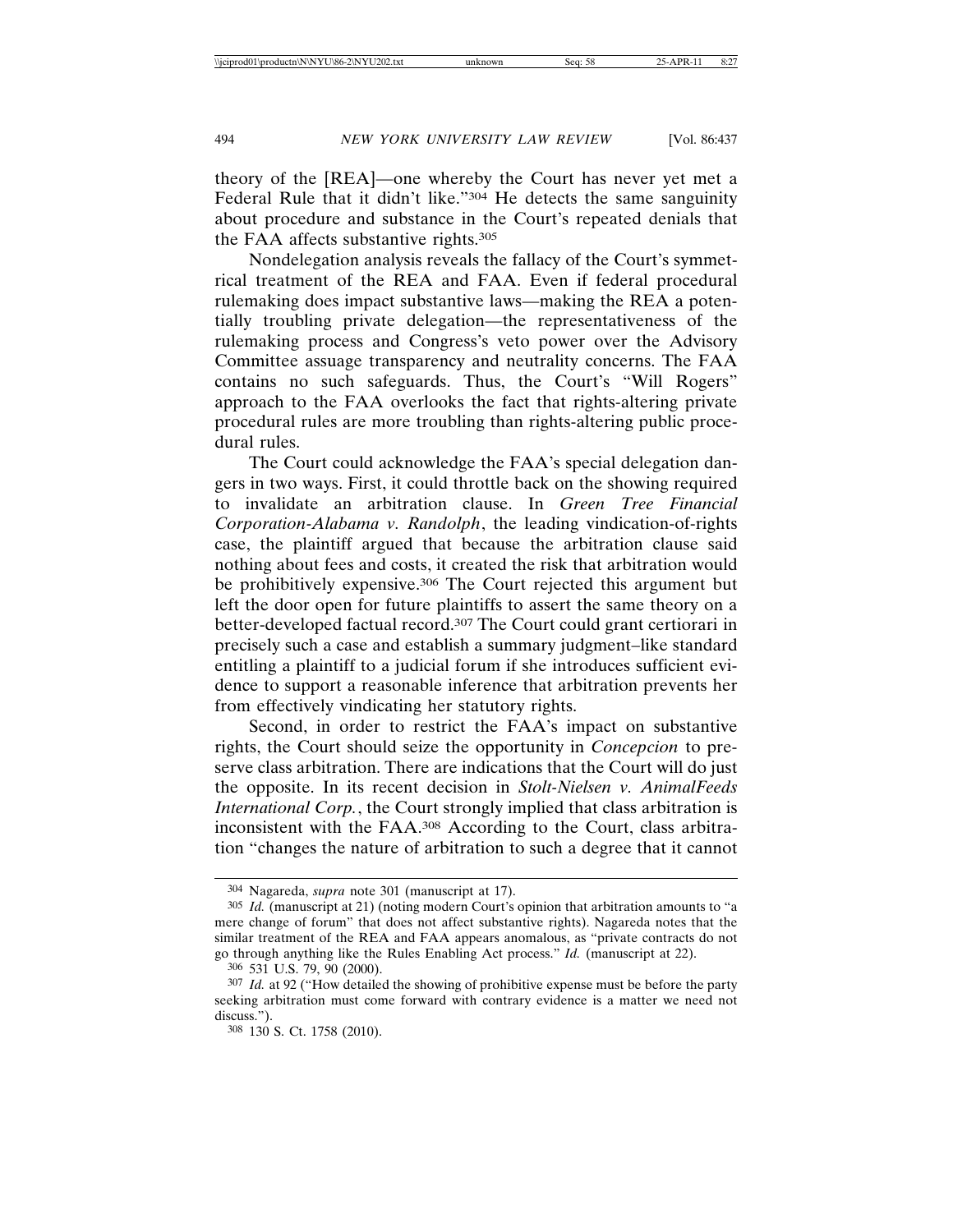theory of the [REA]—one whereby the Court has never yet met a Federal Rule that it didn't like."[304] He detects the same sanguinity about procedure and substance in the Court's repeated denials that the FAA affects substantive rights.[305]

Nondelegation analysis reveals the fallacy of the Court's symmetrical treatment of the REA and FAA. Even if federal procedural rulemaking does impact substantive laws—making the REA a potentially troubling private delegation—the representativeness of the rulemaking process and Congress's veto power over the Advisory Committee assuage transparency and neutrality concerns. The FAA contains no such safeguards. Thus, the Court's "Will Rogers" approach to the FAA overlooks the fact that rights-altering private procedural rules are more troubling than rights-altering public procedural rules.

The Court could acknowledge the FAA's special delegation dangers in two ways. First, it could throttle back on the showing required to invalidate an arbitration clause. In *Green Tree Financial Corporation-Alabama v. Randolph*, the leading vindication-of-rights case, the plaintiff argued that because the arbitration clause said nothing about fees and costs, it created the risk that arbitration would be prohibitively expensive.[306] The Court rejected this argument but left the door open for future plaintiffs to assert the same theory on a better-developed factual record.[307] The Court could grant certiorari in precisely such a case and establish a summary judgment–like standard entitling a plaintiff to a judicial forum if she introduces sufficient evidence to support a reasonable inference that arbitration prevents her from effectively vindicating her statutory rights.

Second, in order to restrict the FAA's impact on substantive rights, the Court should seize the opportunity in *Concepcion* to preserve class arbitration. There are indications that the Court will do just the opposite. In its recent decision in *Stolt-Nielsen v. AnimalFeeds International Corp.*, the Court strongly implied that class arbitration is inconsistent with the FAA.[308] According to the Court, class arbitration "changes the nature of arbitration to such a degree that it cannot

---

[304] Nagareda, *supra* note 301 (manuscript at 17).

[305] *Id.* (manuscript at 21) (noting modern Court's opinion that arbitration amounts to "a mere change of forum" that does not affect substantive rights). Nagareda notes that the similar treatment of the REA and FAA appears anomalous, as "private contracts do not go through anything like the Rules Enabling Act process." *Id.* (manuscript at 22).

[306] 531 U.S. 79, 90 (2000).

[307] *Id.* at 92 ("How detailed the showing of prohibitive expense must be before the party seeking arbitration must come forward with contrary evidence is a matter we need not discuss.").

[308] 130 S. Ct. 1758 (2010).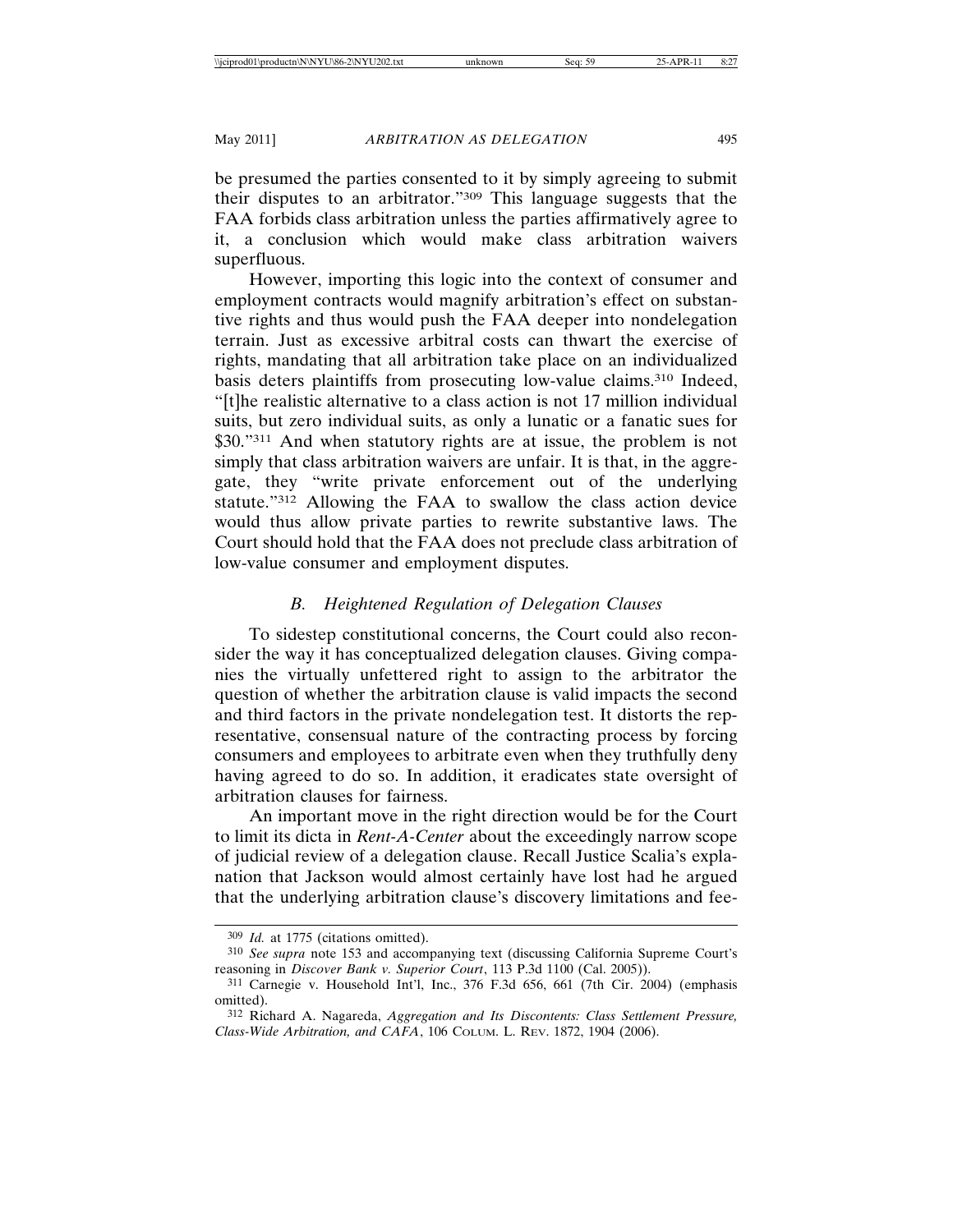be presumed the parties consented to it by simply agreeing to submit their disputes to an arbitrator."[309] This language suggests that the FAA forbids class arbitration unless the parties affirmatively agree to it, a conclusion which would make class arbitration waivers superfluous.

However, importing this logic into the context of consumer and employment contracts would magnify arbitration's effect on substantive rights and thus would push the FAA deeper into nondelegation terrain. Just as excessive arbitral costs can thwart the exercise of rights, mandating that all arbitration take place on an individualized basis deters plaintiffs from prosecuting low-value claims.[310] Indeed, "[t]he realistic alternative to a class action is not 17 million individual suits, but zero individual suits, as only a lunatic or a fanatic sues for $30."[311] And when statutory rights are at issue, the problem is not simply that class arbitration waivers are unfair. It is that, in the aggregate, they "write private enforcement out of the underlying statute."[312] Allowing the FAA to swallow the class action device would thus allow private parties to rewrite substantive laws. The Court should hold that the FAA does not preclude class arbitration of low-value consumer and employment disputes.

### *B. Heightened Regulation of Delegation Clauses*

To sidestep constitutional concerns, the Court could also reconsider the way it has conceptualized delegation clauses. Giving companies the virtually unfettered right to assign to the arbitrator the question of whether the arbitration clause is valid impacts the second and third factors in the private nondelegation test. It distorts the representative, consensual nature of the contracting process by forcing consumers and employees to arbitrate even when they truthfully deny having agreed to do so. In addition, it eradicates state oversight of arbitration clauses for fairness.

An important move in the right direction would be for the Court to limit its dicta in *Rent-A-Center* about the exceedingly narrow scope of judicial review of a delegation clause. Recall Justice Scalia's explanation that Jackson would almost certainly have lost had he argued that the underlying arbitration clause's discovery limitations and fee-

---

[309] *Id.* at 1775 (citations omitted).

[310] *See supra* note 153 and accompanying text (discussing California Supreme Court's reasoning in *Discover Bank v. Superior Court*, 113 P.3d 1100 (Cal. 2005)).

[311] Carnegie v. Household Int'l, Inc., 376 F.3d 656, 661 (7th Cir. 2004) (emphasis omitted).

[312] Richard A. Nagareda, *Aggregation and Its Discontents: Class Settlement Pressure, Class-Wide Arbitration, and CAFA*, 106 COLUM. L. REV. 1872, 1904 (2006).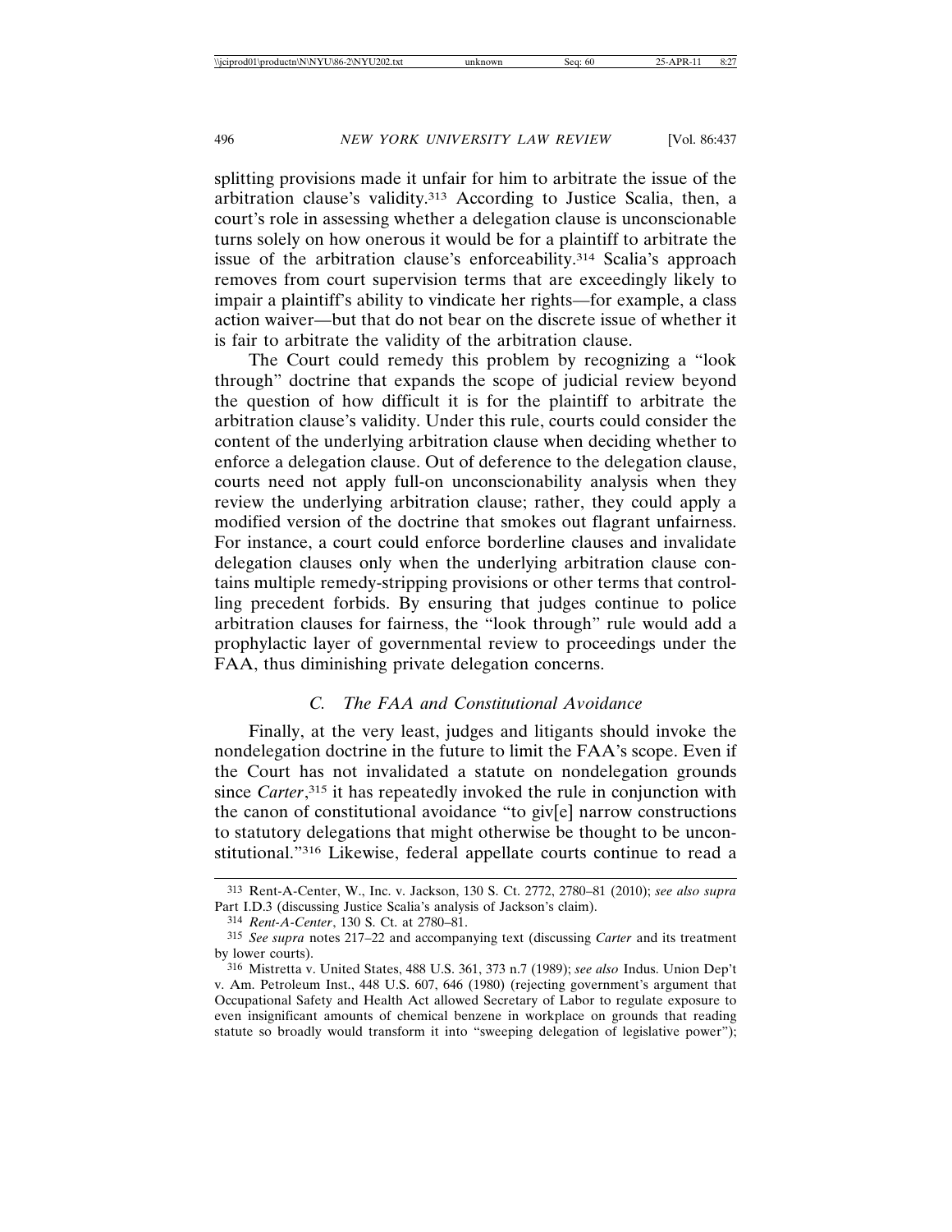splitting provisions made it unfair for him to arbitrate the issue of the arbitration clause's validity.[313] According to Justice Scalia, then, a court's role in assessing whether a delegation clause is unconscionable turns solely on how onerous it would be for a plaintiff to arbitrate the issue of the arbitration clause's enforceability.[314] Scalia's approach removes from court supervision terms that are exceedingly likely to impair a plaintiff's ability to vindicate her rights—for example, a class action waiver—but that do not bear on the discrete issue of whether it is fair to arbitrate the validity of the arbitration clause.

The Court could remedy this problem by recognizing a "look through" doctrine that expands the scope of judicial review beyond the question of how difficult it is for the plaintiff to arbitrate the arbitration clause's validity. Under this rule, courts could consider the content of the underlying arbitration clause when deciding whether to enforce a delegation clause. Out of deference to the delegation clause, courts need not apply full-on unconscionability analysis when they review the underlying arbitration clause; rather, they could apply a modified version of the doctrine that smokes out flagrant unfairness. For instance, a court could enforce borderline clauses and invalidate delegation clauses only when the underlying arbitration clause contains multiple remedy-stripping provisions or other terms that controlling precedent forbids. By ensuring that judges continue to police arbitration clauses for fairness, the "look through" rule would add a prophylactic layer of governmental review to proceedings under the FAA, thus diminishing private delegation concerns.

### *C. The FAA and Constitutional Avoidance*

Finally, at the very least, judges and litigants should invoke the nondelegation doctrine in the future to limit the FAA's scope. Even if the Court has not invalidated a statute on nondelegation grounds since *Carter*,[315] it has repeatedly invoked the rule in conjunction with the canon of constitutional avoidance "to giv[e] narrow constructions to statutory delegations that might otherwise be thought to be unconstitutional."[316] Likewise, federal appellate courts continue to read a

---

[313] Rent-A-Center, W., Inc. v. Jackson, 130 S. Ct. 2772, 2780–81 (2010); *see also supra* Part I.D.3 (discussing Justice Scalia's analysis of Jackson's claim).

[314] *Rent-A-Center*, 130 S. Ct. at 2780–81.

[315] *See supra* notes 217–22 and accompanying text (discussing *Carter* and its treatment by lower courts).

[316] Mistretta v. United States, 488 U.S. 361, 373 n.7 (1989); *see also* Indus. Union Dep't v. Am. Petroleum Inst., 448 U.S. 607, 646 (1980) (rejecting government's argument that Occupational Safety and Health Act allowed Secretary of Labor to regulate exposure to even insignificant amounts of chemical benzene in workplace on grounds that reading statute so broadly would transform it into "sweeping delegation of legislative power");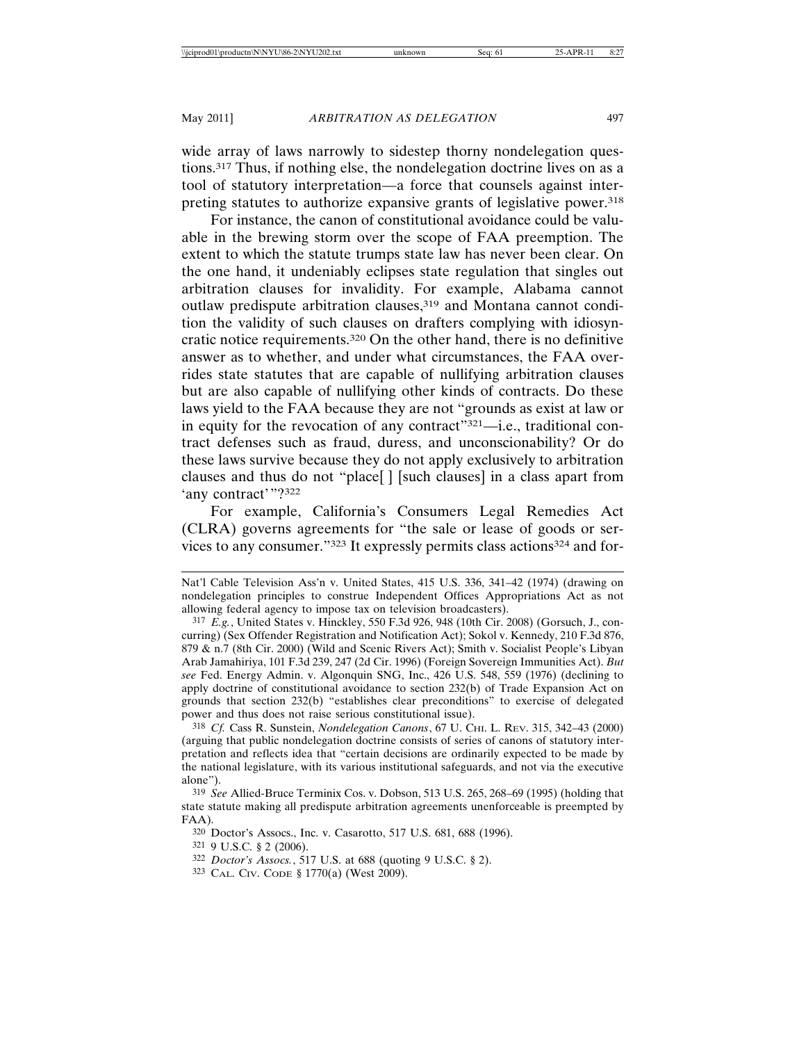wide array of laws narrowly to sidestep thorny nondelegation questions.[317] Thus, if nothing else, the nondelegation doctrine lives on as a tool of statutory interpretation—a force that counsels against interpreting statutes to authorize expansive grants of legislative power.[318]

For instance, the canon of constitutional avoidance could be valuable in the brewing storm over the scope of FAA preemption. The extent to which the statute trumps state law has never been clear. On the one hand, it undeniably eclipses state regulation that singles out arbitration clauses for invalidity. For example, Alabama cannot outlaw predispute arbitration clauses,[319] and Montana cannot condition the validity of such clauses on drafters complying with idiosyncratic notice requirements.[320] On the other hand, there is no definitive answer as to whether, and under what circumstances, the FAA overrides state statutes that are capable of nullifying arbitration clauses but are also capable of nullifying other kinds of contracts. Do these laws yield to the FAA because they are not "grounds as exist at law or in equity for the revocation of any contract"[321]—i.e., traditional contract defenses such as fraud, duress, and unconscionability? Or do these laws survive because they do not apply exclusively to arbitration clauses and thus do not "place[ ] [such clauses] in a class apart from 'any contract' "?[322]

For example, California's Consumers Legal Remedies Act (CLRA) governs agreements for "the sale or lease of goods or services to any consumer."[323] It expressly permits class actions[324] and for-

---

Nat'l Cable Television Ass'n v. United States, 415 U.S. 336, 341–42 (1974) (drawing on nondelegation principles to construe Independent Offices Appropriations Act as not allowing federal agency to impose tax on television broadcasters).

[317] *E.g.*, United States v. Hinckley, 550 F.3d 926, 948 (10th Cir. 2008) (Gorsuch, J., concurring) (Sex Offender Registration and Notification Act); Sokol v. Kennedy, 210 F.3d 876, 879 & n.7 (8th Cir. 2000) (Wild and Scenic Rivers Act); Smith v. Socialist People's Libyan Arab Jamahiriya, 101 F.3d 239, 247 (2d Cir. 1996) (Foreign Sovereign Immunities Act). *But see* Fed. Energy Admin. v. Algonquin SNG, Inc., 426 U.S. 548, 559 (1976) (declining to apply doctrine of constitutional avoidance to section 232(b) of Trade Expansion Act on grounds that section 232(b) "establishes clear preconditions" to exercise of delegated power and thus does not raise serious constitutional issue).

[318] *Cf.* Cass R. Sunstein, *Nondelegation Canons*, 67 U. CHI. L. REV. 315, 342–43 (2000) (arguing that public nondelegation doctrine consists of series of canons of statutory interpretation and reflects idea that "certain decisions are ordinarily expected to be made by the national legislature, with its various institutional safeguards, and not via the executive alone").

[319] *See* Allied-Bruce Terminix Cos. v. Dobson, 513 U.S. 265, 268–69 (1995) (holding that state statute making all predispute arbitration agreements unenforceable is preempted by FAA).

[320] Doctor's Assocs., Inc. v. Casarotto, 517 U.S. 681, 688 (1996).

[321] 9 U.S.C. § 2 (2006).

[322] *Doctor's Assocs.*, 517 U.S. at 688 (quoting 9 U.S.C. § 2).

[323] CAL. CIV. CODE § 1770(a) (West 2009).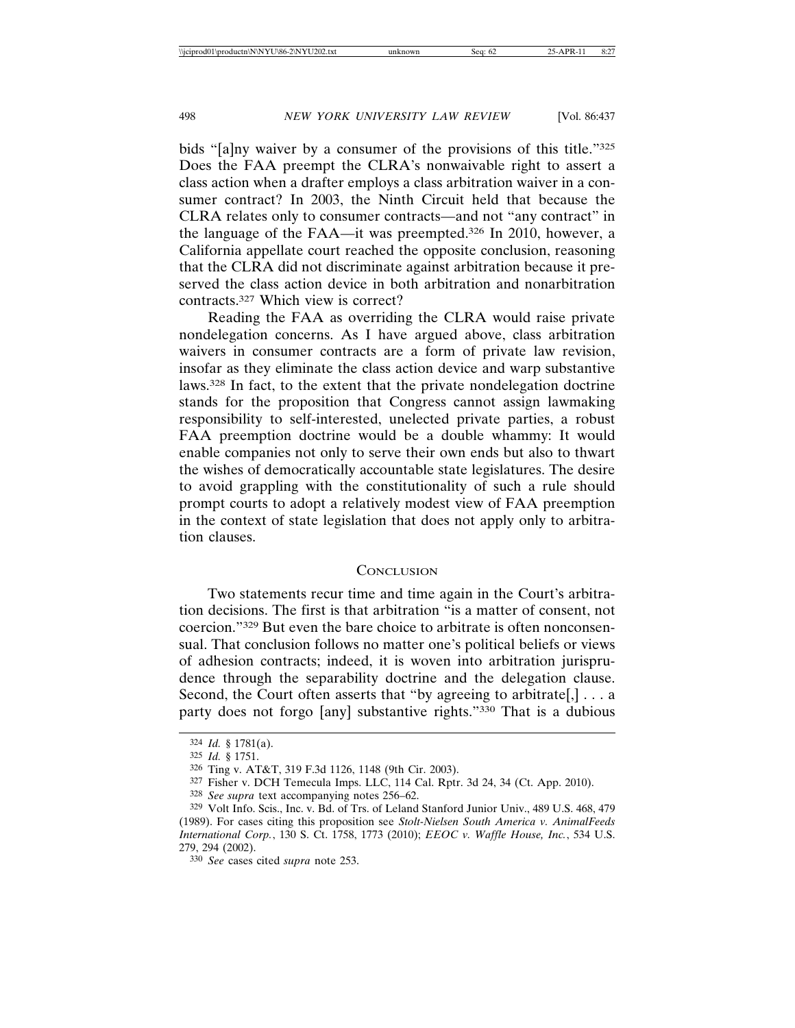bids "[a]ny waiver by a consumer of the provisions of this title."[325] Does the FAA preempt the CLRA's nonwaivable right to assert a class action when a drafter employs a class arbitration waiver in a consumer contract? In 2003, the Ninth Circuit held that because the CLRA relates only to consumer contracts—and not "any contract" in the language of the FAA—it was preempted.[326] In 2010, however, a California appellate court reached the opposite conclusion, reasoning that the CLRA did not discriminate against arbitration because it preserved the class action device in both arbitration and nonarbitration contracts.[327] Which view is correct?

Reading the FAA as overriding the CLRA would raise private nondelegation concerns. As I have argued above, class arbitration waivers in consumer contracts are a form of private law revision, insofar as they eliminate the class action device and warp substantive laws.[328] In fact, to the extent that the private nondelegation doctrine stands for the proposition that Congress cannot assign lawmaking responsibility to self-interested, unelected private parties, a robust FAA preemption doctrine would be a double whammy: It would enable companies not only to serve their own ends but also to thwart the wishes of democratically accountable state legislatures. The desire to avoid grappling with the constitutionality of such a rule should prompt courts to adopt a relatively modest view of FAA preemption in the context of state legislation that does not apply only to arbitration clauses.

## CONCLUSION

Two statements recur time and time again in the Court's arbitration decisions. The first is that arbitration "is a matter of consent, not coercion."[329] But even the bare choice to arbitrate is often nonconsensual. That conclusion follows no matter one's political beliefs or views of adhesion contracts; indeed, it is woven into arbitration jurisprudence through the separability doctrine and the delegation clause. Second, the Court often asserts that "by agreeing to arbitrate[,] . . . a party does not forgo [any] substantive rights."[330] That is a dubious

---

324 *Id.* § 1781(a).

325 *Id.* § 1751.

326 Ting v. AT&T, 319 F.3d 1126, 1148 (9th Cir. 2003).

327 Fisher v. DCH Temecula Imps. LLC, 114 Cal. Rptr. 3d 24, 34 (Ct. App. 2010).

328 *See supra* text accompanying notes 256–62.

329 Volt Info. Scis., Inc. v. Bd. of Trs. of Leland Stanford Junior Univ., 489 U.S. 468, 479 (1989). For cases citing this proposition see *Stolt-Nielsen South America v. AnimalFeeds International Corp.*, 130 S. Ct. 1758, 1773 (2010); *EEOC v. Waffle House, Inc.*, 534 U.S. 279, 294 (2002).

330 *See* cases cited *supra* note 253.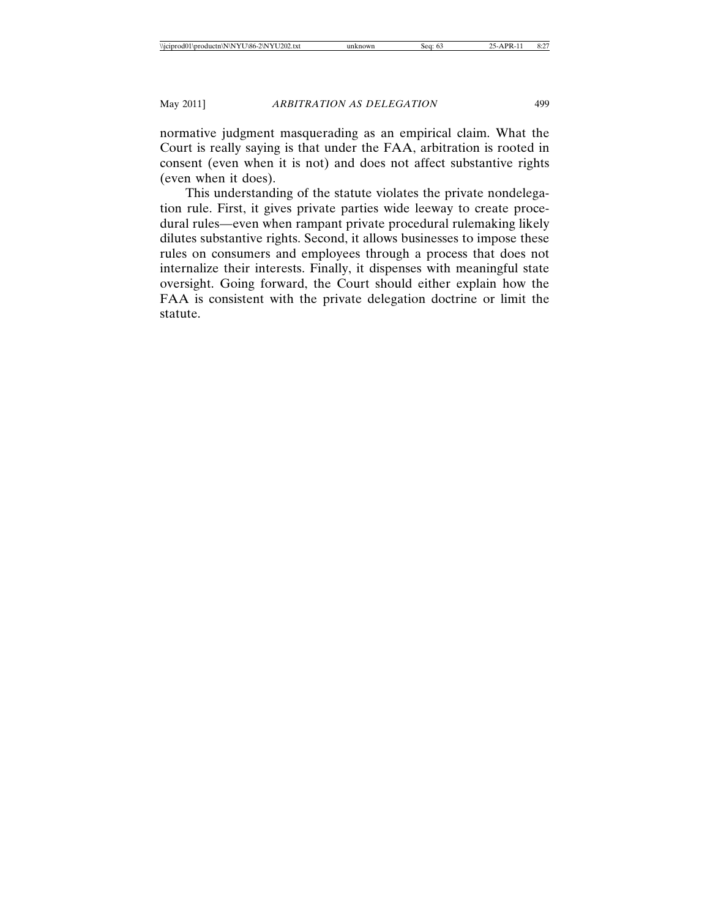normative judgment masquerading as an empirical claim. What the Court is really saying is that under the FAA, arbitration is rooted in consent (even when it is not) and does not affect substantive rights (even when it does).

This understanding of the statute violates the private nondelegation rule. First, it gives private parties wide leeway to create procedural rules—even when rampant private procedural rulemaking likely dilutes substantive rights. Second, it allows businesses to impose these rules on consumers and employees through a process that does not internalize their interests. Finally, it dispenses with meaningful state oversight. Going forward, the Court should either explain how the FAA is consistent with the private delegation doctrine or limit the statute.